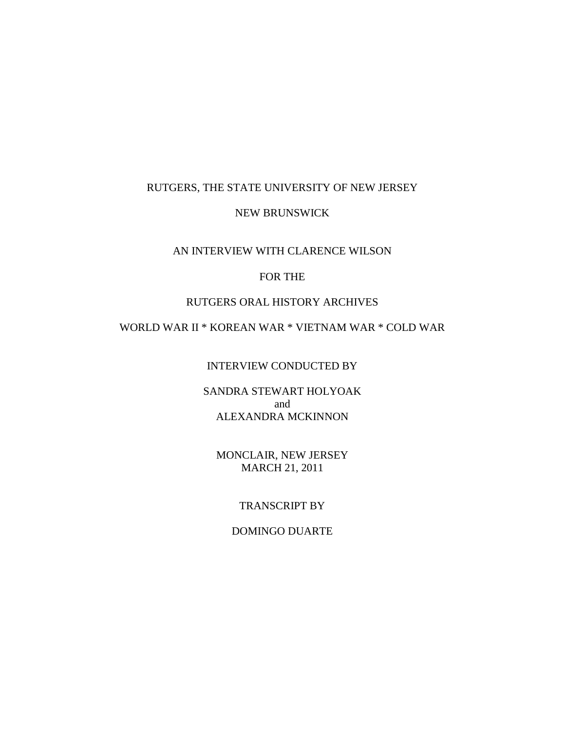RUTGERS, THE STATE UNIVERSITY OF NEW JERSEY

NEW BRUNSWICK

AN INTERVIEW WITH CLARENCE WILSON

FOR THE

RUTGERS ORAL HISTORY ARCHIVES

WORLD WAR II * KOREAN WAR * VIETNAM WAR * COLD WAR

INTERVIEW CONDUCTED BY

SANDRA STEWART HOLYOAK
and
ALEXANDRA MCKINNON

MONCLAIR, NEW JERSEY
MARCH 21, 2011

TRANSCRIPT BY

DOMINGO DUARTE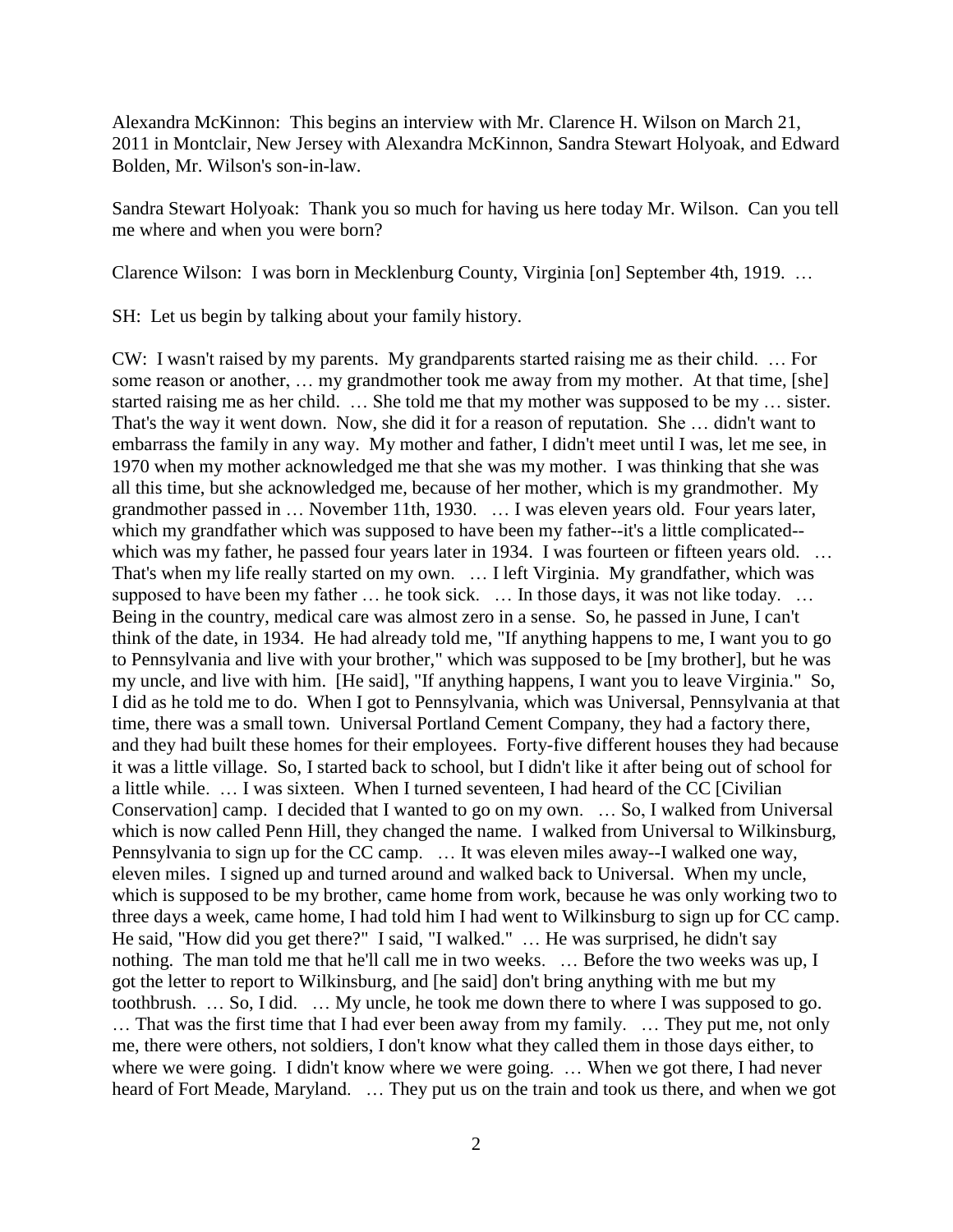Alexandra McKinnon: This begins an interview with Mr. Clarence H. Wilson on March 21, 2011 in Montclair, New Jersey with Alexandra McKinnon, Sandra Stewart Holyoak, and Edward Bolden, Mr. Wilson's son-in-law.

Sandra Stewart Holyoak: Thank you so much for having us here today Mr. Wilson. Can you tell me where and when you were born?

Clarence Wilson: I was born in Mecklenburg County, Virginia [on] September 4th, 1919. …

SH: Let us begin by talking about your family history.

CW: I wasn't raised by my parents. My grandparents started raising me as their child. … For some reason or another, … my grandmother took me away from my mother. At that time, [she] started raising me as her child. … She told me that my mother was supposed to be my … sister. That's the way it went down. Now, she did it for a reason of reputation. She … didn't want to embarrass the family in any way. My mother and father, I didn't meet until I was, let me see, in 1970 when my mother acknowledged me that she was my mother. I was thinking that she was all this time, but she acknowledged me, because of her mother, which is my grandmother. My grandmother passed in … November 11th, 1930. … I was eleven years old. Four years later, which my grandfather which was supposed to have been my father--it's a little complicated--which was my father, he passed four years later in 1934. I was fourteen or fifteen years old. … That's when my life really started on my own. … I left Virginia. My grandfather, which was supposed to have been my father … he took sick. … In those days, it was not like today. … Being in the country, medical care was almost zero in a sense. So, he passed in June, I can't think of the date, in 1934. He had already told me, "If anything happens to me, I want you to go to Pennsylvania and live with your brother," which was supposed to be [my brother], but he was my uncle, and live with him. [He said], "If anything happens, I want you to leave Virginia." So, I did as he told me to do. When I got to Pennsylvania, which was Universal, Pennsylvania at that time, there was a small town. Universal Portland Cement Company, they had a factory there, and they had built these homes for their employees. Forty-five different houses they had because it was a little village. So, I started back to school, but I didn't like it after being out of school for a little while. … I was sixteen. When I turned seventeen, I had heard of the CC [Civilian Conservation] camp. I decided that I wanted to go on my own. … So, I walked from Universal which is now called Penn Hill, they changed the name. I walked from Universal to Wilkinsburg, Pennsylvania to sign up for the CC camp. … It was eleven miles away--I walked one way, eleven miles. I signed up and turned around and walked back to Universal. When my uncle, which is supposed to be my brother, came home from work, because he was only working two to three days a week, came home, I had told him I had went to Wilkinsburg to sign up for CC camp. He said, "How did you get there?" I said, "I walked." … He was surprised, he didn't say nothing. The man told me that he'll call me in two weeks. … Before the two weeks was up, I got the letter to report to Wilkinsburg, and [he said] don't bring anything with me but my toothbrush. … So, I did. … My uncle, he took me down there to where I was supposed to go. … That was the first time that I had ever been away from my family. … They put me, not only me, there were others, not soldiers, I don't know what they called them in those days either, to where we were going. I didn't know where we were going. … When we got there, I had never heard of Fort Meade, Maryland. … They put us on the train and took us there, and when we got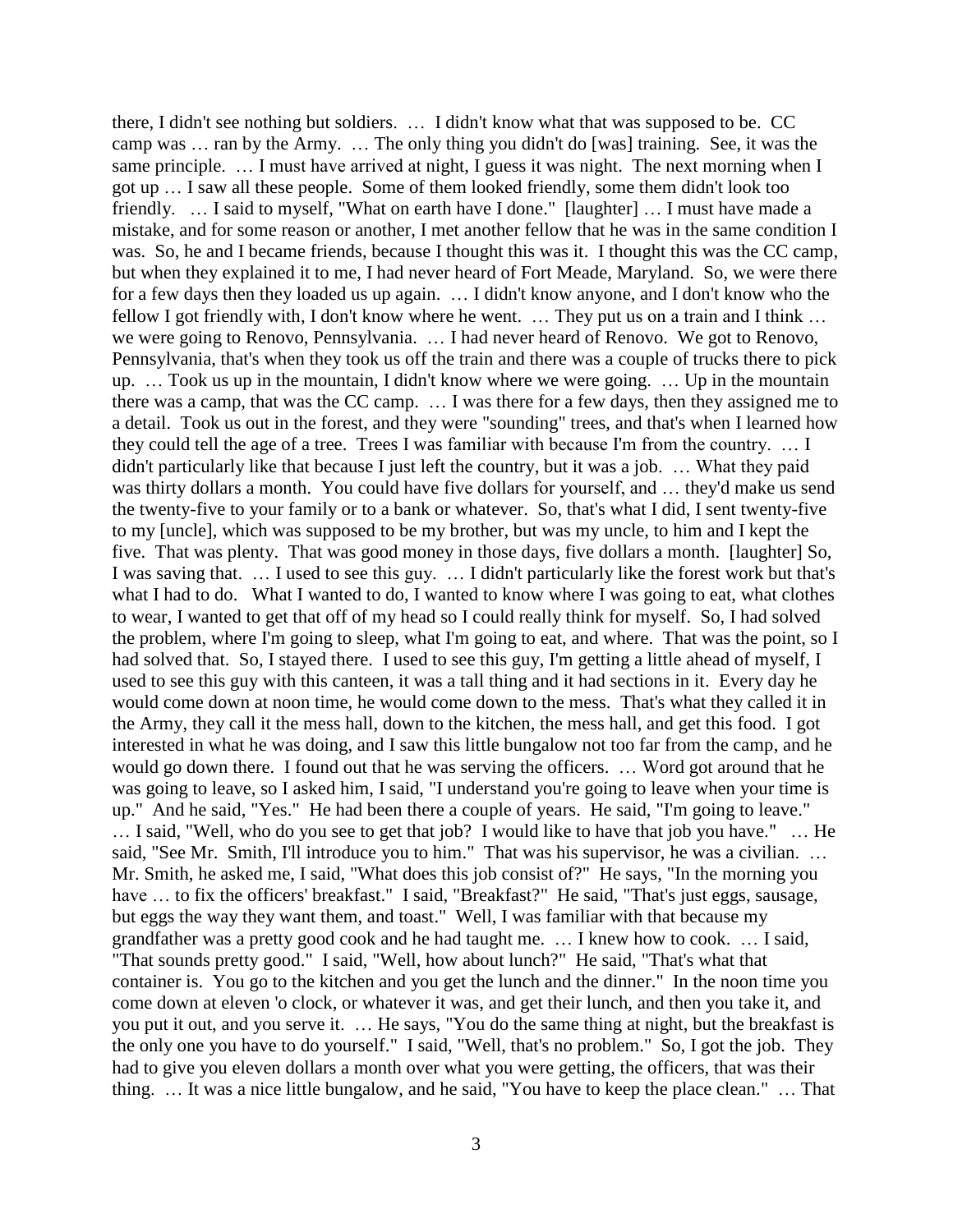there, I didn't see nothing but soldiers. … I didn't know what that was supposed to be. CC camp was … ran by the Army. … The only thing you didn't do [was] training. See, it was the same principle. … I must have arrived at night, I guess it was night. The next morning when I got up … I saw all these people. Some of them looked friendly, some them didn't look too friendly. … I said to myself, "What on earth have I done." [laughter] … I must have made a mistake, and for some reason or another, I met another fellow that he was in the same condition I was. So, he and I became friends, because I thought this was it. I thought this was the CC camp, but when they explained it to me, I had never heard of Fort Meade, Maryland. So, we were there for a few days then they loaded us up again. … I didn't know anyone, and I don't know who the fellow I got friendly with, I don't know where he went. … They put us on a train and I think … we were going to Renovo, Pennsylvania. … I had never heard of Renovo. We got to Renovo, Pennsylvania, that's when they took us off the train and there was a couple of trucks there to pick up. … Took us up in the mountain, I didn't know where we were going. … Up in the mountain there was a camp, that was the CC camp. … I was there for a few days, then they assigned me to a detail. Took us out in the forest, and they were "sounding" trees, and that's when I learned how they could tell the age of a tree. Trees I was familiar with because I'm from the country. … I didn't particularly like that because I just left the country, but it was a job. … What they paid was thirty dollars a month. You could have five dollars for yourself, and … they'd make us send the twenty-five to your family or to a bank or whatever. So, that's what I did, I sent twenty-five to my [uncle], which was supposed to be my brother, but was my uncle, to him and I kept the five. That was plenty. That was good money in those days, five dollars a month. [laughter] So, I was saving that. … I used to see this guy. … I didn't particularly like the forest work but that's what I had to do. What I wanted to do, I wanted to know where I was going to eat, what clothes to wear, I wanted to get that off of my head so I could really think for myself. So, I had solved the problem, where I'm going to sleep, what I'm going to eat, and where. That was the point, so I had solved that. So, I stayed there. I used to see this guy, I'm getting a little ahead of myself, I used to see this guy with this canteen, it was a tall thing and it had sections in it. Every day he would come down at noon time, he would come down to the mess. That's what they called it in the Army, they call it the mess hall, down to the kitchen, the mess hall, and get this food. I got interested in what he was doing, and I saw this little bungalow not too far from the camp, and he would go down there. I found out that he was serving the officers. … Word got around that he was going to leave, so I asked him, I said, "I understand you're going to leave when your time is up." And he said, "Yes." He had been there a couple of years. He said, "I'm going to leave." … I said, "Well, who do you see to get that job? I would like to have that job you have." … He said, "See Mr. Smith, I'll introduce you to him." That was his supervisor, he was a civilian. … Mr. Smith, he asked me, I said, "What does this job consist of?" He says, "In the morning you have … to fix the officers' breakfast." I said, "Breakfast?" He said, "That's just eggs, sausage, but eggs the way they want them, and toast." Well, I was familiar with that because my grandfather was a pretty good cook and he had taught me. … I knew how to cook. … I said, "That sounds pretty good." I said, "Well, how about lunch?" He said, "That's what that container is. You go to the kitchen and you get the lunch and the dinner." In the noon time you come down at eleven 'o clock, or whatever it was, and get their lunch, and then you take it, and you put it out, and you serve it. … He says, "You do the same thing at night, but the breakfast is the only one you have to do yourself." I said, "Well, that's no problem." So, I got the job. They had to give you eleven dollars a month over what you were getting, the officers, that was their thing. … It was a nice little bungalow, and he said, "You have to keep the place clean." … That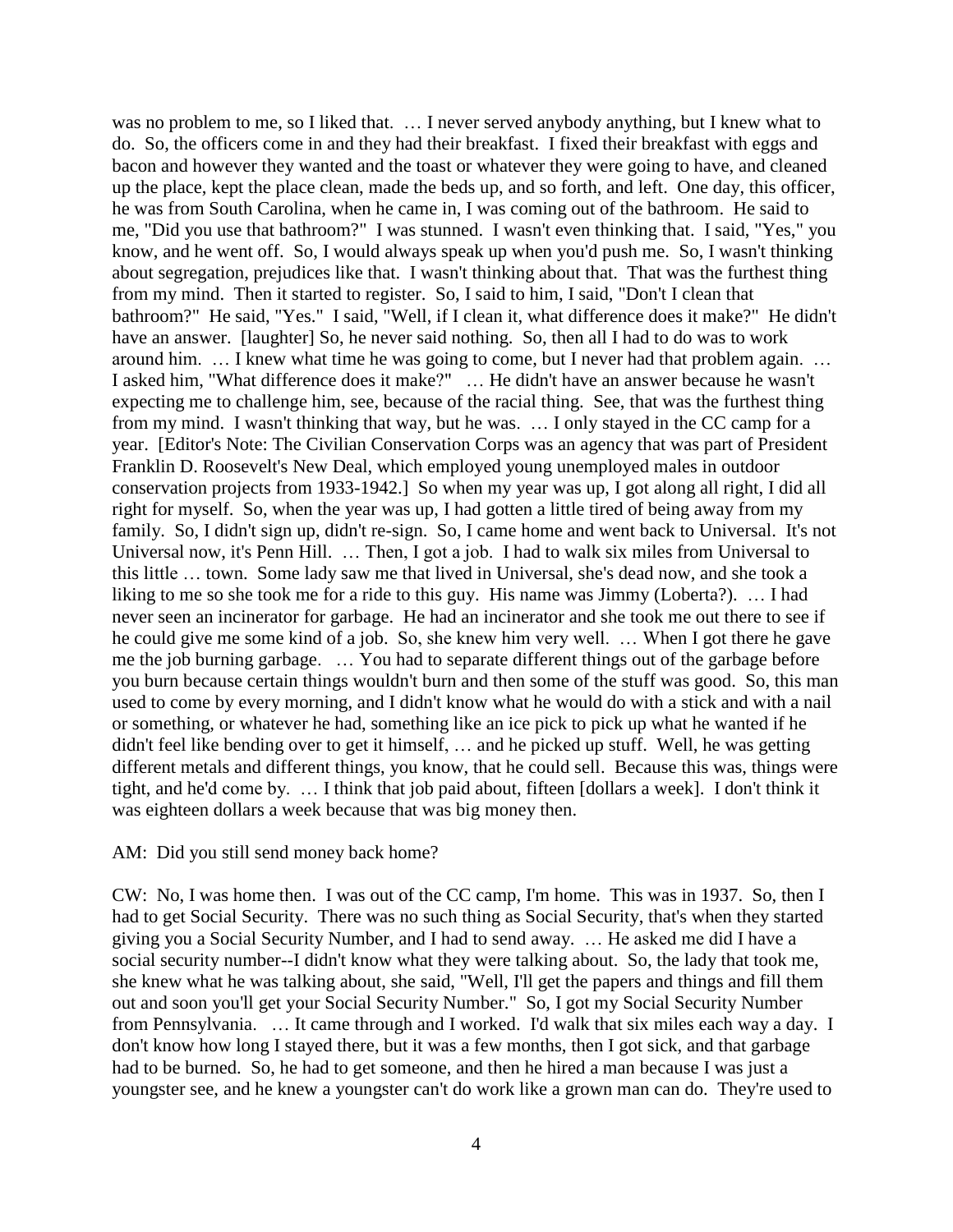was no problem to me, so I liked that. … I never served anybody anything, but I knew what to do. So, the officers come in and they had their breakfast. I fixed their breakfast with eggs and bacon and however they wanted and the toast or whatever they were going to have, and cleaned up the place, kept the place clean, made the beds up, and so forth, and left. One day, this officer, he was from South Carolina, when he came in, I was coming out of the bathroom. He said to me, "Did you use that bathroom?" I was stunned. I wasn't even thinking that. I said, "Yes," you know, and he went off. So, I would always speak up when you'd push me. So, I wasn't thinking about segregation, prejudices like that. I wasn't thinking about that. That was the furthest thing from my mind. Then it started to register. So, I said to him, I said, "Don't I clean that bathroom?" He said, "Yes." I said, "Well, if I clean it, what difference does it make?" He didn't have an answer. [laughter] So, he never said nothing. So, then all I had to do was to work around him. … I knew what time he was going to come, but I never had that problem again. … I asked him, "What difference does it make?" … He didn't have an answer because he wasn't expecting me to challenge him, see, because of the racial thing. See, that was the furthest thing from my mind. I wasn't thinking that way, but he was. … I only stayed in the CC camp for a year. [Editor's Note: The Civilian Conservation Corps was an agency that was part of President Franklin D. Roosevelt's New Deal, which employed young unemployed males in outdoor conservation projects from 1933-1942.] So when my year was up, I got along all right, I did all right for myself. So, when the year was up, I had gotten a little tired of being away from my family. So, I didn't sign up, didn't re-sign. So, I came home and went back to Universal. It's not Universal now, it's Penn Hill. … Then, I got a job. I had to walk six miles from Universal to this little … town. Some lady saw me that lived in Universal, she's dead now, and she took a liking to me so she took me for a ride to this guy. His name was Jimmy (Loberta?). … I had never seen an incinerator for garbage. He had an incinerator and she took me out there to see if he could give me some kind of a job. So, she knew him very well. … When I got there he gave me the job burning garbage. … You had to separate different things out of the garbage before you burn because certain things wouldn't burn and then some of the stuff was good. So, this man used to come by every morning, and I didn't know what he would do with a stick and with a nail or something, or whatever he had, something like an ice pick to pick up what he wanted if he didn't feel like bending over to get it himself, … and he picked up stuff. Well, he was getting different metals and different things, you know, that he could sell. Because this was, things were tight, and he'd come by. … I think that job paid about, fifteen [dollars a week]. I don't think it was eighteen dollars a week because that was big money then.

AM: Did you still send money back home?

CW: No, I was home then. I was out of the CC camp, I'm home. This was in 1937. So, then I had to get Social Security. There was no such thing as Social Security, that's when they started giving you a Social Security Number, and I had to send away. … He asked me did I have a social security number--I didn't know what they were talking about. So, the lady that took me, she knew what he was talking about, she said, "Well, I'll get the papers and things and fill them out and soon you'll get your Social Security Number." So, I got my Social Security Number from Pennsylvania. … It came through and I worked. I'd walk that six miles each way a day. I don't know how long I stayed there, but it was a few months, then I got sick, and that garbage had to be burned. So, he had to get someone, and then he hired a man because I was just a youngster see, and he knew a youngster can't do work like a grown man can do. They're used to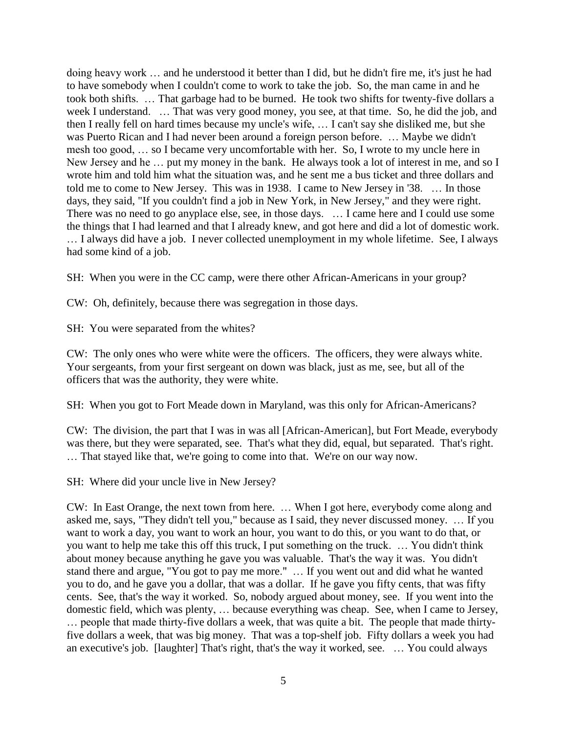doing heavy work … and he understood it better than I did, but he didn't fire me, it's just he had to have somebody when I couldn't come to work to take the job. So, the man came in and he took both shifts. … That garbage had to be burned. He took two shifts for twenty-five dollars a week I understand. … That was very good money, you see, at that time. So, he did the job, and then I really fell on hard times because my uncle's wife, … I can't say she disliked me, but she was Puerto Rican and I had never been around a foreign person before. … Maybe we didn't mesh too good, … so I became very uncomfortable with her. So, I wrote to my uncle here in New Jersey and he … put my money in the bank. He always took a lot of interest in me, and so I wrote him and told him what the situation was, and he sent me a bus ticket and three dollars and told me to come to New Jersey. This was in 1938. I came to New Jersey in '38. … In those days, they said, "If you couldn't find a job in New York, in New Jersey," and they were right. There was no need to go anyplace else, see, in those days. … I came here and I could use some the things that I had learned and that I already knew, and got here and did a lot of domestic work. … I always did have a job. I never collected unemployment in my whole lifetime. See, I always had some kind of a job.

SH: When you were in the CC camp, were there other African-Americans in your group?

CW: Oh, definitely, because there was segregation in those days.

SH: You were separated from the whites?

CW: The only ones who were white were the officers. The officers, they were always white. Your sergeants, from your first sergeant on down was black, just as me, see, but all of the officers that was the authority, they were white.

SH: When you got to Fort Meade down in Maryland, was this only for African-Americans?

CW: The division, the part that I was in was all [African-American], but Fort Meade, everybody was there, but they were separated, see. That's what they did, equal, but separated. That's right. … That stayed like that, we're going to come into that. We're on our way now.

SH: Where did your uncle live in New Jersey?

CW: In East Orange, the next town from here. … When I got here, everybody come along and asked me, says, "They didn't tell you," because as I said, they never discussed money. … If you want to work a day, you want to work an hour, you want to do this, or you want to do that, or you want to help me take this off this truck, I put something on the truck. … You didn't think about money because anything he gave you was valuable. That's the way it was. You didn't stand there and argue, "You got to pay me more." … If you went out and did what he wanted you to do, and he gave you a dollar, that was a dollar. If he gave you fifty cents, that was fifty cents. See, that's the way it worked. So, nobody argued about money, see. If you went into the domestic field, which was plenty, … because everything was cheap. See, when I came to Jersey, … people that made thirty-five dollars a week, that was quite a bit. The people that made thirty-five dollars a week, that was big money. That was a top-shelf job. Fifty dollars a week you had an executive's job. [laughter] That's right, that's the way it worked, see. … You could always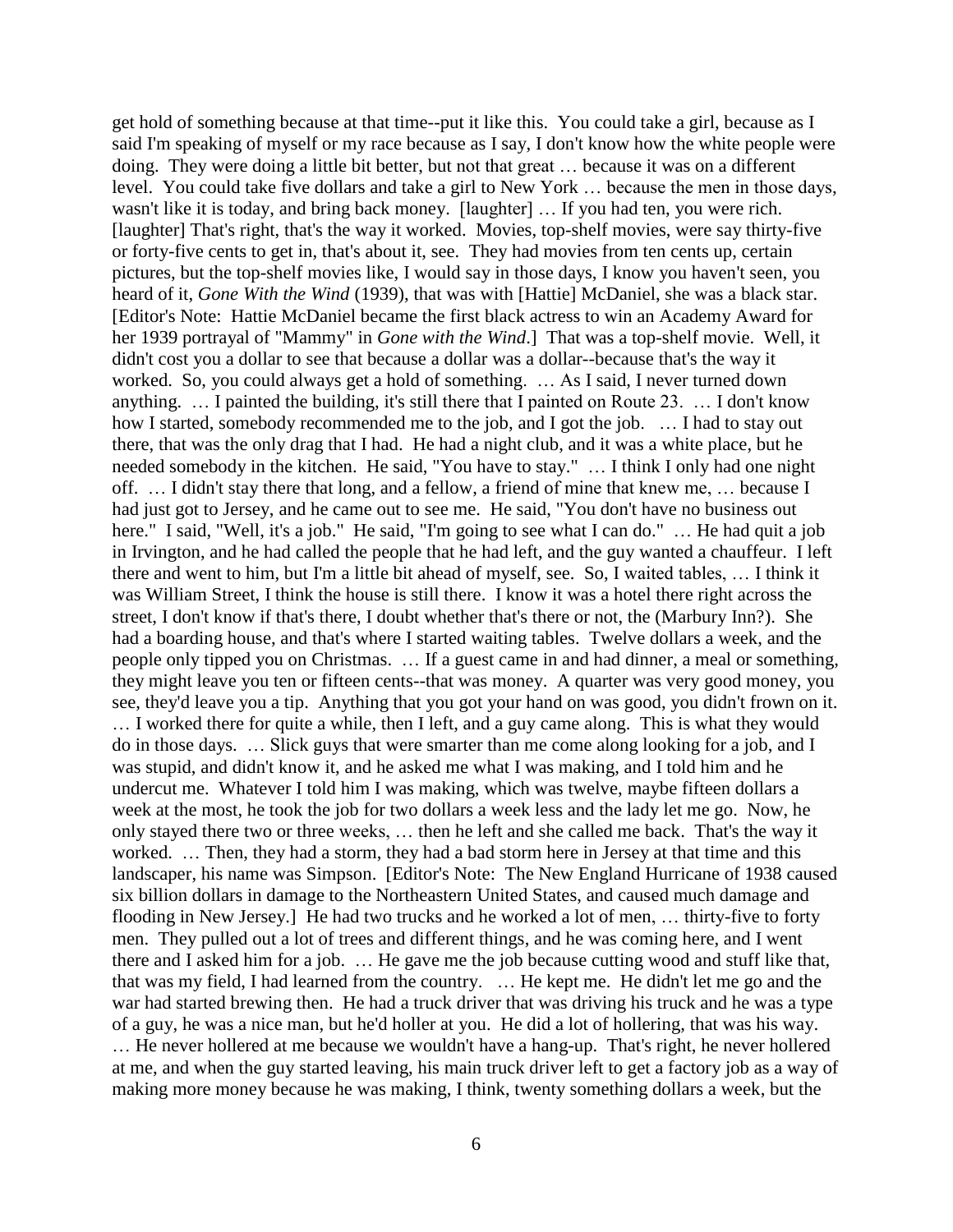get hold of something because at that time--put it like this. You could take a girl, because as I said I'm speaking of myself or my race because as I say, I don't know how the white people were doing. They were doing a little bit better, but not that great … because it was on a different level. You could take five dollars and take a girl to New York … because the men in those days, wasn't like it is today, and bring back money. [laughter] … If you had ten, you were rich. [laughter] That's right, that's the way it worked. Movies, top-shelf movies, were say thirty-five or forty-five cents to get in, that's about it, see. They had movies from ten cents up, certain pictures, but the top-shelf movies like, I would say in those days, I know you haven't seen, you heard of it, *Gone With the Wind* (1939), that was with [Hattie] McDaniel, she was a black star. [Editor's Note: Hattie McDaniel became the first black actress to win an Academy Award for her 1939 portrayal of "Mammy" in *Gone with the Wind*.] That was a top-shelf movie. Well, it didn't cost you a dollar to see that because a dollar was a dollar--because that's the way it worked. So, you could always get a hold of something. … As I said, I never turned down anything. … I painted the building, it's still there that I painted on Route 23. … I don't know how I started, somebody recommended me to the job, and I got the job. … I had to stay out there, that was the only drag that I had. He had a night club, and it was a white place, but he needed somebody in the kitchen. He said, "You have to stay." … I think I only had one night off. … I didn't stay there that long, and a fellow, a friend of mine that knew me, … because I had just got to Jersey, and he came out to see me. He said, "You don't have no business out here." I said, "Well, it's a job." He said, "I'm going to see what I can do." … He had quit a job in Irvington, and he had called the people that he had left, and the guy wanted a chauffeur. I left there and went to him, but I'm a little bit ahead of myself, see. So, I waited tables, … I think it was William Street, I think the house is still there. I know it was a hotel there right across the street, I don't know if that's there, I doubt whether that's there or not, the (Marbury Inn?). She had a boarding house, and that's where I started waiting tables. Twelve dollars a week, and the people only tipped you on Christmas. … If a guest came in and had dinner, a meal or something, they might leave you ten or fifteen cents--that was money. A quarter was very good money, you see, they'd leave you a tip. Anything that you got your hand on was good, you didn't frown on it. … I worked there for quite a while, then I left, and a guy came along. This is what they would do in those days. … Slick guys that were smarter than me come along looking for a job, and I was stupid, and didn't know it, and he asked me what I was making, and I told him and he undercut me. Whatever I told him I was making, which was twelve, maybe fifteen dollars a week at the most, he took the job for two dollars a week less and the lady let me go. Now, he only stayed there two or three weeks, … then he left and she called me back. That's the way it worked. … Then, they had a storm, they had a bad storm here in Jersey at that time and this landscaper, his name was Simpson. [Editor's Note: The New England Hurricane of 1938 caused six billion dollars in damage to the Northeastern United States, and caused much damage and flooding in New Jersey.] He had two trucks and he worked a lot of men, … thirty-five to forty men. They pulled out a lot of trees and different things, and he was coming here, and I went there and I asked him for a job. … He gave me the job because cutting wood and stuff like that, that was my field, I had learned from the country. … He kept me. He didn't let me go and the war had started brewing then. He had a truck driver that was driving his truck and he was a type of a guy, he was a nice man, but he'd holler at you. He did a lot of hollering, that was his way. … He never hollered at me because we wouldn't have a hang-up. That's right, he never hollered at me, and when the guy started leaving, his main truck driver left to get a factory job as a way of making more money because he was making, I think, twenty something dollars a week, but the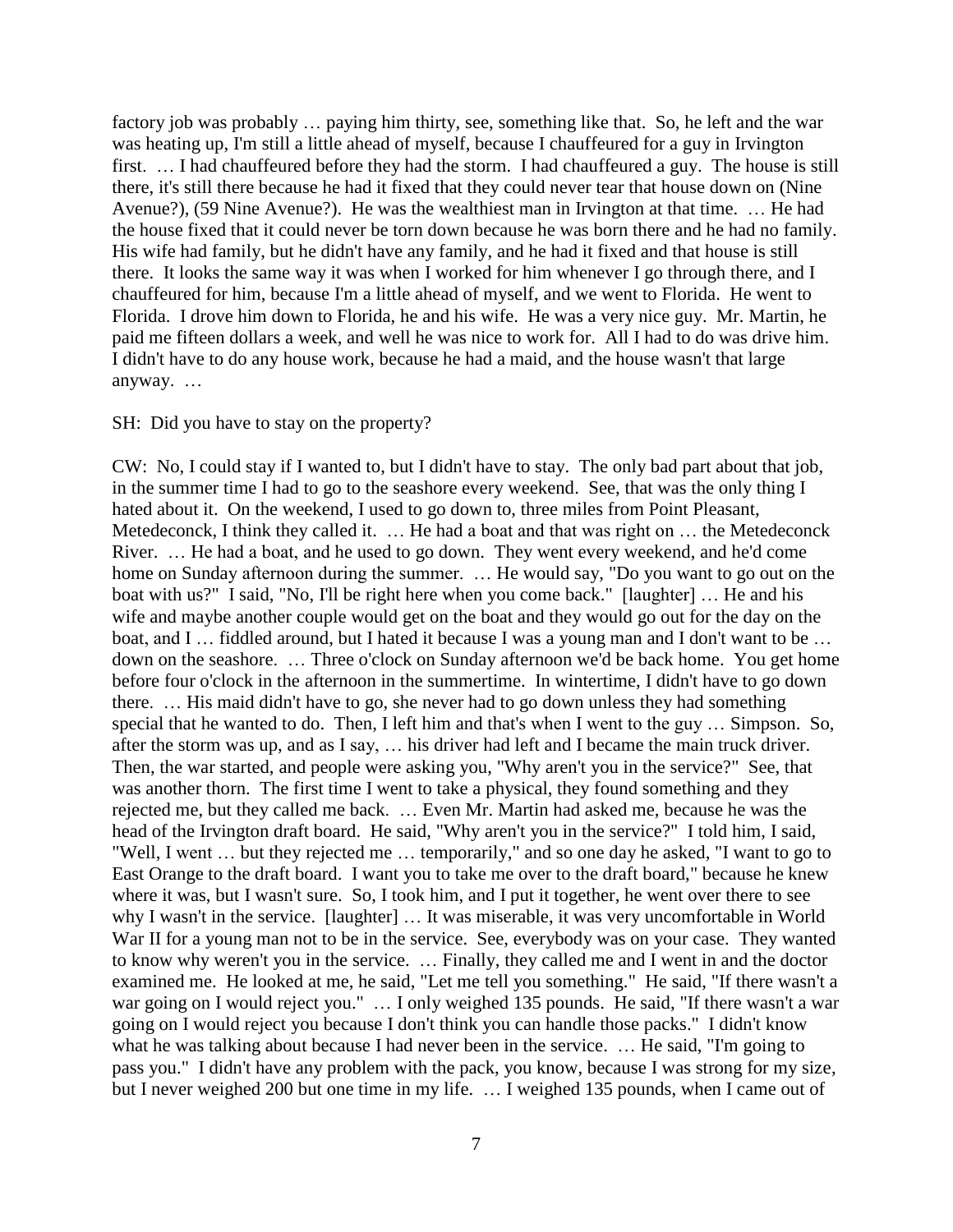factory job was probably … paying him thirty, see, something like that. So, he left and the war was heating up, I'm still a little ahead of myself, because I chauffeured for a guy in Irvington first. … I had chauffeured before they had the storm. I had chauffeured a guy. The house is still there, it's still there because he had it fixed that they could never tear that house down on (Nine Avenue?), (59 Nine Avenue?). He was the wealthiest man in Irvington at that time. … He had the house fixed that it could never be torn down because he was born there and he had no family. His wife had family, but he didn't have any family, and he had it fixed and that house is still there. It looks the same way it was when I worked for him whenever I go through there, and I chauffeured for him, because I'm a little ahead of myself, and we went to Florida. He went to Florida. I drove him down to Florida, he and his wife. He was a very nice guy. Mr. Martin, he paid me fifteen dollars a week, and well he was nice to work for. All I had to do was drive him. I didn't have to do any house work, because he had a maid, and the house wasn't that large anyway. …

SH: Did you have to stay on the property?

CW: No, I could stay if I wanted to, but I didn't have to stay. The only bad part about that job, in the summer time I had to go to the seashore every weekend. See, that was the only thing I hated about it. On the weekend, I used to go down to, three miles from Point Pleasant, Metedeconck, I think they called it. … He had a boat and that was right on … the Metedeconck River. … He had a boat, and he used to go down. They went every weekend, and he'd come home on Sunday afternoon during the summer. … He would say, "Do you want to go out on the boat with us?" I said, "No, I'll be right here when you come back." [laughter] … He and his wife and maybe another couple would get on the boat and they would go out for the day on the boat, and I … fiddled around, but I hated it because I was a young man and I don't want to be … down on the seashore. … Three o'clock on Sunday afternoon we'd be back home. You get home before four o'clock in the afternoon in the summertime. In wintertime, I didn't have to go down there. … His maid didn't have to go, she never had to go down unless they had something special that he wanted to do. Then, I left him and that's when I went to the guy … Simpson. So, after the storm was up, and as I say, … his driver had left and I became the main truck driver. Then, the war started, and people were asking you, "Why aren't you in the service?" See, that was another thorn. The first time I went to take a physical, they found something and they rejected me, but they called me back. … Even Mr. Martin had asked me, because he was the head of the Irvington draft board. He said, "Why aren't you in the service?" I told him, I said, "Well, I went … but they rejected me … temporarily," and so one day he asked, "I want to go to East Orange to the draft board. I want you to take me over to the draft board," because he knew where it was, but I wasn't sure. So, I took him, and I put it together, he went over there to see why I wasn't in the service. [laughter] … It was miserable, it was very uncomfortable in World War II for a young man not to be in the service. See, everybody was on your case. They wanted to know why weren't you in the service. … Finally, they called me and I went in and the doctor examined me. He looked at me, he said, "Let me tell you something." He said, "If there wasn't a war going on I would reject you." … I only weighed 135 pounds. He said, "If there wasn't a war going on I would reject you because I don't think you can handle those packs." I didn't know what he was talking about because I had never been in the service. … He said, "I'm going to pass you." I didn't have any problem with the pack, you know, because I was strong for my size, but I never weighed 200 but one time in my life. … I weighed 135 pounds, when I came out of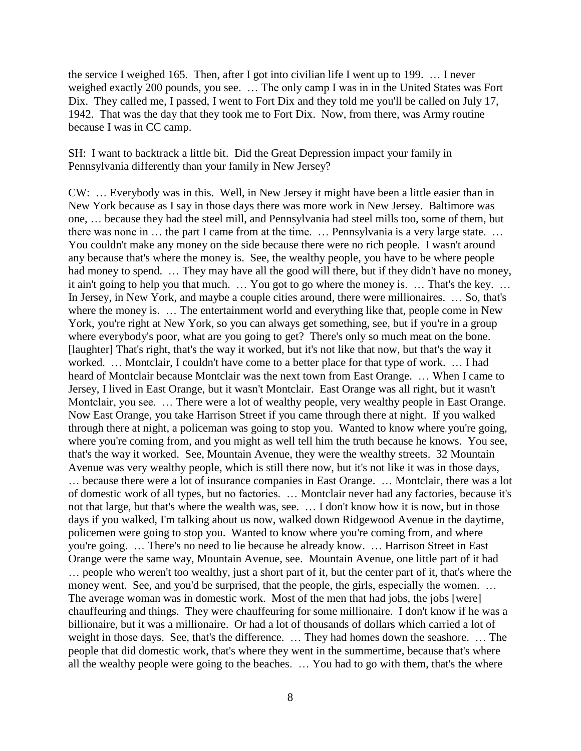the service I weighed 165. Then, after I got into civilian life I went up to 199. … I never weighed exactly 200 pounds, you see. … The only camp I was in in the United States was Fort Dix. They called me, I passed, I went to Fort Dix and they told me you'll be called on July 17, 1942. That was the day that they took me to Fort Dix. Now, from there, was Army routine because I was in CC camp.

SH: I want to backtrack a little bit. Did the Great Depression impact your family in Pennsylvania differently than your family in New Jersey?

CW: … Everybody was in this. Well, in New Jersey it might have been a little easier than in New York because as I say in those days there was more work in New Jersey. Baltimore was one, … because they had the steel mill, and Pennsylvania had steel mills too, some of them, but there was none in … the part I came from at the time. … Pennsylvania is a very large state. … You couldn't make any money on the side because there were no rich people. I wasn't around any because that's where the money is. See, the wealthy people, you have to be where people had money to spend. … They may have all the good will there, but if they didn't have no money, it ain't going to help you that much. … You got to go where the money is. … That's the key. … In Jersey, in New York, and maybe a couple cities around, there were millionaires. … So, that's where the money is. … The entertainment world and everything like that, people come in New York, you're right at New York, so you can always get something, see, but if you're in a group where everybody's poor, what are you going to get? There's only so much meat on the bone. [laughter] That's right, that's the way it worked, but it's not like that now, but that's the way it worked. … Montclair, I couldn't have come to a better place for that type of work. … I had heard of Montclair because Montclair was the next town from East Orange. … When I came to Jersey, I lived in East Orange, but it wasn't Montclair. East Orange was all right, but it wasn't Montclair, you see. … There were a lot of wealthy people, very wealthy people in East Orange. Now East Orange, you take Harrison Street if you came through there at night. If you walked through there at night, a policeman was going to stop you. Wanted to know where you're going, where you're coming from, and you might as well tell him the truth because he knows. You see, that's the way it worked. See, Mountain Avenue, they were the wealthy streets. 32 Mountain Avenue was very wealthy people, which is still there now, but it's not like it was in those days, … because there were a lot of insurance companies in East Orange. … Montclair, there was a lot of domestic work of all types, but no factories. … Montclair never had any factories, because it's not that large, but that's where the wealth was, see. … I don't know how it is now, but in those days if you walked, I'm talking about us now, walked down Ridgewood Avenue in the daytime, policemen were going to stop you. Wanted to know where you're coming from, and where you're going. … There's no need to lie because he already know. … Harrison Street in East Orange were the same way, Mountain Avenue, see. Mountain Avenue, one little part of it had … people who weren't too wealthy, just a short part of it, but the center part of it, that's where the money went. See, and you'd be surprised, that the people, the girls, especially the women. … The average woman was in domestic work. Most of the men that had jobs, the jobs [were] chauffeuring and things. They were chauffeuring for some millionaire. I don't know if he was a billionaire, but it was a millionaire. Or had a lot of thousands of dollars which carried a lot of weight in those days. See, that's the difference. … They had homes down the seashore. … The people that did domestic work, that's where they went in the summertime, because that's where all the wealthy people were going to the beaches. … You had to go with them, that's the where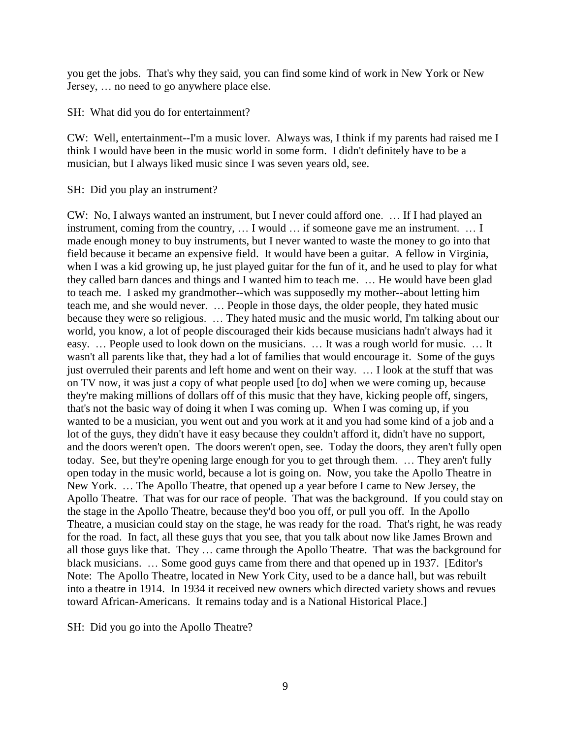you get the jobs. That's why they said, you can find some kind of work in New York or New Jersey, … no need to go anywhere place else.

SH: What did you do for entertainment?

CW: Well, entertainment--I'm a music lover. Always was, I think if my parents had raised me I think I would have been in the music world in some form. I didn't definitely have to be a musician, but I always liked music since I was seven years old, see.

SH: Did you play an instrument?

CW: No, I always wanted an instrument, but I never could afford one. … If I had played an instrument, coming from the country, … I would … if someone gave me an instrument. … I made enough money to buy instruments, but I never wanted to waste the money to go into that field because it became an expensive field. It would have been a guitar. A fellow in Virginia, when I was a kid growing up, he just played guitar for the fun of it, and he used to play for what they called barn dances and things and I wanted him to teach me. … He would have been glad to teach me. I asked my grandmother--which was supposedly my mother--about letting him teach me, and she would never. … People in those days, the older people, they hated music because they were so religious. … They hated music and the music world, I'm talking about our world, you know, a lot of people discouraged their kids because musicians hadn't always had it easy. … People used to look down on the musicians. … It was a rough world for music. … It wasn't all parents like that, they had a lot of families that would encourage it. Some of the guys just overruled their parents and left home and went on their way. … I look at the stuff that was on TV now, it was just a copy of what people used [to do] when we were coming up, because they're making millions of dollars off of this music that they have, kicking people off, singers, that's not the basic way of doing it when I was coming up. When I was coming up, if you wanted to be a musician, you went out and you work at it and you had some kind of a job and a lot of the guys, they didn't have it easy because they couldn't afford it, didn't have no support, and the doors weren't open. The doors weren't open, see. Today the doors, they aren't fully open today. See, but they're opening large enough for you to get through them. … They aren't fully open today in the music world, because a lot is going on. Now, you take the Apollo Theatre in New York. … The Apollo Theatre, that opened up a year before I came to New Jersey, the Apollo Theatre. That was for our race of people. That was the background. If you could stay on the stage in the Apollo Theatre, because they'd boo you off, or pull you off. In the Apollo Theatre, a musician could stay on the stage, he was ready for the road. That's right, he was ready for the road. In fact, all these guys that you see, that you talk about now like James Brown and all those guys like that. They … came through the Apollo Theatre. That was the background for black musicians. … Some good guys came from there and that opened up in 1937. [Editor's Note: The Apollo Theatre, located in New York City, used to be a dance hall, but was rebuilt into a theatre in 1914. In 1934 it received new owners which directed variety shows and revues toward African-Americans. It remains today and is a National Historical Place.]

SH: Did you go into the Apollo Theatre?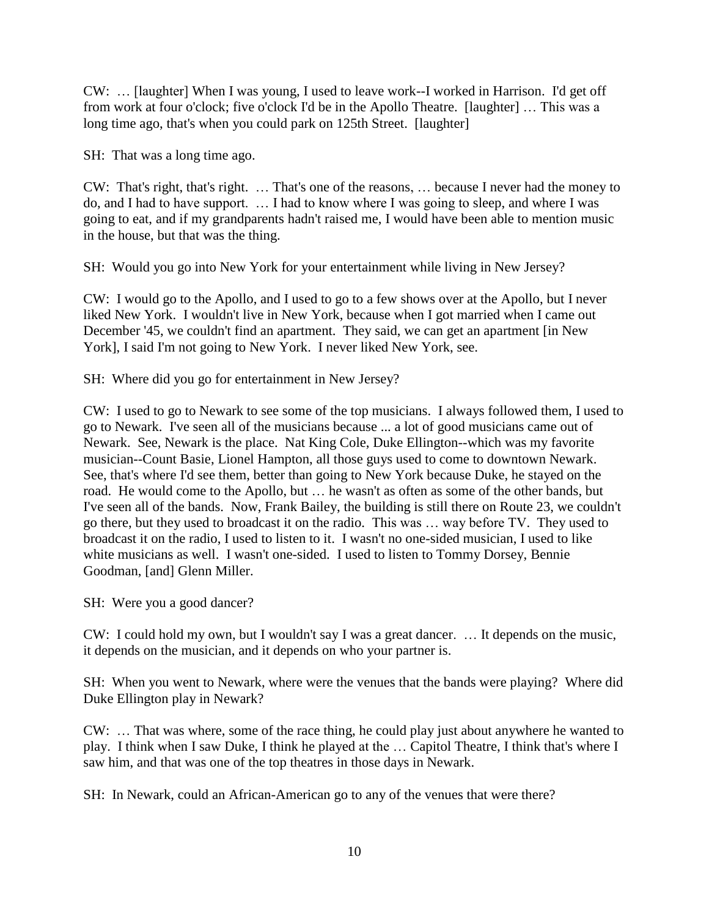CW: … [laughter] When I was young, I used to leave work--I worked in Harrison. I'd get off from work at four o'clock; five o'clock I'd be in the Apollo Theatre. [laughter] … This was a long time ago, that's when you could park on 125th Street. [laughter]

SH: That was a long time ago.

CW: That's right, that's right. … That's one of the reasons, … because I never had the money to do, and I had to have support. … I had to know where I was going to sleep, and where I was going to eat, and if my grandparents hadn't raised me, I would have been able to mention music in the house, but that was the thing.

SH: Would you go into New York for your entertainment while living in New Jersey?

CW: I would go to the Apollo, and I used to go to a few shows over at the Apollo, but I never liked New York. I wouldn't live in New York, because when I got married when I came out December '45, we couldn't find an apartment. They said, we can get an apartment [in New York], I said I'm not going to New York. I never liked New York, see.

SH: Where did you go for entertainment in New Jersey?

CW: I used to go to Newark to see some of the top musicians. I always followed them, I used to go to Newark. I've seen all of the musicians because ... a lot of good musicians came out of Newark. See, Newark is the place. Nat King Cole, Duke Ellington--which was my favorite musician--Count Basie, Lionel Hampton, all those guys used to come to downtown Newark. See, that's where I'd see them, better than going to New York because Duke, he stayed on the road. He would come to the Apollo, but … he wasn't as often as some of the other bands, but I've seen all of the bands. Now, Frank Bailey, the building is still there on Route 23, we couldn't go there, but they used to broadcast it on the radio. This was … way before TV. They used to broadcast it on the radio, I used to listen to it. I wasn't no one-sided musician, I used to like white musicians as well. I wasn't one-sided. I used to listen to Tommy Dorsey, Bennie Goodman, [and] Glenn Miller.

SH: Were you a good dancer?

CW: I could hold my own, but I wouldn't say I was a great dancer. … It depends on the music, it depends on the musician, and it depends on who your partner is.

SH: When you went to Newark, where were the venues that the bands were playing? Where did Duke Ellington play in Newark?

CW: … That was where, some of the race thing, he could play just about anywhere he wanted to play. I think when I saw Duke, I think he played at the … Capitol Theatre, I think that's where I saw him, and that was one of the top theatres in those days in Newark.

SH: In Newark, could an African-American go to any of the venues that were there?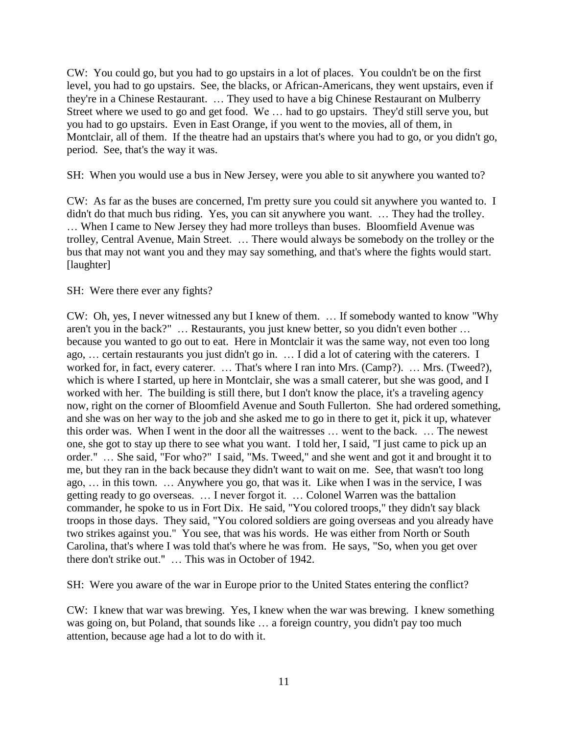CW: You could go, but you had to go upstairs in a lot of places. You couldn't be on the first level, you had to go upstairs. See, the blacks, or African-Americans, they went upstairs, even if they're in a Chinese Restaurant. … They used to have a big Chinese Restaurant on Mulberry Street where we used to go and get food. We … had to go upstairs. They'd still serve you, but you had to go upstairs. Even in East Orange, if you went to the movies, all of them, in Montclair, all of them. If the theatre had an upstairs that's where you had to go, or you didn't go, period. See, that's the way it was.

SH: When you would use a bus in New Jersey, were you able to sit anywhere you wanted to?

CW: As far as the buses are concerned, I'm pretty sure you could sit anywhere you wanted to. I didn't do that much bus riding. Yes, you can sit anywhere you want. … They had the trolley. … When I came to New Jersey they had more trolleys than buses. Bloomfield Avenue was trolley, Central Avenue, Main Street. … There would always be somebody on the trolley or the bus that may not want you and they may say something, and that's where the fights would start. [laughter]

SH: Were there ever any fights?

CW: Oh, yes, I never witnessed any but I knew of them. … If somebody wanted to know "Why aren't you in the back?" … Restaurants, you just knew better, so you didn't even bother … because you wanted to go out to eat. Here in Montclair it was the same way, not even too long ago, … certain restaurants you just didn't go in. … I did a lot of catering with the caterers. I worked for, in fact, every caterer. … That's where I ran into Mrs. (Camp?). … Mrs. (Tweed?), which is where I started, up here in Montclair, she was a small caterer, but she was good, and I worked with her. The building is still there, but I don't know the place, it's a traveling agency now, right on the corner of Bloomfield Avenue and South Fullerton. She had ordered something, and she was on her way to the job and she asked me to go in there to get it, pick it up, whatever this order was. When I went in the door all the waitresses … went to the back. … The newest one, she got to stay up there to see what you want. I told her, I said, "I just came to pick up an order." … She said, "For who?" I said, "Ms. Tweed," and she went and got it and brought it to me, but they ran in the back because they didn't want to wait on me. See, that wasn't too long ago, … in this town. … Anywhere you go, that was it. Like when I was in the service, I was getting ready to go overseas. … I never forgot it. … Colonel Warren was the battalion commander, he spoke to us in Fort Dix. He said, "You colored troops," they didn't say black troops in those days. They said, "You colored soldiers are going overseas and you already have two strikes against you." You see, that was his words. He was either from North or South Carolina, that's where I was told that's where he was from. He says, "So, when you get over there don't strike out." … This was in October of 1942.

SH: Were you aware of the war in Europe prior to the United States entering the conflict?

CW: I knew that war was brewing. Yes, I knew when the war was brewing. I knew something was going on, but Poland, that sounds like … a foreign country, you didn't pay too much attention, because age had a lot to do with it.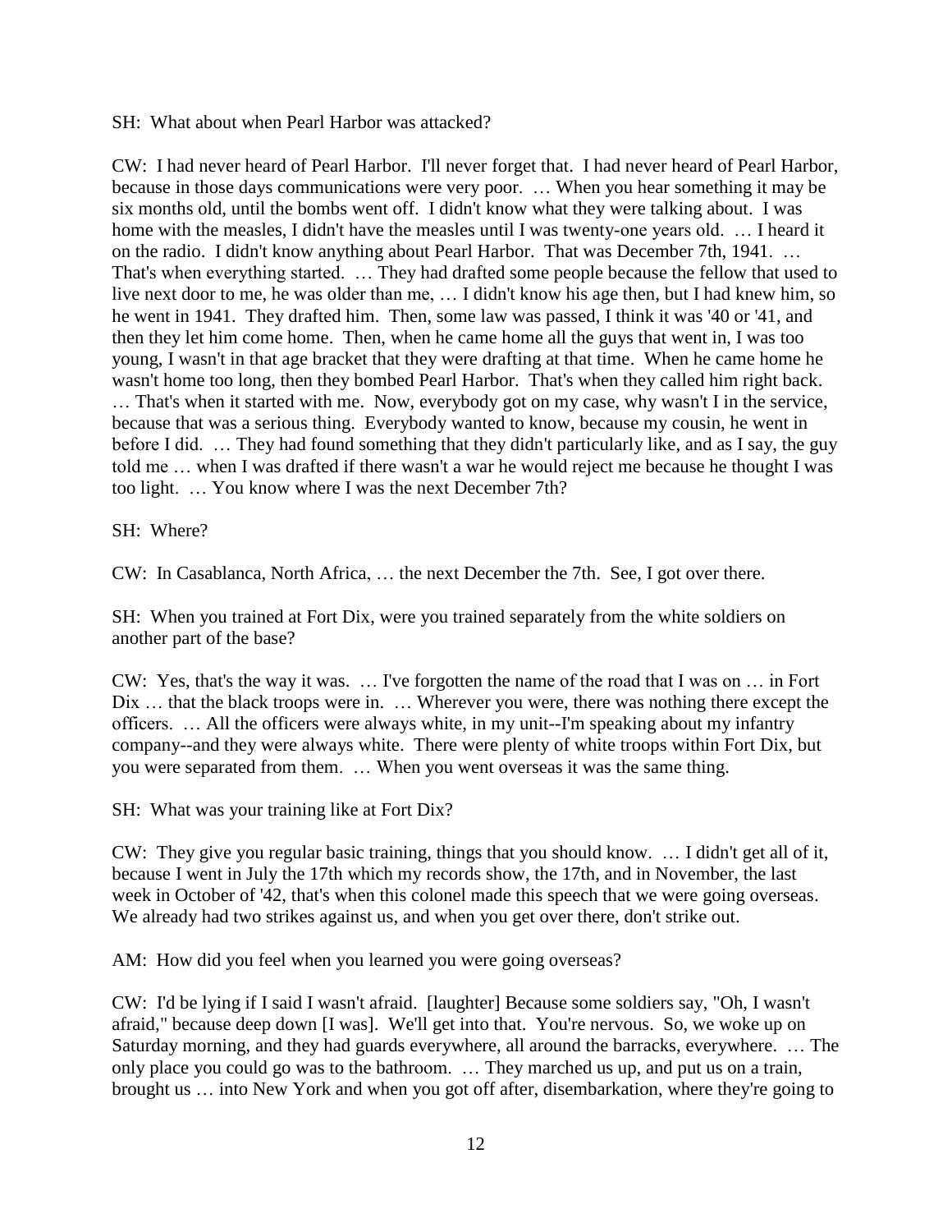SH: What about when Pearl Harbor was attacked?

CW: I had never heard of Pearl Harbor. I'll never forget that. I had never heard of Pearl Harbor, because in those days communications were very poor. … When you hear something it may be six months old, until the bombs went off. I didn't know what they were talking about. I was home with the measles, I didn't have the measles until I was twenty-one years old. … I heard it on the radio. I didn't know anything about Pearl Harbor. That was December 7th, 1941. … That's when everything started. … They had drafted some people because the fellow that used to live next door to me, he was older than me, … I didn't know his age then, but I had knew him, so he went in 1941. They drafted him. Then, some law was passed, I think it was '40 or '41, and then they let him come home. Then, when he came home all the guys that went in, I was too young, I wasn't in that age bracket that they were drafting at that time. When he came home he wasn't home too long, then they bombed Pearl Harbor. That's when they called him right back. … That's when it started with me. Now, everybody got on my case, why wasn't I in the service, because that was a serious thing. Everybody wanted to know, because my cousin, he went in before I did. … They had found something that they didn't particularly like, and as I say, the guy told me … when I was drafted if there wasn't a war he would reject me because he thought I was too light. … You know where I was the next December 7th?

SH: Where?

CW: In Casablanca, North Africa, … the next December the 7th. See, I got over there.

SH: When you trained at Fort Dix, were you trained separately from the white soldiers on another part of the base?

CW: Yes, that's the way it was. … I've forgotten the name of the road that I was on … in Fort Dix … that the black troops were in. … Wherever you were, there was nothing there except the officers. … All the officers were always white, in my unit--I'm speaking about my infantry company--and they were always white. There were plenty of white troops within Fort Dix, but you were separated from them. … When you went overseas it was the same thing.

SH: What was your training like at Fort Dix?

CW: They give you regular basic training, things that you should know. … I didn't get all of it, because I went in July the 17th which my records show, the 17th, and in November, the last week in October of '42, that's when this colonel made this speech that we were going overseas. We already had two strikes against us, and when you get over there, don't strike out.

AM: How did you feel when you learned you were going overseas?

CW: I'd be lying if I said I wasn't afraid. [laughter] Because some soldiers say, "Oh, I wasn't afraid," because deep down [I was]. We'll get into that. You're nervous. So, we woke up on Saturday morning, and they had guards everywhere, all around the barracks, everywhere. … The only place you could go was to the bathroom. … They marched us up, and put us on a train, brought us … into New York and when you got off after, disembarkation, where they're going to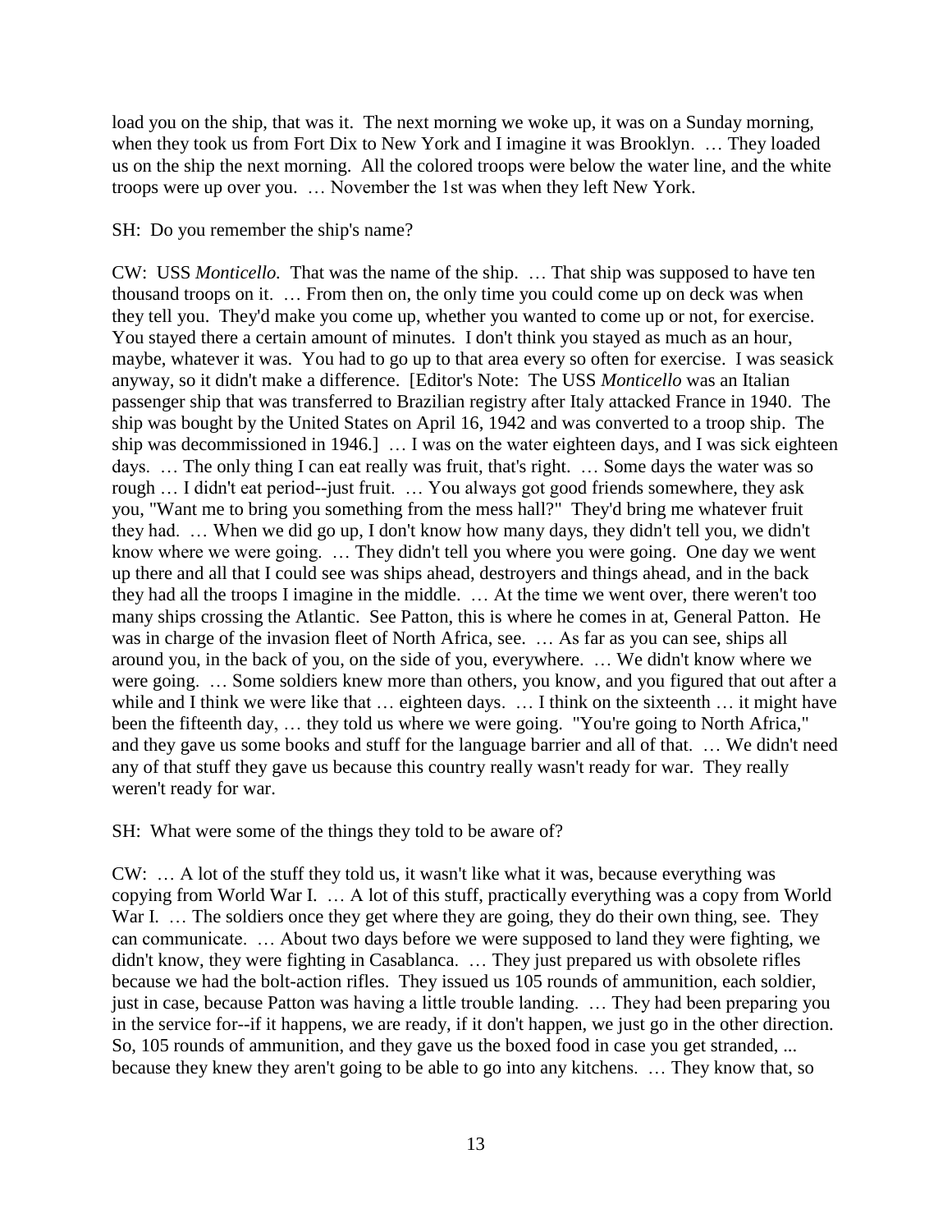load you on the ship, that was it. The next morning we woke up, it was on a Sunday morning, when they took us from Fort Dix to New York and I imagine it was Brooklyn. … They loaded us on the ship the next morning. All the colored troops were below the water line, and the white troops were up over you. … November the 1st was when they left New York.

SH: Do you remember the ship's name?

CW: USS *Monticello.* That was the name of the ship. … That ship was supposed to have ten thousand troops on it. … From then on, the only time you could come up on deck was when they tell you. They'd make you come up, whether you wanted to come up or not, for exercise. You stayed there a certain amount of minutes. I don't think you stayed as much as an hour, maybe, whatever it was. You had to go up to that area every so often for exercise. I was seasick anyway, so it didn't make a difference. [Editor's Note: The USS *Monticello* was an Italian passenger ship that was transferred to Brazilian registry after Italy attacked France in 1940. The ship was bought by the United States on April 16, 1942 and was converted to a troop ship. The ship was decommissioned in 1946.] … I was on the water eighteen days, and I was sick eighteen days. … The only thing I can eat really was fruit, that's right. … Some days the water was so rough … I didn't eat period--just fruit. … You always got good friends somewhere, they ask you, "Want me to bring you something from the mess hall?" They'd bring me whatever fruit they had. … When we did go up, I don't know how many days, they didn't tell you, we didn't know where we were going. … They didn't tell you where you were going. One day we went up there and all that I could see was ships ahead, destroyers and things ahead, and in the back they had all the troops I imagine in the middle. … At the time we went over, there weren't too many ships crossing the Atlantic. See Patton, this is where he comes in at, General Patton. He was in charge of the invasion fleet of North Africa, see. … As far as you can see, ships all around you, in the back of you, on the side of you, everywhere. … We didn't know where we were going. … Some soldiers knew more than others, you know, and you figured that out after a while and I think we were like that … eighteen days. … I think on the sixteenth … it might have been the fifteenth day, … they told us where we were going. "You're going to North Africa," and they gave us some books and stuff for the language barrier and all of that. … We didn't need any of that stuff they gave us because this country really wasn't ready for war. They really weren't ready for war.

SH: What were some of the things they told to be aware of?

CW: … A lot of the stuff they told us, it wasn't like what it was, because everything was copying from World War I. … A lot of this stuff, practically everything was a copy from World War I. … The soldiers once they get where they are going, they do their own thing, see. They can communicate. … About two days before we were supposed to land they were fighting, we didn't know, they were fighting in Casablanca. … They just prepared us with obsolete rifles because we had the bolt-action rifles. They issued us 105 rounds of ammunition, each soldier, just in case, because Patton was having a little trouble landing. … They had been preparing you in the service for--if it happens, we are ready, if it don't happen, we just go in the other direction. So, 105 rounds of ammunition, and they gave us the boxed food in case you get stranded, ... because they knew they aren't going to be able to go into any kitchens. … They know that, so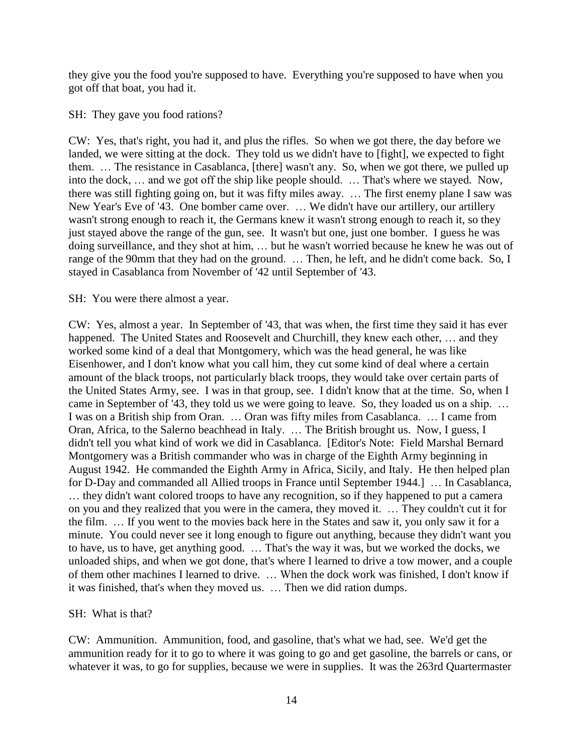they give you the food you're supposed to have. Everything you're supposed to have when you got off that boat, you had it.

SH: They gave you food rations?

CW: Yes, that's right, you had it, and plus the rifles. So when we got there, the day before we landed, we were sitting at the dock. They told us we didn't have to [fight], we expected to fight them. … The resistance in Casablanca, [there] wasn't any. So, when we got there, we pulled up into the dock, … and we got off the ship like people should. … That's where we stayed. Now, there was still fighting going on, but it was fifty miles away. … The first enemy plane I saw was New Year's Eve of '43. One bomber came over. … We didn't have our artillery, our artillery wasn't strong enough to reach it, the Germans knew it wasn't strong enough to reach it, so they just stayed above the range of the gun, see. It wasn't but one, just one bomber. I guess he was doing surveillance, and they shot at him, … but he wasn't worried because he knew he was out of range of the 90mm that they had on the ground. … Then, he left, and he didn't come back. So, I stayed in Casablanca from November of '42 until September of '43.

SH: You were there almost a year.

CW: Yes, almost a year. In September of '43, that was when, the first time they said it has ever happened. The United States and Roosevelt and Churchill, they knew each other, … and they worked some kind of a deal that Montgomery, which was the head general, he was like Eisenhower, and I don't know what you call him, they cut some kind of deal where a certain amount of the black troops, not particularly black troops, they would take over certain parts of the United States Army, see. I was in that group, see. I didn't know that at the time. So, when I came in September of '43, they told us we were going to leave. So, they loaded us on a ship. … I was on a British ship from Oran. … Oran was fifty miles from Casablanca. … I came from Oran, Africa, to the Salerno beachhead in Italy. … The British brought us. Now, I guess, I didn't tell you what kind of work we did in Casablanca. [Editor's Note: Field Marshal Bernard Montgomery was a British commander who was in charge of the Eighth Army beginning in August 1942. He commanded the Eighth Army in Africa, Sicily, and Italy. He then helped plan for D-Day and commanded all Allied troops in France until September 1944.] … In Casablanca, … they didn't want colored troops to have any recognition, so if they happened to put a camera on you and they realized that you were in the camera, they moved it. … They couldn't cut it for the film. … If you went to the movies back here in the States and saw it, you only saw it for a minute. You could never see it long enough to figure out anything, because they didn't want you to have, us to have, get anything good. … That's the way it was, but we worked the docks, we unloaded ships, and when we got done, that's where I learned to drive a tow mower, and a couple of them other machines I learned to drive. … When the dock work was finished, I don't know if it was finished, that's when they moved us. … Then we did ration dumps.

SH: What is that?

CW: Ammunition. Ammunition, food, and gasoline, that's what we had, see. We'd get the ammunition ready for it to go to where it was going to go and get gasoline, the barrels or cans, or whatever it was, to go for supplies, because we were in supplies. It was the 263rd Quartermaster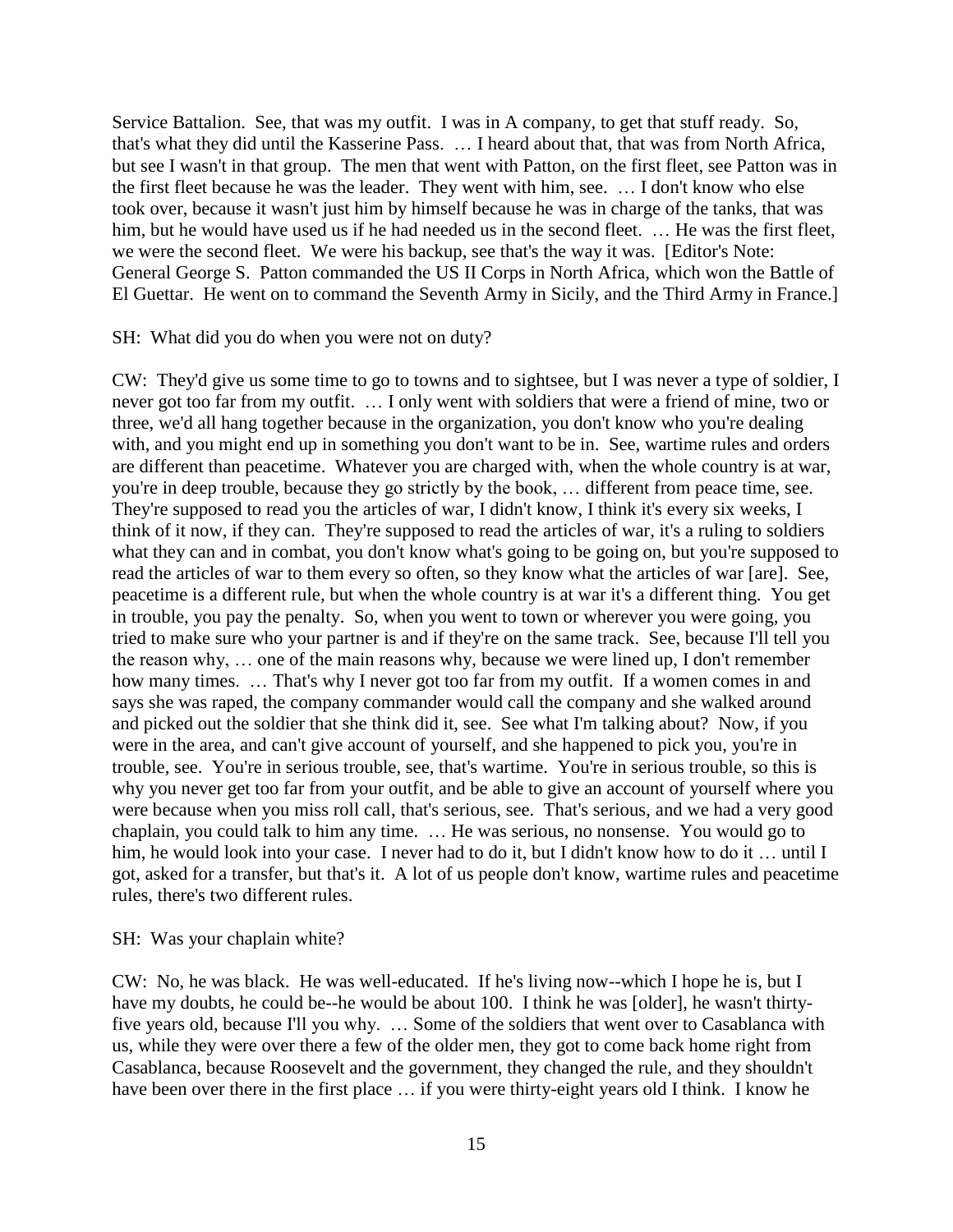Service Battalion. See, that was my outfit. I was in A company, to get that stuff ready. So, that's what they did until the Kasserine Pass. … I heard about that, that was from North Africa, but see I wasn't in that group. The men that went with Patton, on the first fleet, see Patton was in the first fleet because he was the leader. They went with him, see. … I don't know who else took over, because it wasn't just him by himself because he was in charge of the tanks, that was him, but he would have used us if he had needed us in the second fleet. … He was the first fleet, we were the second fleet. We were his backup, see that's the way it was. [Editor's Note: General George S. Patton commanded the US II Corps in North Africa, which won the Battle of El Guettar. He went on to command the Seventh Army in Sicily, and the Third Army in France.]

SH: What did you do when you were not on duty?

CW: They'd give us some time to go to towns and to sightsee, but I was never a type of soldier, I never got too far from my outfit. … I only went with soldiers that were a friend of mine, two or three, we'd all hang together because in the organization, you don't know who you're dealing with, and you might end up in something you don't want to be in. See, wartime rules and orders are different than peacetime. Whatever you are charged with, when the whole country is at war, you're in deep trouble, because they go strictly by the book, … different from peace time, see. They're supposed to read you the articles of war, I didn't know, I think it's every six weeks, I think of it now, if they can. They're supposed to read the articles of war, it's a ruling to soldiers what they can and in combat, you don't know what's going to be going on, but you're supposed to read the articles of war to them every so often, so they know what the articles of war [are]. See, peacetime is a different rule, but when the whole country is at war it's a different thing. You get in trouble, you pay the penalty. So, when you went to town or wherever you were going, you tried to make sure who your partner is and if they're on the same track. See, because I'll tell you the reason why, … one of the main reasons why, because we were lined up, I don't remember how many times. … That's why I never got too far from my outfit. If a women comes in and says she was raped, the company commander would call the company and she walked around and picked out the soldier that she think did it, see. See what I'm talking about? Now, if you were in the area, and can't give account of yourself, and she happened to pick you, you're in trouble, see. You're in serious trouble, see, that's wartime. You're in serious trouble, so this is why you never get too far from your outfit, and be able to give an account of yourself where you were because when you miss roll call, that's serious, see. That's serious, and we had a very good chaplain, you could talk to him any time. … He was serious, no nonsense. You would go to him, he would look into your case. I never had to do it, but I didn't know how to do it … until I got, asked for a transfer, but that's it. A lot of us people don't know, wartime rules and peacetime rules, there's two different rules.

SH: Was your chaplain white?

CW: No, he was black. He was well-educated. If he's living now--which I hope he is, but I have my doubts, he could be--he would be about 100. I think he was [older], he wasn't thirty-five years old, because I'll you why. … Some of the soldiers that went over to Casablanca with us, while they were over there a few of the older men, they got to come back home right from Casablanca, because Roosevelt and the government, they changed the rule, and they shouldn't have been over there in the first place … if you were thirty-eight years old I think. I know he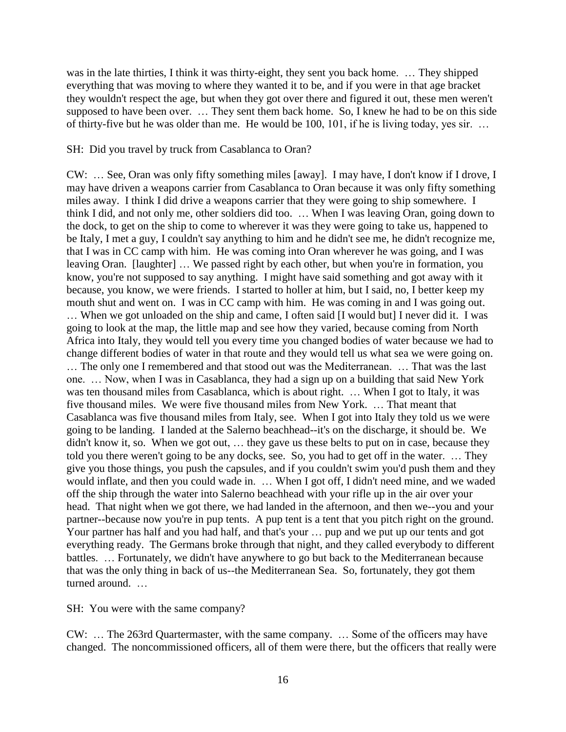was in the late thirties, I think it was thirty-eight, they sent you back home. … They shipped everything that was moving to where they wanted it to be, and if you were in that age bracket they wouldn't respect the age, but when they got over there and figured it out, these men weren't supposed to have been over. … They sent them back home. So, I knew he had to be on this side of thirty-five but he was older than me. He would be 100, 101, if he is living today, yes sir. …

SH: Did you travel by truck from Casablanca to Oran?

CW: … See, Oran was only fifty something miles [away]. I may have, I don't know if I drove, I may have driven a weapons carrier from Casablanca to Oran because it was only fifty something miles away. I think I did drive a weapons carrier that they were going to ship somewhere. I think I did, and not only me, other soldiers did too. … When I was leaving Oran, going down to the dock, to get on the ship to come to wherever it was they were going to take us, happened to be Italy, I met a guy, I couldn't say anything to him and he didn't see me, he didn't recognize me, that I was in CC camp with him. He was coming into Oran wherever he was going, and I was leaving Oran. [laughter] … We passed right by each other, but when you're in formation, you know, you're not supposed to say anything. I might have said something and got away with it because, you know, we were friends. I started to holler at him, but I said, no, I better keep my mouth shut and went on. I was in CC camp with him. He was coming in and I was going out. … When we got unloaded on the ship and came, I often said [I would but] I never did it. I was going to look at the map, the little map and see how they varied, because coming from North Africa into Italy, they would tell you every time you changed bodies of water because we had to change different bodies of water in that route and they would tell us what sea we were going on. … The only one I remembered and that stood out was the Mediterranean. … That was the last one. … Now, when I was in Casablanca, they had a sign up on a building that said New York was ten thousand miles from Casablanca, which is about right. … When I got to Italy, it was five thousand miles. We were five thousand miles from New York. … That meant that Casablanca was five thousand miles from Italy, see. When I got into Italy they told us we were going to be landing. I landed at the Salerno beachhead--it's on the discharge, it should be. We didn't know it, so. When we got out, … they gave us these belts to put on in case, because they told you there weren't going to be any docks, see. So, you had to get off in the water. … They give you those things, you push the capsules, and if you couldn't swim you'd push them and they would inflate, and then you could wade in. … When I got off, I didn't need mine, and we waded off the ship through the water into Salerno beachhead with your rifle up in the air over your head. That night when we got there, we had landed in the afternoon, and then we--you and your partner--because now you're in pup tents. A pup tent is a tent that you pitch right on the ground. Your partner has half and you had half, and that's your … pup and we put up our tents and got everything ready. The Germans broke through that night, and they called everybody to different battles. … Fortunately, we didn't have anywhere to go but back to the Mediterranean because that was the only thing in back of us--the Mediterranean Sea. So, fortunately, they got them turned around. …

SH: You were with the same company?

CW: … The 263rd Quartermaster, with the same company. … Some of the officers may have changed. The noncommissioned officers, all of them were there, but the officers that really were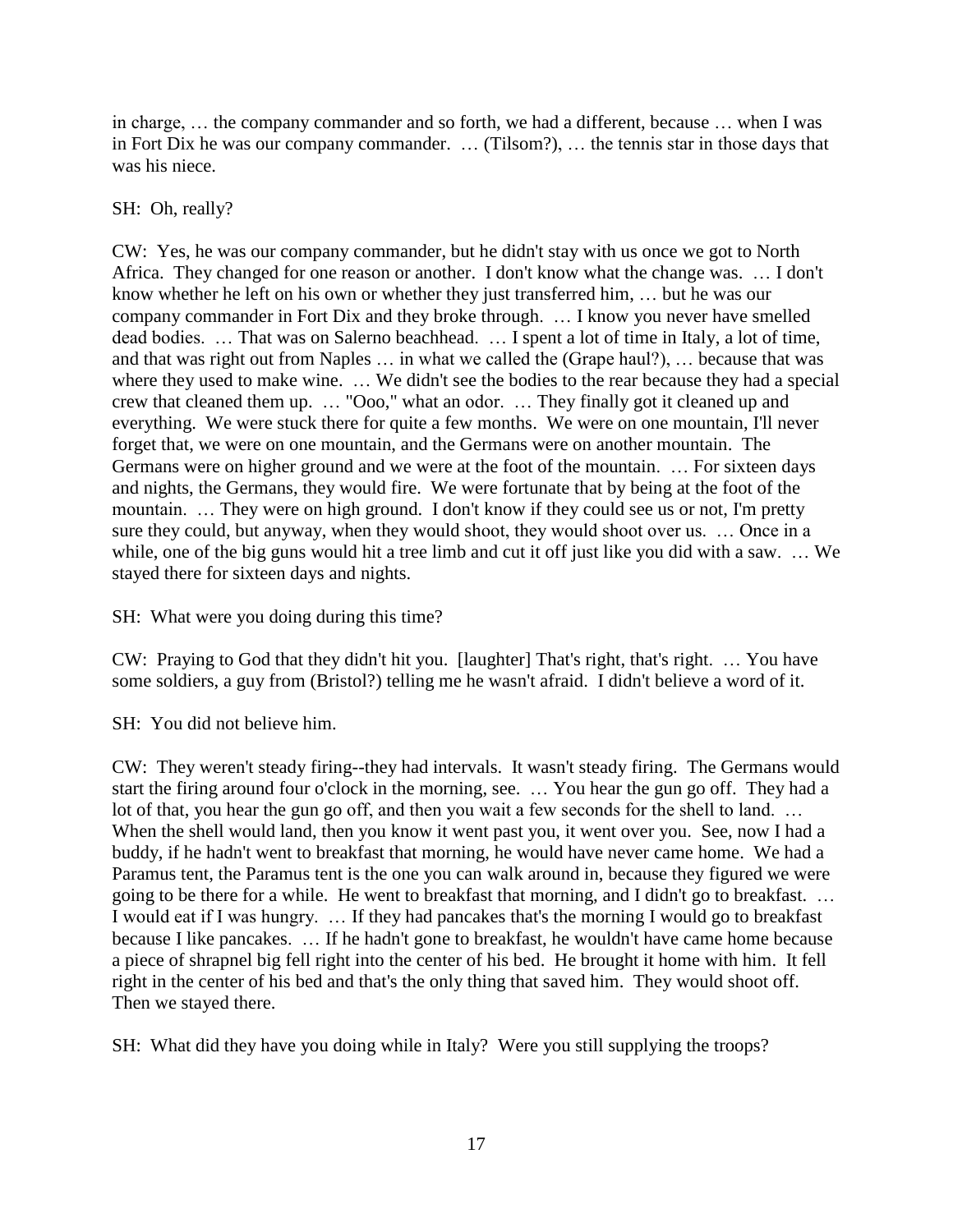in charge, … the company commander and so forth, we had a different, because … when I was in Fort Dix he was our company commander. … (Tilsom?), … the tennis star in those days that was his niece.

SH: Oh, really?

CW: Yes, he was our company commander, but he didn't stay with us once we got to North Africa. They changed for one reason or another. I don't know what the change was. … I don't know whether he left on his own or whether they just transferred him, … but he was our company commander in Fort Dix and they broke through. … I know you never have smelled dead bodies. … That was on Salerno beachhead. … I spent a lot of time in Italy, a lot of time, and that was right out from Naples … in what we called the (Grape haul?), … because that was where they used to make wine. … We didn't see the bodies to the rear because they had a special crew that cleaned them up. … "Ooo," what an odor. … They finally got it cleaned up and everything. We were stuck there for quite a few months. We were on one mountain, I'll never forget that, we were on one mountain, and the Germans were on another mountain. The Germans were on higher ground and we were at the foot of the mountain. … For sixteen days and nights, the Germans, they would fire. We were fortunate that by being at the foot of the mountain. … They were on high ground. I don't know if they could see us or not, I'm pretty sure they could, but anyway, when they would shoot, they would shoot over us. … Once in a while, one of the big guns would hit a tree limb and cut it off just like you did with a saw. … We stayed there for sixteen days and nights.

SH: What were you doing during this time?

CW: Praying to God that they didn't hit you. [laughter] That's right, that's right. … You have some soldiers, a guy from (Bristol?) telling me he wasn't afraid. I didn't believe a word of it.

SH: You did not believe him.

CW: They weren't steady firing--they had intervals. It wasn't steady firing. The Germans would start the firing around four o'clock in the morning, see. … You hear the gun go off. They had a lot of that, you hear the gun go off, and then you wait a few seconds for the shell to land. … When the shell would land, then you know it went past you, it went over you. See, now I had a buddy, if he hadn't went to breakfast that morning, he would have never came home. We had a Paramus tent, the Paramus tent is the one you can walk around in, because they figured we were going to be there for a while. He went to breakfast that morning, and I didn't go to breakfast. … I would eat if I was hungry. … If they had pancakes that's the morning I would go to breakfast because I like pancakes. … If he hadn't gone to breakfast, he wouldn't have came home because a piece of shrapnel big fell right into the center of his bed. He brought it home with him. It fell right in the center of his bed and that's the only thing that saved him. They would shoot off. Then we stayed there.

SH: What did they have you doing while in Italy? Were you still supplying the troops?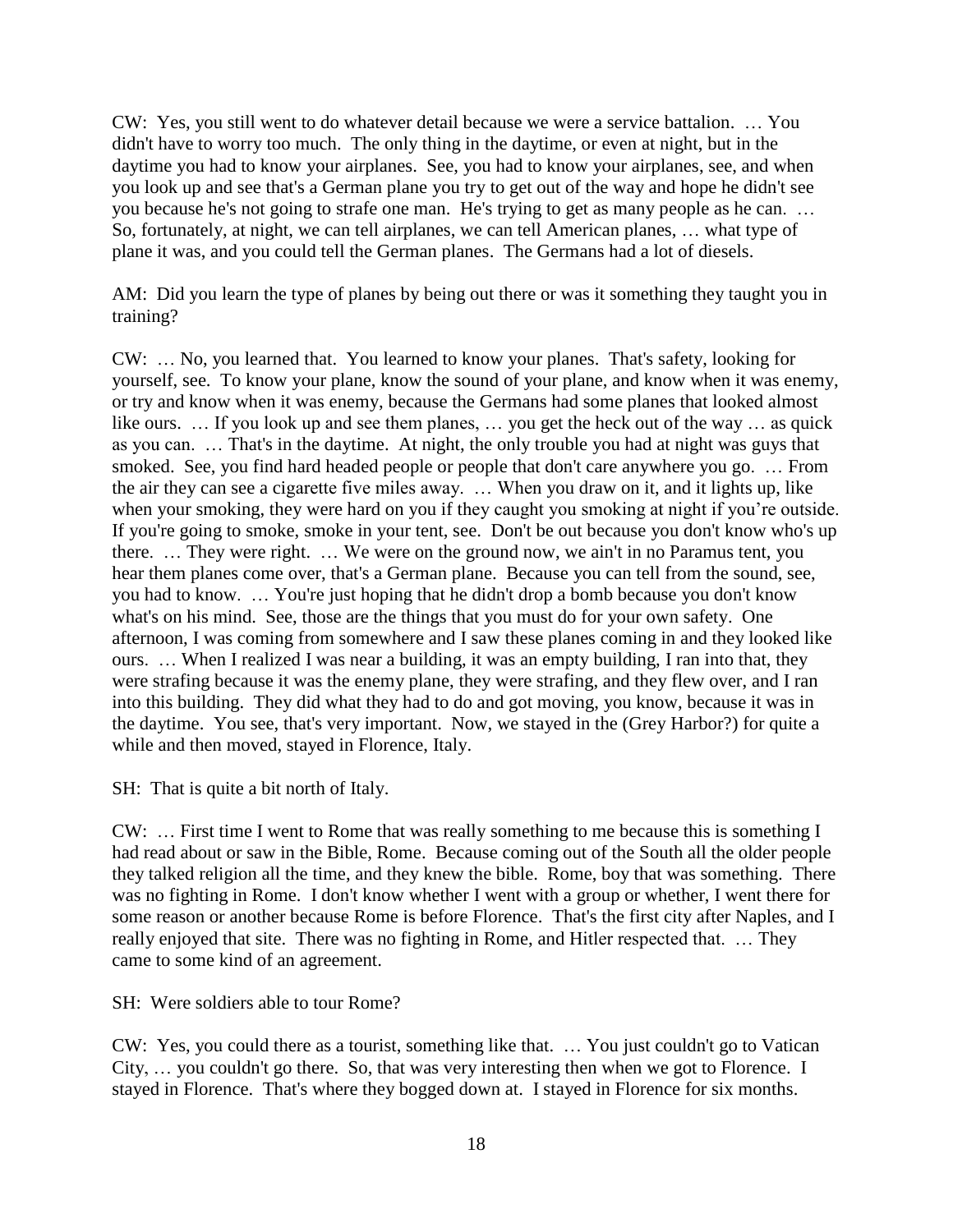CW: Yes, you still went to do whatever detail because we were a service battalion. … You didn't have to worry too much. The only thing in the daytime, or even at night, but in the daytime you had to know your airplanes. See, you had to know your airplanes, see, and when you look up and see that's a German plane you try to get out of the way and hope he didn't see you because he's not going to strafe one man. He's trying to get as many people as he can. … So, fortunately, at night, we can tell airplanes, we can tell American planes, … what type of plane it was, and you could tell the German planes. The Germans had a lot of diesels.

AM: Did you learn the type of planes by being out there or was it something they taught you in training?

CW: … No, you learned that. You learned to know your planes. That's safety, looking for yourself, see. To know your plane, know the sound of your plane, and know when it was enemy, or try and know when it was enemy, because the Germans had some planes that looked almost like ours. … If you look up and see them planes, … you get the heck out of the way … as quick as you can. … That's in the daytime. At night, the only trouble you had at night was guys that smoked. See, you find hard headed people or people that don't care anywhere you go. … From the air they can see a cigarette five miles away. … When you draw on it, and it lights up, like when your smoking, they were hard on you if they caught you smoking at night if you're outside. If you're going to smoke, smoke in your tent, see. Don't be out because you don't know who's up there. … They were right. … We were on the ground now, we ain't in no Paramus tent, you hear them planes come over, that's a German plane. Because you can tell from the sound, see, you had to know. … You're just hoping that he didn't drop a bomb because you don't know what's on his mind. See, those are the things that you must do for your own safety. One afternoon, I was coming from somewhere and I saw these planes coming in and they looked like ours. … When I realized I was near a building, it was an empty building, I ran into that, they were strafing because it was the enemy plane, they were strafing, and they flew over, and I ran into this building. They did what they had to do and got moving, you know, because it was in the daytime. You see, that's very important. Now, we stayed in the (Grey Harbor?) for quite a while and then moved, stayed in Florence, Italy.

SH: That is quite a bit north of Italy.

CW: … First time I went to Rome that was really something to me because this is something I had read about or saw in the Bible, Rome. Because coming out of the South all the older people they talked religion all the time, and they knew the bible. Rome, boy that was something. There was no fighting in Rome. I don't know whether I went with a group or whether, I went there for some reason or another because Rome is before Florence. That's the first city after Naples, and I really enjoyed that site. There was no fighting in Rome, and Hitler respected that. … They came to some kind of an agreement.

SH: Were soldiers able to tour Rome?

CW: Yes, you could there as a tourist, something like that. … You just couldn't go to Vatican City, … you couldn't go there. So, that was very interesting then when we got to Florence. I stayed in Florence. That's where they bogged down at. I stayed in Florence for six months.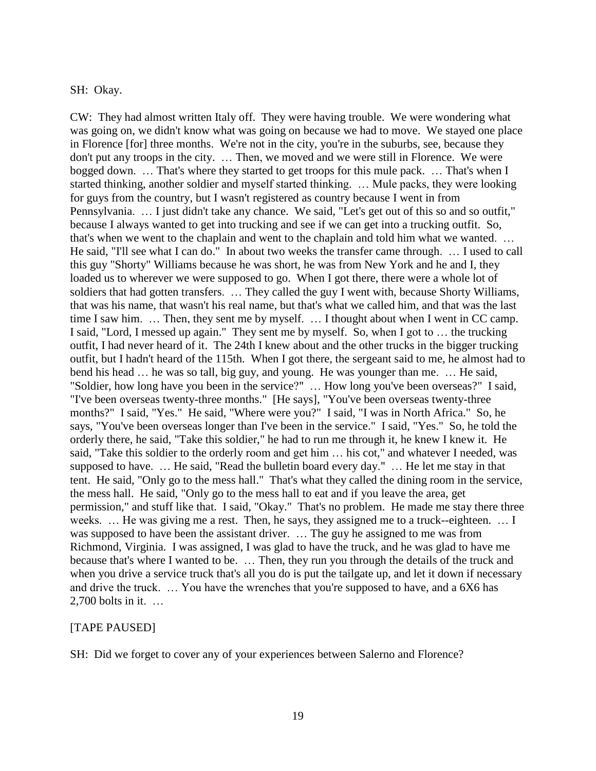SH: Okay.

CW: They had almost written Italy off. They were having trouble. We were wondering what was going on, we didn't know what was going on because we had to move. We stayed one place in Florence [for] three months. We're not in the city, you're in the suburbs, see, because they don't put any troops in the city. … Then, we moved and we were still in Florence. We were bogged down. … That's where they started to get troops for this mule pack. … That's when I started thinking, another soldier and myself started thinking. … Mule packs, they were looking for guys from the country, but I wasn't registered as country because I went in from Pennsylvania. … I just didn't take any chance. We said, "Let's get out of this so and so outfit," because I always wanted to get into trucking and see if we can get into a trucking outfit. So, that's when we went to the chaplain and went to the chaplain and told him what we wanted. … He said, "I'll see what I can do." In about two weeks the transfer came through. … I used to call this guy "Shorty" Williams because he was short, he was from New York and he and I, they loaded us to wherever we were supposed to go. When I got there, there were a whole lot of soldiers that had gotten transfers. … They called the guy I went with, because Shorty Williams, that was his name, that wasn't his real name, but that's what we called him, and that was the last time I saw him. … Then, they sent me by myself. … I thought about when I went in CC camp. I said, "Lord, I messed up again." They sent me by myself. So, when I got to … the trucking outfit, I had never heard of it. The 24th I knew about and the other trucks in the bigger trucking outfit, but I hadn't heard of the 115th. When I got there, the sergeant said to me, he almost had to bend his head … he was so tall, big guy, and young. He was younger than me. … He said, "Soldier, how long have you been in the service?" … How long you've been overseas?" I said, "I've been overseas twenty-three months." [He says], "You've been overseas twenty-three months?" I said, "Yes." He said, "Where were you?" I said, "I was in North Africa." So, he says, "You've been overseas longer than I've been in the service." I said, "Yes." So, he told the orderly there, he said, "Take this soldier," he had to run me through it, he knew I knew it. He said, "Take this soldier to the orderly room and get him … his cot," and whatever I needed, was supposed to have. … He said, "Read the bulletin board every day." … He let me stay in that tent. He said, "Only go to the mess hall." That's what they called the dining room in the service, the mess hall. He said, "Only go to the mess hall to eat and if you leave the area, get permission," and stuff like that. I said, "Okay." That's no problem. He made me stay there three weeks. … He was giving me a rest. Then, he says, they assigned me to a truck--eighteen. … I was supposed to have been the assistant driver. … The guy he assigned to me was from Richmond, Virginia. I was assigned, I was glad to have the truck, and he was glad to have me because that's where I wanted to be. … Then, they run you through the details of the truck and when you drive a service truck that's all you do is put the tailgate up, and let it down if necessary and drive the truck. … You have the wrenches that you're supposed to have, and a 6X6 has 2,700 bolts in it. …

[TAPE PAUSED]

SH: Did we forget to cover any of your experiences between Salerno and Florence?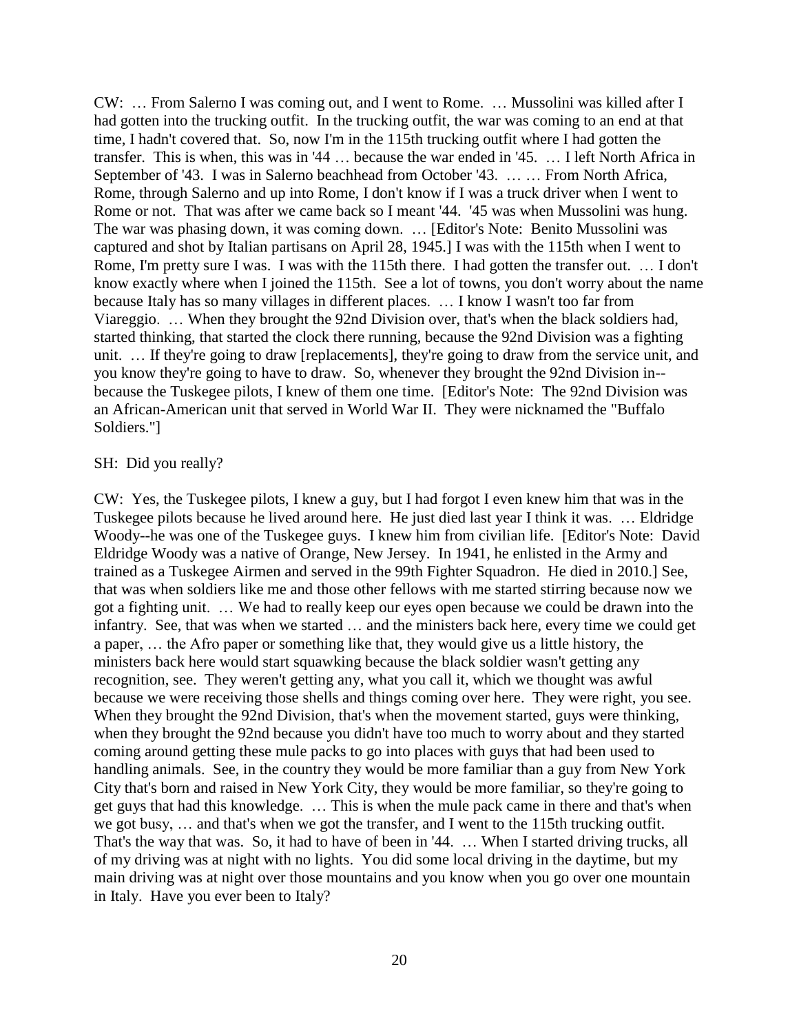CW: … From Salerno I was coming out, and I went to Rome. … Mussolini was killed after I had gotten into the trucking outfit. In the trucking outfit, the war was coming to an end at that time, I hadn't covered that. So, now I'm in the 115th trucking outfit where I had gotten the transfer. This is when, this was in '44 … because the war ended in '45. … I left North Africa in September of '43. I was in Salerno beachhead from October '43. … … From North Africa, Rome, through Salerno and up into Rome, I don't know if I was a truck driver when I went to Rome or not. That was after we came back so I meant '44. '45 was when Mussolini was hung. The war was phasing down, it was coming down. … [Editor's Note: Benito Mussolini was captured and shot by Italian partisans on April 28, 1945.] I was with the 115th when I went to Rome, I'm pretty sure I was. I was with the 115th there. I had gotten the transfer out. … I don't know exactly where when I joined the 115th. See a lot of towns, you don't worry about the name because Italy has so many villages in different places. … I know I wasn't too far from Viareggio. … When they brought the 92nd Division over, that's when the black soldiers had, started thinking, that started the clock there running, because the 92nd Division was a fighting unit. … If they're going to draw [replacements], they're going to draw from the service unit, and you know they're going to have to draw. So, whenever they brought the 92nd Division in--because the Tuskegee pilots, I knew of them one time. [Editor's Note: The 92nd Division was an African-American unit that served in World War II. They were nicknamed the "Buffalo Soldiers."]

SH: Did you really?

CW: Yes, the Tuskegee pilots, I knew a guy, but I had forgot I even knew him that was in the Tuskegee pilots because he lived around here. He just died last year I think it was. … Eldridge Woody--he was one of the Tuskegee guys. I knew him from civilian life. [Editor's Note: David Eldridge Woody was a native of Orange, New Jersey. In 1941, he enlisted in the Army and trained as a Tuskegee Airmen and served in the 99th Fighter Squadron. He died in 2010.] See, that was when soldiers like me and those other fellows with me started stirring because now we got a fighting unit. … We had to really keep our eyes open because we could be drawn into the infantry. See, that was when we started … and the ministers back here, every time we could get a paper, … the Afro paper or something like that, they would give us a little history, the ministers back here would start squawking because the black soldier wasn't getting any recognition, see. They weren't getting any, what you call it, which we thought was awful because we were receiving those shells and things coming over here. They were right, you see. When they brought the 92nd Division, that's when the movement started, guys were thinking, when they brought the 92nd because you didn't have too much to worry about and they started coming around getting these mule packs to go into places with guys that had been used to handling animals. See, in the country they would be more familiar than a guy from New York City that's born and raised in New York City, they would be more familiar, so they're going to get guys that had this knowledge. … This is when the mule pack came in there and that's when we got busy, … and that's when we got the transfer, and I went to the 115th trucking outfit. That's the way that was. So, it had to have of been in '44. … When I started driving trucks, all of my driving was at night with no lights. You did some local driving in the daytime, but my main driving was at night over those mountains and you know when you go over one mountain in Italy. Have you ever been to Italy?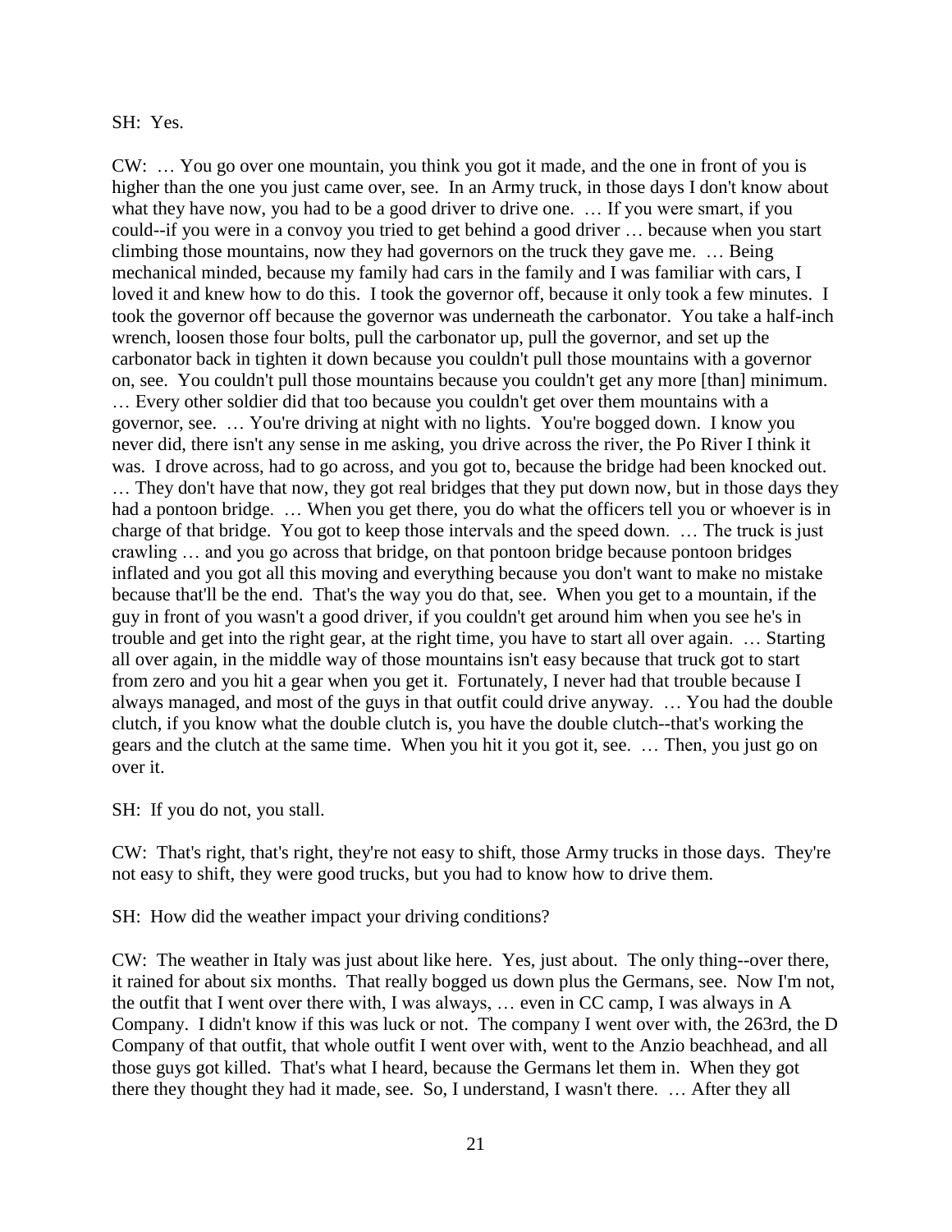SH: Yes.

CW: … You go over one mountain, you think you got it made, and the one in front of you is higher than the one you just came over, see. In an Army truck, in those days I don't know about what they have now, you had to be a good driver to drive one. … If you were smart, if you could--if you were in a convoy you tried to get behind a good driver … because when you start climbing those mountains, now they had governors on the truck they gave me. … Being mechanical minded, because my family had cars in the family and I was familiar with cars, I loved it and knew how to do this. I took the governor off, because it only took a few minutes. I took the governor off because the governor was underneath the carbonator. You take a half-inch wrench, loosen those four bolts, pull the carbonator up, pull the governor, and set up the carbonator back in tighten it down because you couldn't pull those mountains with a governor on, see. You couldn't pull those mountains because you couldn't get any more [than] minimum. … Every other soldier did that too because you couldn't get over them mountains with a governor, see. … You're driving at night with no lights. You're bogged down. I know you never did, there isn't any sense in me asking, you drive across the river, the Po River I think it was. I drove across, had to go across, and you got to, because the bridge had been knocked out. … They don't have that now, they got real bridges that they put down now, but in those days they had a pontoon bridge. … When you get there, you do what the officers tell you or whoever is in charge of that bridge. You got to keep those intervals and the speed down. … The truck is just crawling … and you go across that bridge, on that pontoon bridge because pontoon bridges inflated and you got all this moving and everything because you don't want to make no mistake because that'll be the end. That's the way you do that, see. When you get to a mountain, if the guy in front of you wasn't a good driver, if you couldn't get around him when you see he's in trouble and get into the right gear, at the right time, you have to start all over again. … Starting all over again, in the middle way of those mountains isn't easy because that truck got to start from zero and you hit a gear when you get it. Fortunately, I never had that trouble because I always managed, and most of the guys in that outfit could drive anyway. … You had the double clutch, if you know what the double clutch is, you have the double clutch--that's working the gears and the clutch at the same time. When you hit it you got it, see. … Then, you just go on over it.

SH: If you do not, you stall.

CW: That's right, that's right, they're not easy to shift, those Army trucks in those days. They're not easy to shift, they were good trucks, but you had to know how to drive them.

SH: How did the weather impact your driving conditions?

CW: The weather in Italy was just about like here. Yes, just about. The only thing--over there, it rained for about six months. That really bogged us down plus the Germans, see. Now I'm not, the outfit that I went over there with, I was always, … even in CC camp, I was always in A Company. I didn't know if this was luck or not. The company I went over with, the 263rd, the D Company of that outfit, that whole outfit I went over with, went to the Anzio beachhead, and all those guys got killed. That's what I heard, because the Germans let them in. When they got there they thought they had it made, see. So, I understand, I wasn't there. … After they all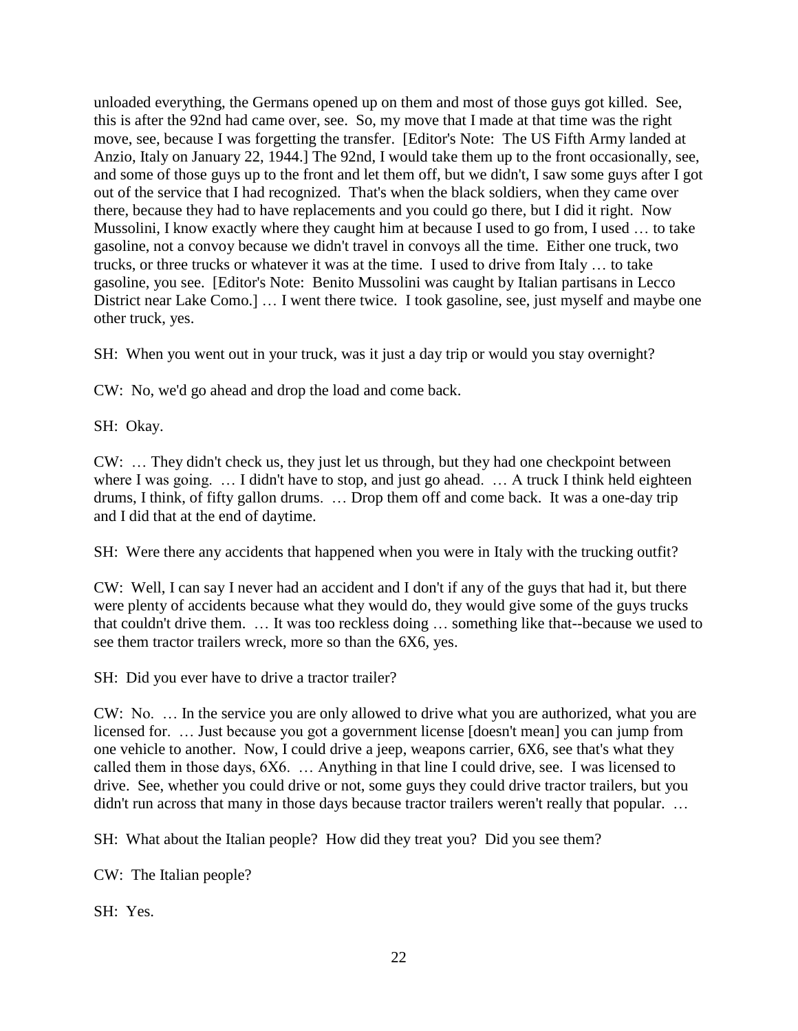unloaded everything, the Germans opened up on them and most of those guys got killed. See, this is after the 92nd had came over, see. So, my move that I made at that time was the right move, see, because I was forgetting the transfer. [Editor's Note: The US Fifth Army landed at Anzio, Italy on January 22, 1944.] The 92nd, I would take them up to the front occasionally, see, and some of those guys up to the front and let them off, but we didn't, I saw some guys after I got out of the service that I had recognized. That's when the black soldiers, when they came over there, because they had to have replacements and you could go there, but I did it right. Now Mussolini, I know exactly where they caught him at because I used to go from, I used … to take gasoline, not a convoy because we didn't travel in convoys all the time. Either one truck, two trucks, or three trucks or whatever it was at the time. I used to drive from Italy … to take gasoline, you see. [Editor's Note: Benito Mussolini was caught by Italian partisans in Lecco District near Lake Como.] … I went there twice. I took gasoline, see, just myself and maybe one other truck, yes.

SH: When you went out in your truck, was it just a day trip or would you stay overnight?

CW: No, we'd go ahead and drop the load and come back.

SH: Okay.

CW: … They didn't check us, they just let us through, but they had one checkpoint between where I was going. … I didn't have to stop, and just go ahead. … A truck I think held eighteen drums, I think, of fifty gallon drums. … Drop them off and come back. It was a one-day trip and I did that at the end of daytime.

SH: Were there any accidents that happened when you were in Italy with the trucking outfit?

CW: Well, I can say I never had an accident and I don't if any of the guys that had it, but there were plenty of accidents because what they would do, they would give some of the guys trucks that couldn't drive them. … It was too reckless doing … something like that--because we used to see them tractor trailers wreck, more so than the 6X6, yes.

SH: Did you ever have to drive a tractor trailer?

CW: No. … In the service you are only allowed to drive what you are authorized, what you are licensed for. … Just because you got a government license [doesn't mean] you can jump from one vehicle to another. Now, I could drive a jeep, weapons carrier, 6X6, see that's what they called them in those days, 6X6. … Anything in that line I could drive, see. I was licensed to drive. See, whether you could drive or not, some guys they could drive tractor trailers, but you didn't run across that many in those days because tractor trailers weren't really that popular. …

SH: What about the Italian people? How did they treat you? Did you see them?

CW: The Italian people?

SH: Yes.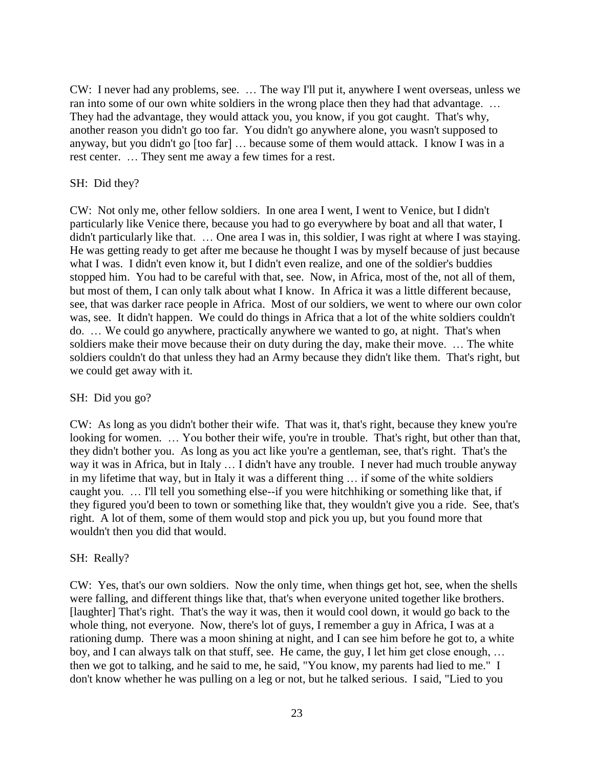CW: I never had any problems, see. … The way I'll put it, anywhere I went overseas, unless we ran into some of our own white soldiers in the wrong place then they had that advantage. … They had the advantage, they would attack you, you know, if you got caught. That's why, another reason you didn't go too far. You didn't go anywhere alone, you wasn't supposed to anyway, but you didn't go [too far] … because some of them would attack. I know I was in a rest center. … They sent me away a few times for a rest.

SH: Did they?

CW: Not only me, other fellow soldiers. In one area I went, I went to Venice, but I didn't particularly like Venice there, because you had to go everywhere by boat and all that water, I didn't particularly like that. … One area I was in, this soldier, I was right at where I was staying. He was getting ready to get after me because he thought I was by myself because of just because what I was. I didn't even know it, but I didn't even realize, and one of the soldier's buddies stopped him. You had to be careful with that, see. Now, in Africa, most of the, not all of them, but most of them, I can only talk about what I know. In Africa it was a little different because, see, that was darker race people in Africa. Most of our soldiers, we went to where our own color was, see. It didn't happen. We could do things in Africa that a lot of the white soldiers couldn't do. … We could go anywhere, practically anywhere we wanted to go, at night. That's when soldiers make their move because their on duty during the day, make their move. … The white soldiers couldn't do that unless they had an Army because they didn't like them. That's right, but we could get away with it.

SH: Did you go?

CW: As long as you didn't bother their wife. That was it, that's right, because they knew you're looking for women. … You bother their wife, you're in trouble. That's right, but other than that, they didn't bother you. As long as you act like you're a gentleman, see, that's right. That's the way it was in Africa, but in Italy … I didn't have any trouble. I never had much trouble anyway in my lifetime that way, but in Italy it was a different thing … if some of the white soldiers caught you. … I'll tell you something else--if you were hitchhiking or something like that, if they figured you'd been to town or something like that, they wouldn't give you a ride. See, that's right. A lot of them, some of them would stop and pick you up, but you found more that wouldn't then you did that would.

SH: Really?

CW: Yes, that's our own soldiers. Now the only time, when things get hot, see, when the shells were falling, and different things like that, that's when everyone united together like brothers. [laughter] That's right. That's the way it was, then it would cool down, it would go back to the whole thing, not everyone. Now, there's lot of guys, I remember a guy in Africa, I was at a rationing dump. There was a moon shining at night, and I can see him before he got to, a white boy, and I can always talk on that stuff, see. He came, the guy, I let him get close enough, … then we got to talking, and he said to me, he said, "You know, my parents had lied to me." I don't know whether he was pulling on a leg or not, but he talked serious. I said, "Lied to you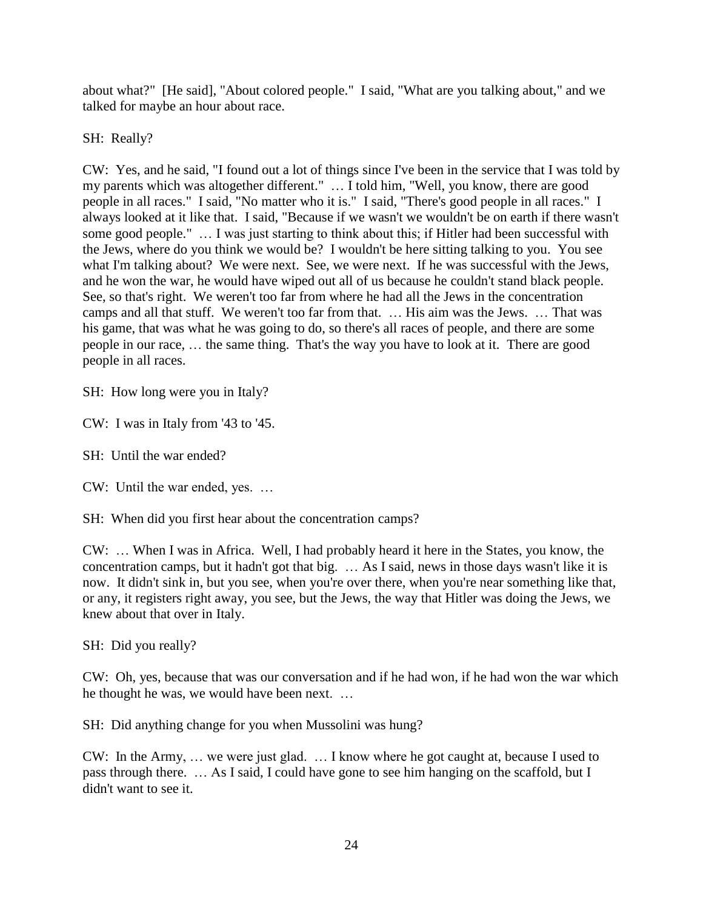about what?" [He said], "About colored people." I said, "What are you talking about," and we talked for maybe an hour about race.

SH: Really?

CW: Yes, and he said, "I found out a lot of things since I've been in the service that I was told by my parents which was altogether different." … I told him, "Well, you know, there are good people in all races." I said, "No matter who it is." I said, "There's good people in all races." I always looked at it like that. I said, "Because if we wasn't we wouldn't be on earth if there wasn't some good people." … I was just starting to think about this; if Hitler had been successful with the Jews, where do you think we would be? I wouldn't be here sitting talking to you. You see what I'm talking about? We were next. See, we were next. If he was successful with the Jews, and he won the war, he would have wiped out all of us because he couldn't stand black people. See, so that's right. We weren't too far from where he had all the Jews in the concentration camps and all that stuff. We weren't too far from that. … His aim was the Jews. … That was his game, that was what he was going to do, so there's all races of people, and there are some people in our race, … the same thing. That's the way you have to look at it. There are good people in all races.

SH: How long were you in Italy?

CW: I was in Italy from '43 to '45.

SH: Until the war ended?

CW: Until the war ended, yes. …

SH: When did you first hear about the concentration camps?

CW: … When I was in Africa. Well, I had probably heard it here in the States, you know, the concentration camps, but it hadn't got that big. … As I said, news in those days wasn't like it is now. It didn't sink in, but you see, when you're over there, when you're near something like that, or any, it registers right away, you see, but the Jews, the way that Hitler was doing the Jews, we knew about that over in Italy.

SH: Did you really?

CW: Oh, yes, because that was our conversation and if he had won, if he had won the war which he thought he was, we would have been next. …

SH: Did anything change for you when Mussolini was hung?

CW: In the Army, … we were just glad. … I know where he got caught at, because I used to pass through there. … As I said, I could have gone to see him hanging on the scaffold, but I didn't want to see it.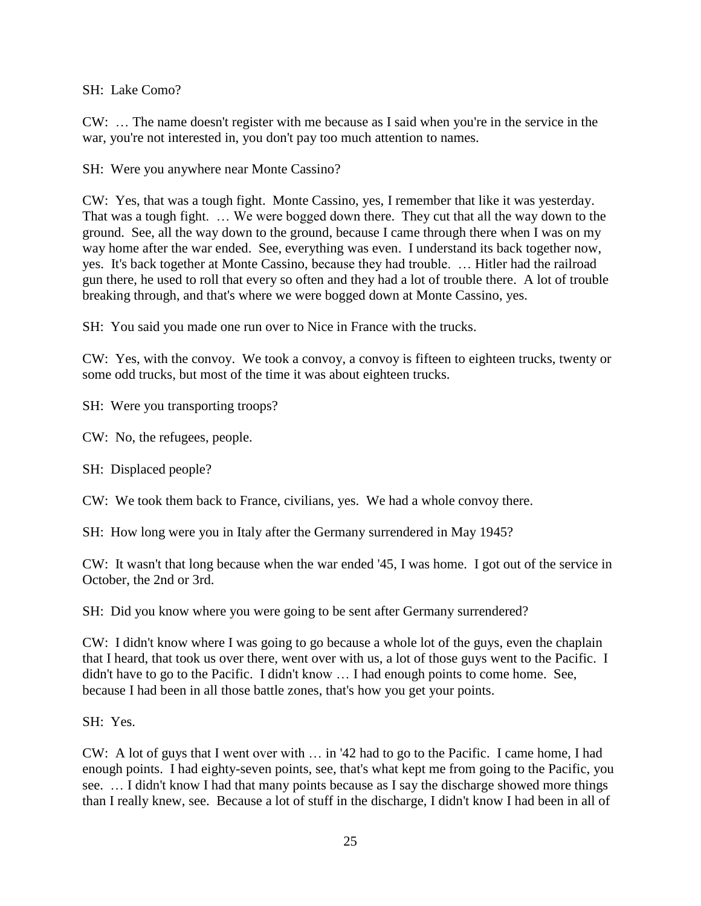SH: Lake Como?

CW: … The name doesn't register with me because as I said when you're in the service in the war, you're not interested in, you don't pay too much attention to names.

SH: Were you anywhere near Monte Cassino?

CW: Yes, that was a tough fight. Monte Cassino, yes, I remember that like it was yesterday. That was a tough fight. … We were bogged down there. They cut that all the way down to the ground. See, all the way down to the ground, because I came through there when I was on my way home after the war ended. See, everything was even. I understand its back together now, yes. It's back together at Monte Cassino, because they had trouble. … Hitler had the railroad gun there, he used to roll that every so often and they had a lot of trouble there. A lot of trouble breaking through, and that's where we were bogged down at Monte Cassino, yes.

SH: You said you made one run over to Nice in France with the trucks.

CW: Yes, with the convoy. We took a convoy, a convoy is fifteen to eighteen trucks, twenty or some odd trucks, but most of the time it was about eighteen trucks.

SH: Were you transporting troops?

CW: No, the refugees, people.

SH: Displaced people?

CW: We took them back to France, civilians, yes. We had a whole convoy there.

SH: How long were you in Italy after the Germany surrendered in May 1945?

CW: It wasn't that long because when the war ended '45, I was home. I got out of the service in October, the 2nd or 3rd.

SH: Did you know where you were going to be sent after Germany surrendered?

CW: I didn't know where I was going to go because a whole lot of the guys, even the chaplain that I heard, that took us over there, went over with us, a lot of those guys went to the Pacific. I didn't have to go to the Pacific. I didn't know … I had enough points to come home. See, because I had been in all those battle zones, that's how you get your points.

SH: Yes.

CW: A lot of guys that I went over with … in '42 had to go to the Pacific. I came home, I had enough points. I had eighty-seven points, see, that's what kept me from going to the Pacific, you see. … I didn't know I had that many points because as I say the discharge showed more things than I really knew, see. Because a lot of stuff in the discharge, I didn't know I had been in all of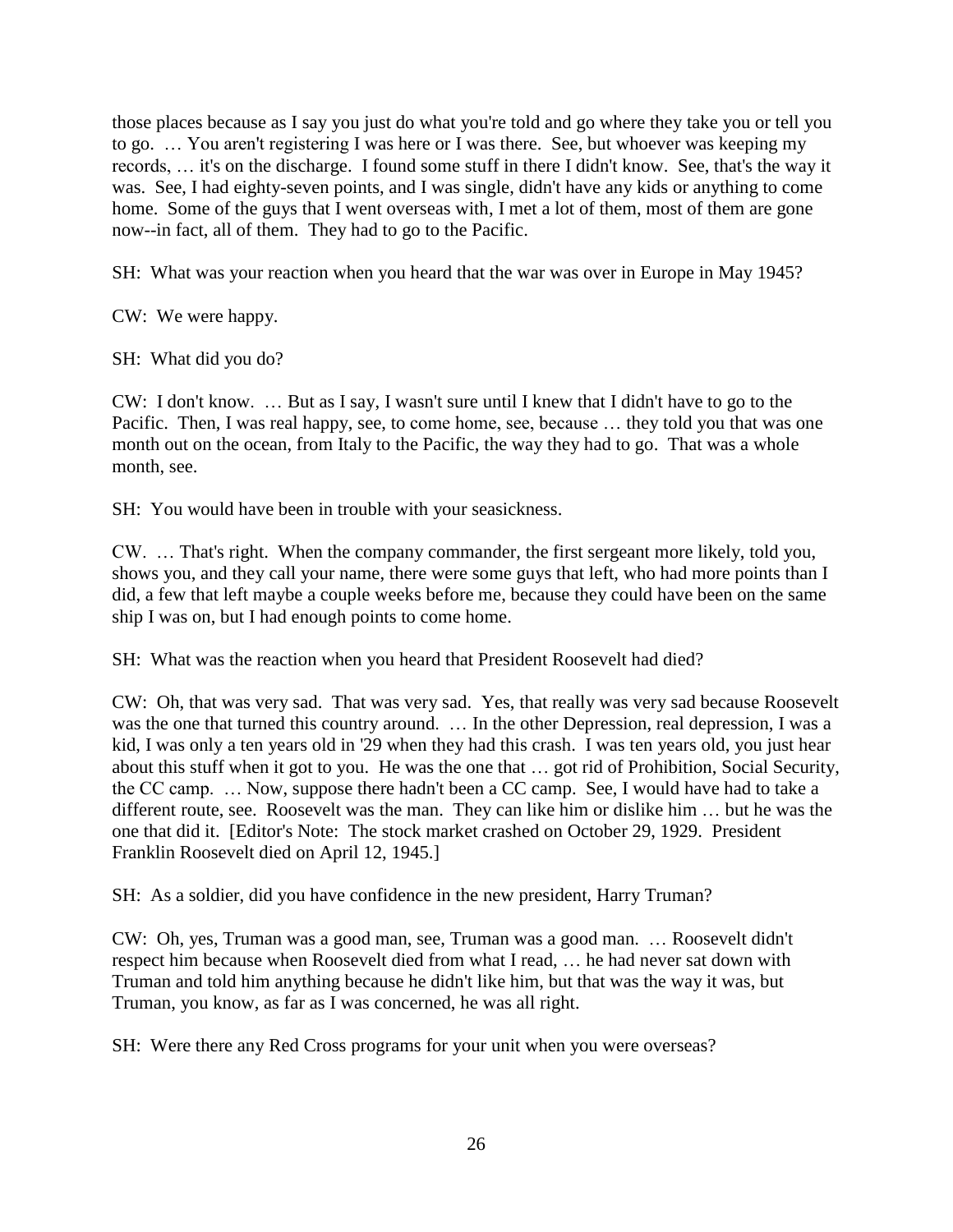those places because as I say you just do what you're told and go where they take you or tell you to go. … You aren't registering I was here or I was there. See, but whoever was keeping my records, … it's on the discharge. I found some stuff in there I didn't know. See, that's the way it was. See, I had eighty-seven points, and I was single, didn't have any kids or anything to come home. Some of the guys that I went overseas with, I met a lot of them, most of them are gone now--in fact, all of them. They had to go to the Pacific.

SH: What was your reaction when you heard that the war was over in Europe in May 1945?

CW: We were happy.

SH: What did you do?

CW: I don't know. … But as I say, I wasn't sure until I knew that I didn't have to go to the Pacific. Then, I was real happy, see, to come home, see, because … they told you that was one month out on the ocean, from Italy to the Pacific, the way they had to go. That was a whole month, see.

SH: You would have been in trouble with your seasickness.

CW. … That's right. When the company commander, the first sergeant more likely, told you, shows you, and they call your name, there were some guys that left, who had more points than I did, a few that left maybe a couple weeks before me, because they could have been on the same ship I was on, but I had enough points to come home.

SH: What was the reaction when you heard that President Roosevelt had died?

CW: Oh, that was very sad. That was very sad. Yes, that really was very sad because Roosevelt was the one that turned this country around. … In the other Depression, real depression, I was a kid, I was only a ten years old in '29 when they had this crash. I was ten years old, you just hear about this stuff when it got to you. He was the one that … got rid of Prohibition, Social Security, the CC camp. … Now, suppose there hadn't been a CC camp. See, I would have had to take a different route, see. Roosevelt was the man. They can like him or dislike him … but he was the one that did it. [Editor's Note: The stock market crashed on October 29, 1929. President Franklin Roosevelt died on April 12, 1945.]

SH: As a soldier, did you have confidence in the new president, Harry Truman?

CW: Oh, yes, Truman was a good man, see, Truman was a good man. … Roosevelt didn't respect him because when Roosevelt died from what I read, … he had never sat down with Truman and told him anything because he didn't like him, but that was the way it was, but Truman, you know, as far as I was concerned, he was all right.

SH: Were there any Red Cross programs for your unit when you were overseas?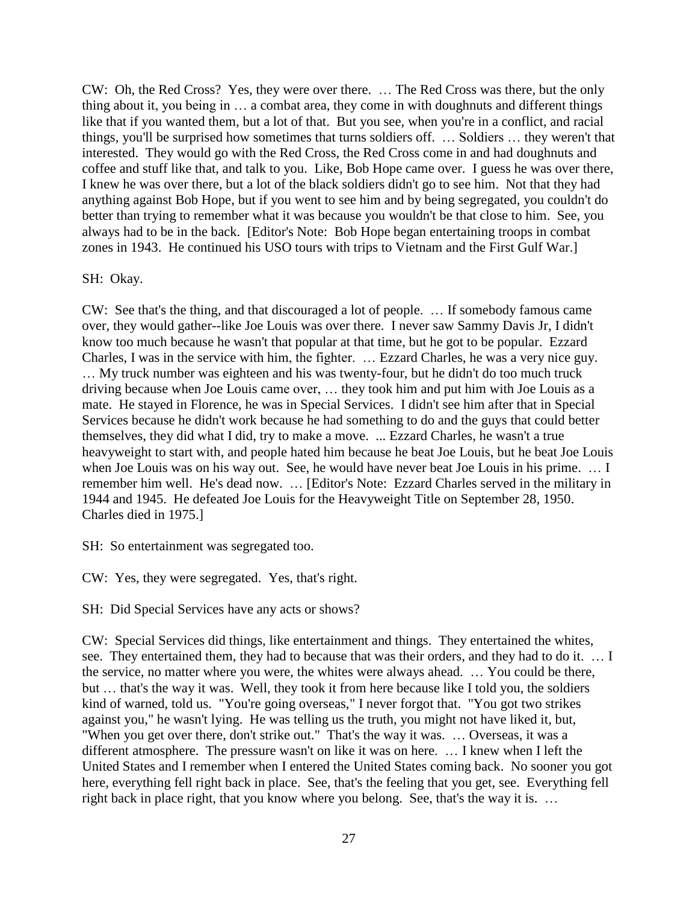CW: Oh, the Red Cross? Yes, they were over there. … The Red Cross was there, but the only thing about it, you being in … a combat area, they come in with doughnuts and different things like that if you wanted them, but a lot of that. But you see, when you're in a conflict, and racial things, you'll be surprised how sometimes that turns soldiers off. … Soldiers … they weren't that interested. They would go with the Red Cross, the Red Cross come in and had doughnuts and coffee and stuff like that, and talk to you. Like, Bob Hope came over. I guess he was over there, I knew he was over there, but a lot of the black soldiers didn't go to see him. Not that they had anything against Bob Hope, but if you went to see him and by being segregated, you couldn't do better than trying to remember what it was because you wouldn't be that close to him. See, you always had to be in the back. [Editor's Note: Bob Hope began entertaining troops in combat zones in 1943. He continued his USO tours with trips to Vietnam and the First Gulf War.]

SH: Okay.

CW: See that's the thing, and that discouraged a lot of people. … If somebody famous came over, they would gather--like Joe Louis was over there. I never saw Sammy Davis Jr, I didn't know too much because he wasn't that popular at that time, but he got to be popular. Ezzard Charles, I was in the service with him, the fighter. … Ezzard Charles, he was a very nice guy. … My truck number was eighteen and his was twenty-four, but he didn't do too much truck driving because when Joe Louis came over, … they took him and put him with Joe Louis as a mate. He stayed in Florence, he was in Special Services. I didn't see him after that in Special Services because he didn't work because he had something to do and the guys that could better themselves, they did what I did, try to make a move. ... Ezzard Charles, he wasn't a true heavyweight to start with, and people hated him because he beat Joe Louis, but he beat Joe Louis when Joe Louis was on his way out. See, he would have never beat Joe Louis in his prime. … I remember him well. He's dead now. … [Editor's Note: Ezzard Charles served in the military in 1944 and 1945. He defeated Joe Louis for the Heavyweight Title on September 28, 1950. Charles died in 1975.]

SH: So entertainment was segregated too.

CW: Yes, they were segregated. Yes, that's right.

SH: Did Special Services have any acts or shows?

CW: Special Services did things, like entertainment and things. They entertained the whites, see. They entertained them, they had to because that was their orders, and they had to do it. … I the service, no matter where you were, the whites were always ahead. … You could be there, but … that's the way it was. Well, they took it from here because like I told you, the soldiers kind of warned, told us. "You're going overseas," I never forgot that. "You got two strikes against you," he wasn't lying. He was telling us the truth, you might not have liked it, but, "When you get over there, don't strike out." That's the way it was. … Overseas, it was a different atmosphere. The pressure wasn't on like it was on here. … I knew when I left the United States and I remember when I entered the United States coming back. No sooner you got here, everything fell right back in place. See, that's the feeling that you get, see. Everything fell right back in place right, that you know where you belong. See, that's the way it is. …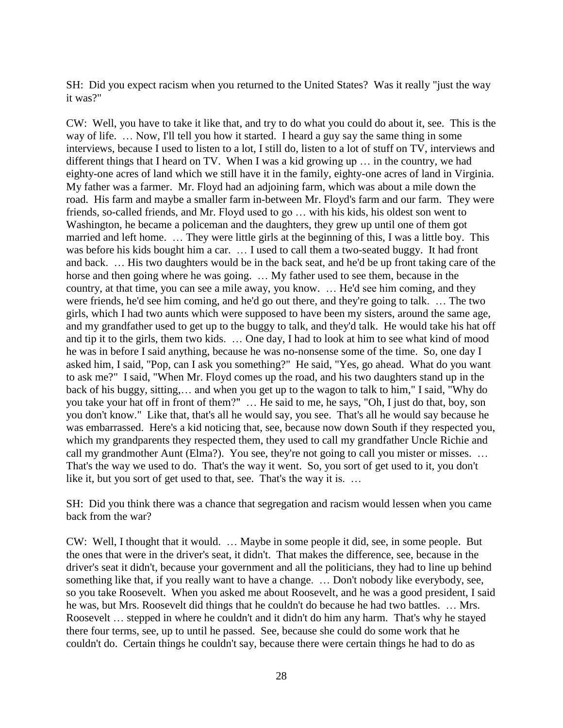SH: Did you expect racism when you returned to the United States? Was it really "just the way it was?"

CW: Well, you have to take it like that, and try to do what you could do about it, see. This is the way of life. … Now, I'll tell you how it started. I heard a guy say the same thing in some interviews, because I used to listen to a lot, I still do, listen to a lot of stuff on TV, interviews and different things that I heard on TV. When I was a kid growing up … in the country, we had eighty-one acres of land which we still have it in the family, eighty-one acres of land in Virginia. My father was a farmer. Mr. Floyd had an adjoining farm, which was about a mile down the road. His farm and maybe a smaller farm in-between Mr. Floyd's farm and our farm. They were friends, so-called friends, and Mr. Floyd used to go … with his kids, his oldest son went to Washington, he became a policeman and the daughters, they grew up until one of them got married and left home. … They were little girls at the beginning of this, I was a little boy. This was before his kids bought him a car. … I used to call them a two-seated buggy. It had front and back. … His two daughters would be in the back seat, and he'd be up front taking care of the horse and then going where he was going. … My father used to see them, because in the country, at that time, you can see a mile away, you know. … He'd see him coming, and they were friends, he'd see him coming, and he'd go out there, and they're going to talk. … The two girls, which I had two aunts which were supposed to have been my sisters, around the same age, and my grandfather used to get up to the buggy to talk, and they'd talk. He would take his hat off and tip it to the girls, them two kids. … One day, I had to look at him to see what kind of mood he was in before I said anything, because he was no-nonsense some of the time. So, one day I asked him, I said, "Pop, can I ask you something?" He said, "Yes, go ahead. What do you want to ask me?" I said, "When Mr. Floyd comes up the road, and his two daughters stand up in the back of his buggy, sitting,… and when you get up to the wagon to talk to him," I said, "Why do you take your hat off in front of them?" … He said to me, he says, "Oh, I just do that, boy, son you don't know." Like that, that's all he would say, you see. That's all he would say because he was embarrassed. Here's a kid noticing that, see, because now down South if they respected you, which my grandparents they respected them, they used to call my grandfather Uncle Richie and call my grandmother Aunt (Elma?). You see, they're not going to call you mister or misses. … That's the way we used to do. That's the way it went. So, you sort of get used to it, you don't like it, but you sort of get used to that, see. That's the way it is. …

SH: Did you think there was a chance that segregation and racism would lessen when you came back from the war?

CW: Well, I thought that it would. … Maybe in some people it did, see, in some people. But the ones that were in the driver's seat, it didn't. That makes the difference, see, because in the driver's seat it didn't, because your government and all the politicians, they had to line up behind something like that, if you really want to have a change. … Don't nobody like everybody, see, so you take Roosevelt. When you asked me about Roosevelt, and he was a good president, I said he was, but Mrs. Roosevelt did things that he couldn't do because he had two battles. … Mrs. Roosevelt … stepped in where he couldn't and it didn't do him any harm. That's why he stayed there four terms, see, up to until he passed. See, because she could do some work that he couldn't do. Certain things he couldn't say, because there were certain things he had to do as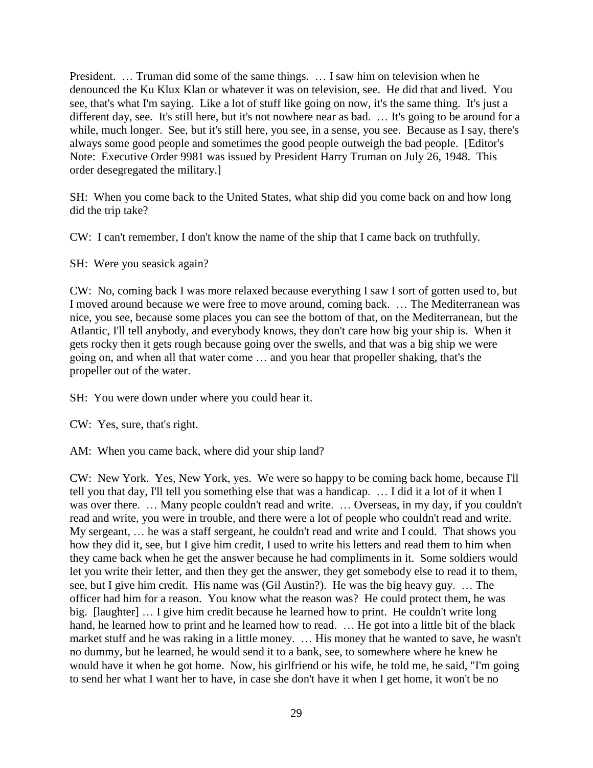President. … Truman did some of the same things. … I saw him on television when he denounced the Ku Klux Klan or whatever it was on television, see. He did that and lived. You see, that's what I'm saying. Like a lot of stuff like going on now, it's the same thing. It's just a different day, see. It's still here, but it's not nowhere near as bad. … It's going to be around for a while, much longer. See, but it's still here, you see, in a sense, you see. Because as I say, there's always some good people and sometimes the good people outweigh the bad people. [Editor's Note: Executive Order 9981 was issued by President Harry Truman on July 26, 1948. This order desegregated the military.]

SH: When you come back to the United States, what ship did you come back on and how long did the trip take?

CW: I can't remember, I don't know the name of the ship that I came back on truthfully.

SH: Were you seasick again?

CW: No, coming back I was more relaxed because everything I saw I sort of gotten used to, but I moved around because we were free to move around, coming back. … The Mediterranean was nice, you see, because some places you can see the bottom of that, on the Mediterranean, but the Atlantic, I'll tell anybody, and everybody knows, they don't care how big your ship is. When it gets rocky then it gets rough because going over the swells, and that was a big ship we were going on, and when all that water come … and you hear that propeller shaking, that's the propeller out of the water.

SH: You were down under where you could hear it.

CW: Yes, sure, that's right.

AM: When you came back, where did your ship land?

CW: New York. Yes, New York, yes. We were so happy to be coming back home, because I'll tell you that day, I'll tell you something else that was a handicap. … I did it a lot of it when I was over there. … Many people couldn't read and write. … Overseas, in my day, if you couldn't read and write, you were in trouble, and there were a lot of people who couldn't read and write. My sergeant, … he was a staff sergeant, he couldn't read and write and I could. That shows you how they did it, see, but I give him credit, I used to write his letters and read them to him when they came back when he get the answer because he had compliments in it. Some soldiers would let you write their letter, and then they get the answer, they get somebody else to read it to them, see, but I give him credit. His name was (Gil Austin?). He was the big heavy guy. … The officer had him for a reason. You know what the reason was? He could protect them, he was big. [laughter] … I give him credit because he learned how to print. He couldn't write long hand, he learned how to print and he learned how to read. … He got into a little bit of the black market stuff and he was raking in a little money. … His money that he wanted to save, he wasn't no dummy, but he learned, he would send it to a bank, see, to somewhere where he knew he would have it when he got home. Now, his girlfriend or his wife, he told me, he said, "I'm going to send her what I want her to have, in case she don't have it when I get home, it won't be no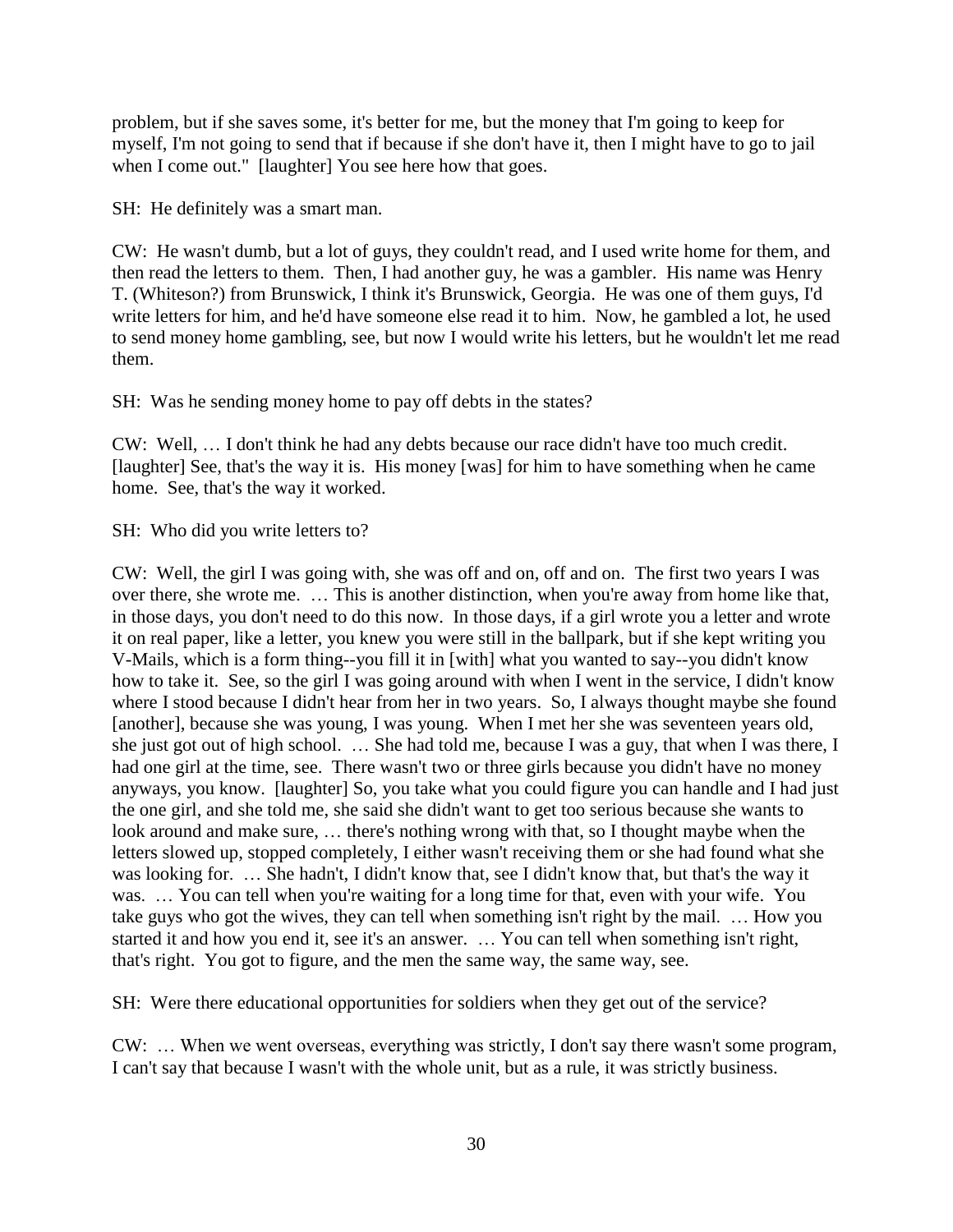problem, but if she saves some, it's better for me, but the money that I'm going to keep for myself, I'm not going to send that if because if she don't have it, then I might have to go to jail when I come out." [laughter] You see here how that goes.

SH: He definitely was a smart man.

CW: He wasn't dumb, but a lot of guys, they couldn't read, and I used write home for them, and then read the letters to them. Then, I had another guy, he was a gambler. His name was Henry T. (Whiteson?) from Brunswick, I think it's Brunswick, Georgia. He was one of them guys, I'd write letters for him, and he'd have someone else read it to him. Now, he gambled a lot, he used to send money home gambling, see, but now I would write his letters, but he wouldn't let me read them.

SH: Was he sending money home to pay off debts in the states?

CW: Well, … I don't think he had any debts because our race didn't have too much credit. [laughter] See, that's the way it is. His money [was] for him to have something when he came home. See, that's the way it worked.

SH: Who did you write letters to?

CW: Well, the girl I was going with, she was off and on, off and on. The first two years I was over there, she wrote me. … This is another distinction, when you're away from home like that, in those days, you don't need to do this now. In those days, if a girl wrote you a letter and wrote it on real paper, like a letter, you knew you were still in the ballpark, but if she kept writing you V-Mails, which is a form thing--you fill it in [with] what you wanted to say--you didn't know how to take it. See, so the girl I was going around with when I went in the service, I didn't know where I stood because I didn't hear from her in two years. So, I always thought maybe she found [another], because she was young, I was young. When I met her she was seventeen years old, she just got out of high school. … She had told me, because I was a guy, that when I was there, I had one girl at the time, see. There wasn't two or three girls because you didn't have no money anyways, you know. [laughter] So, you take what you could figure you can handle and I had just the one girl, and she told me, she said she didn't want to get too serious because she wants to look around and make sure, … there's nothing wrong with that, so I thought maybe when the letters slowed up, stopped completely, I either wasn't receiving them or she had found what she was looking for. … She hadn't, I didn't know that, see I didn't know that, but that's the way it was. … You can tell when you're waiting for a long time for that, even with your wife. You take guys who got the wives, they can tell when something isn't right by the mail. … How you started it and how you end it, see it's an answer. … You can tell when something isn't right, that's right. You got to figure, and the men the same way, the same way, see.

SH: Were there educational opportunities for soldiers when they get out of the service?

CW: … When we went overseas, everything was strictly, I don't say there wasn't some program, I can't say that because I wasn't with the whole unit, but as a rule, it was strictly business.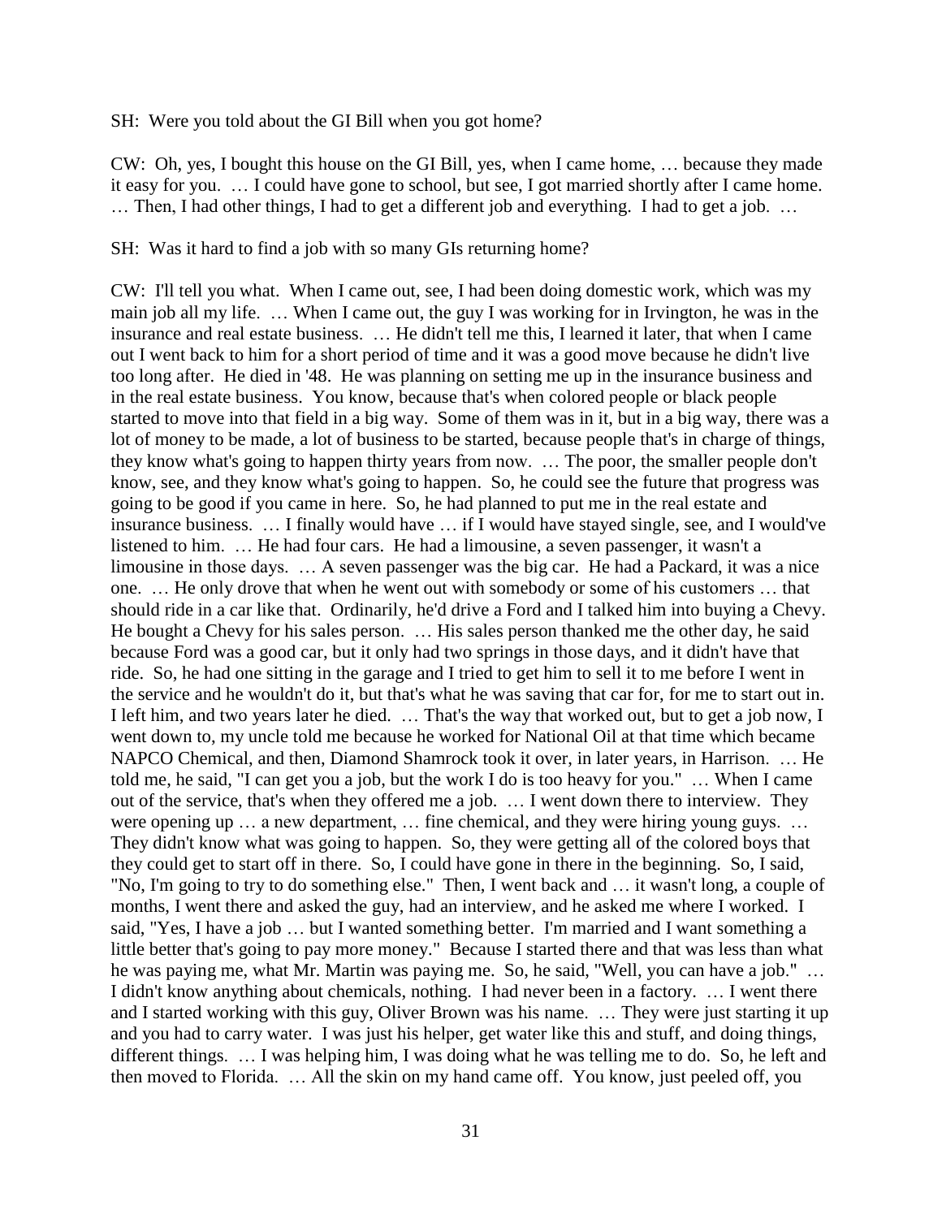SH: Were you told about the GI Bill when you got home?

CW: Oh, yes, I bought this house on the GI Bill, yes, when I came home, … because they made it easy for you. … I could have gone to school, but see, I got married shortly after I came home. … Then, I had other things, I had to get a different job and everything. I had to get a job. …

SH: Was it hard to find a job with so many GIs returning home?

CW: I'll tell you what. When I came out, see, I had been doing domestic work, which was my main job all my life. … When I came out, the guy I was working for in Irvington, he was in the insurance and real estate business. … He didn't tell me this, I learned it later, that when I came out I went back to him for a short period of time and it was a good move because he didn't live too long after. He died in '48. He was planning on setting me up in the insurance business and in the real estate business. You know, because that's when colored people or black people started to move into that field in a big way. Some of them was in it, but in a big way, there was a lot of money to be made, a lot of business to be started, because people that's in charge of things, they know what's going to happen thirty years from now. … The poor, the smaller people don't know, see, and they know what's going to happen. So, he could see the future that progress was going to be good if you came in here. So, he had planned to put me in the real estate and insurance business. … I finally would have … if I would have stayed single, see, and I would've listened to him. … He had four cars. He had a limousine, a seven passenger, it wasn't a limousine in those days. … A seven passenger was the big car. He had a Packard, it was a nice one. … He only drove that when he went out with somebody or some of his customers … that should ride in a car like that. Ordinarily, he'd drive a Ford and I talked him into buying a Chevy. He bought a Chevy for his sales person. … His sales person thanked me the other day, he said because Ford was a good car, but it only had two springs in those days, and it didn't have that ride. So, he had one sitting in the garage and I tried to get him to sell it to me before I went in the service and he wouldn't do it, but that's what he was saving that car for, for me to start out in. I left him, and two years later he died. … That's the way that worked out, but to get a job now, I went down to, my uncle told me because he worked for National Oil at that time which became NAPCO Chemical, and then, Diamond Shamrock took it over, in later years, in Harrison. … He told me, he said, "I can get you a job, but the work I do is too heavy for you." … When I came out of the service, that's when they offered me a job. … I went down there to interview. They were opening up … a new department, … fine chemical, and they were hiring young guys. … They didn't know what was going to happen. So, they were getting all of the colored boys that they could get to start off in there. So, I could have gone in there in the beginning. So, I said, "No, I'm going to try to do something else." Then, I went back and … it wasn't long, a couple of months, I went there and asked the guy, had an interview, and he asked me where I worked. I said, "Yes, I have a job … but I wanted something better. I'm married and I want something a little better that's going to pay more money." Because I started there and that was less than what he was paying me, what Mr. Martin was paying me. So, he said, "Well, you can have a job." … I didn't know anything about chemicals, nothing. I had never been in a factory. … I went there and I started working with this guy, Oliver Brown was his name. … They were just starting it up and you had to carry water. I was just his helper, get water like this and stuff, and doing things, different things. … I was helping him, I was doing what he was telling me to do. So, he left and then moved to Florida. … All the skin on my hand came off. You know, just peeled off, you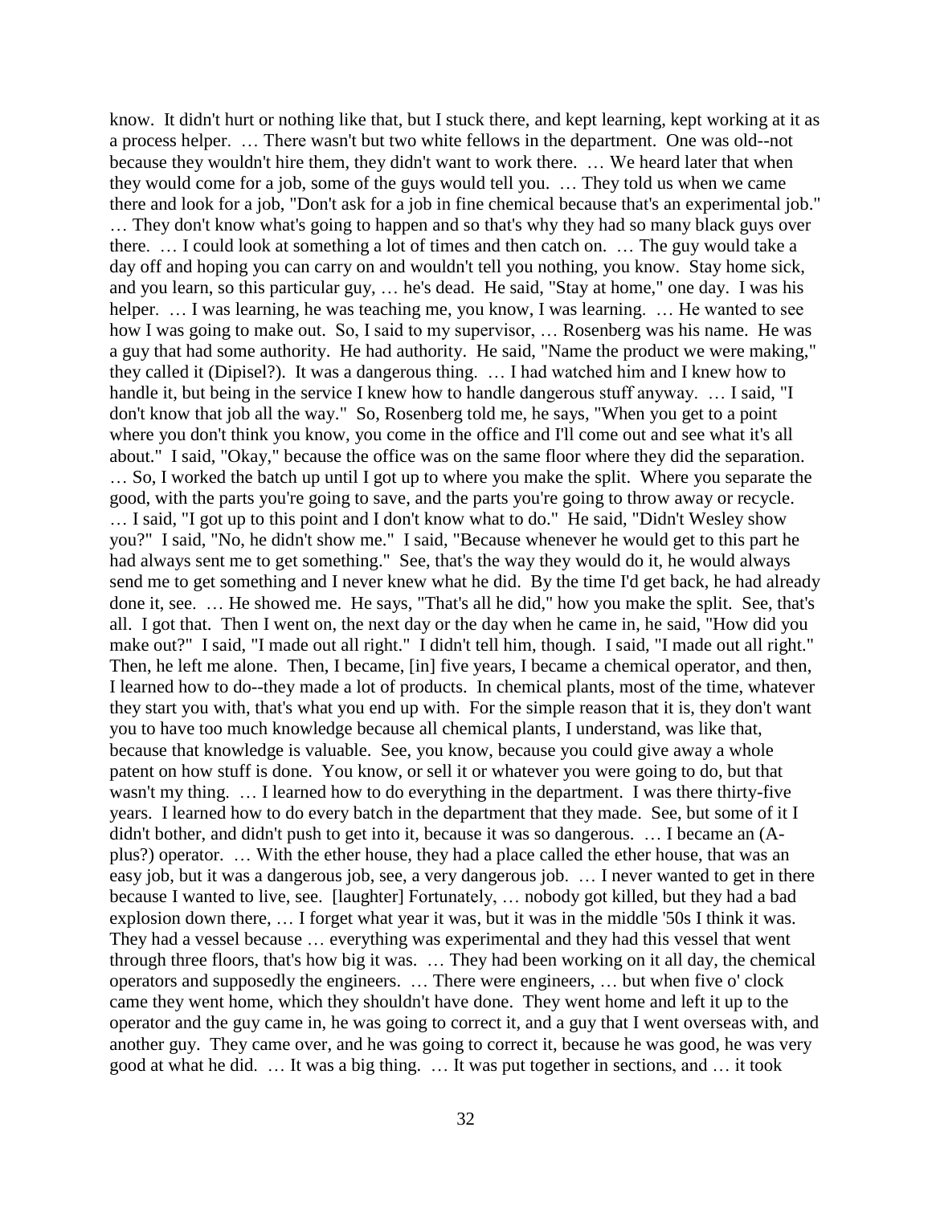know. It didn't hurt or nothing like that, but I stuck there, and kept learning, kept working at it as a process helper. … There wasn't but two white fellows in the department. One was old--not because they wouldn't hire them, they didn't want to work there. … We heard later that when they would come for a job, some of the guys would tell you. … They told us when we came there and look for a job, "Don't ask for a job in fine chemical because that's an experimental job." … They don't know what's going to happen and so that's why they had so many black guys over there. … I could look at something a lot of times and then catch on. … The guy would take a day off and hoping you can carry on and wouldn't tell you nothing, you know. Stay home sick, and you learn, so this particular guy, … he's dead. He said, "Stay at home," one day. I was his helper. … I was learning, he was teaching me, you know, I was learning. … He wanted to see how I was going to make out. So, I said to my supervisor, … Rosenberg was his name. He was a guy that had some authority. He had authority. He said, "Name the product we were making," they called it (Dipisel?). It was a dangerous thing. … I had watched him and I knew how to handle it, but being in the service I knew how to handle dangerous stuff anyway. … I said, "I don't know that job all the way." So, Rosenberg told me, he says, "When you get to a point where you don't think you know, you come in the office and I'll come out and see what it's all about." I said, "Okay," because the office was on the same floor where they did the separation. … So, I worked the batch up until I got up to where you make the split. Where you separate the good, with the parts you're going to save, and the parts you're going to throw away or recycle. … I said, "I got up to this point and I don't know what to do." He said, "Didn't Wesley show you?" I said, "No, he didn't show me." I said, "Because whenever he would get to this part he had always sent me to get something." See, that's the way they would do it, he would always send me to get something and I never knew what he did. By the time I'd get back, he had already done it, see. … He showed me. He says, "That's all he did," how you make the split. See, that's all. I got that. Then I went on, the next day or the day when he came in, he said, "How did you make out?" I said, "I made out all right." I didn't tell him, though. I said, "I made out all right." Then, he left me alone. Then, I became, [in] five years, I became a chemical operator, and then, I learned how to do--they made a lot of products. In chemical plants, most of the time, whatever they start you with, that's what you end up with. For the simple reason that it is, they don't want you to have too much knowledge because all chemical plants, I understand, was like that, because that knowledge is valuable. See, you know, because you could give away a whole patent on how stuff is done. You know, or sell it or whatever you were going to do, but that wasn't my thing. … I learned how to do everything in the department. I was there thirty-five years. I learned how to do every batch in the department that they made. See, but some of it I didn't bother, and didn't push to get into it, because it was so dangerous. … I became an (A-plus?) operator. … With the ether house, they had a place called the ether house, that was an easy job, but it was a dangerous job, see, a very dangerous job. … I never wanted to get in there because I wanted to live, see. [laughter] Fortunately, … nobody got killed, but they had a bad explosion down there, … I forget what year it was, but it was in the middle '50s I think it was. They had a vessel because … everything was experimental and they had this vessel that went through three floors, that's how big it was. … They had been working on it all day, the chemical operators and supposedly the engineers. … There were engineers, … but when five o' clock came they went home, which they shouldn't have done. They went home and left it up to the operator and the guy came in, he was going to correct it, and a guy that I went overseas with, and another guy. They came over, and he was going to correct it, because he was good, he was very good at what he did. … It was a big thing. … It was put together in sections, and … it took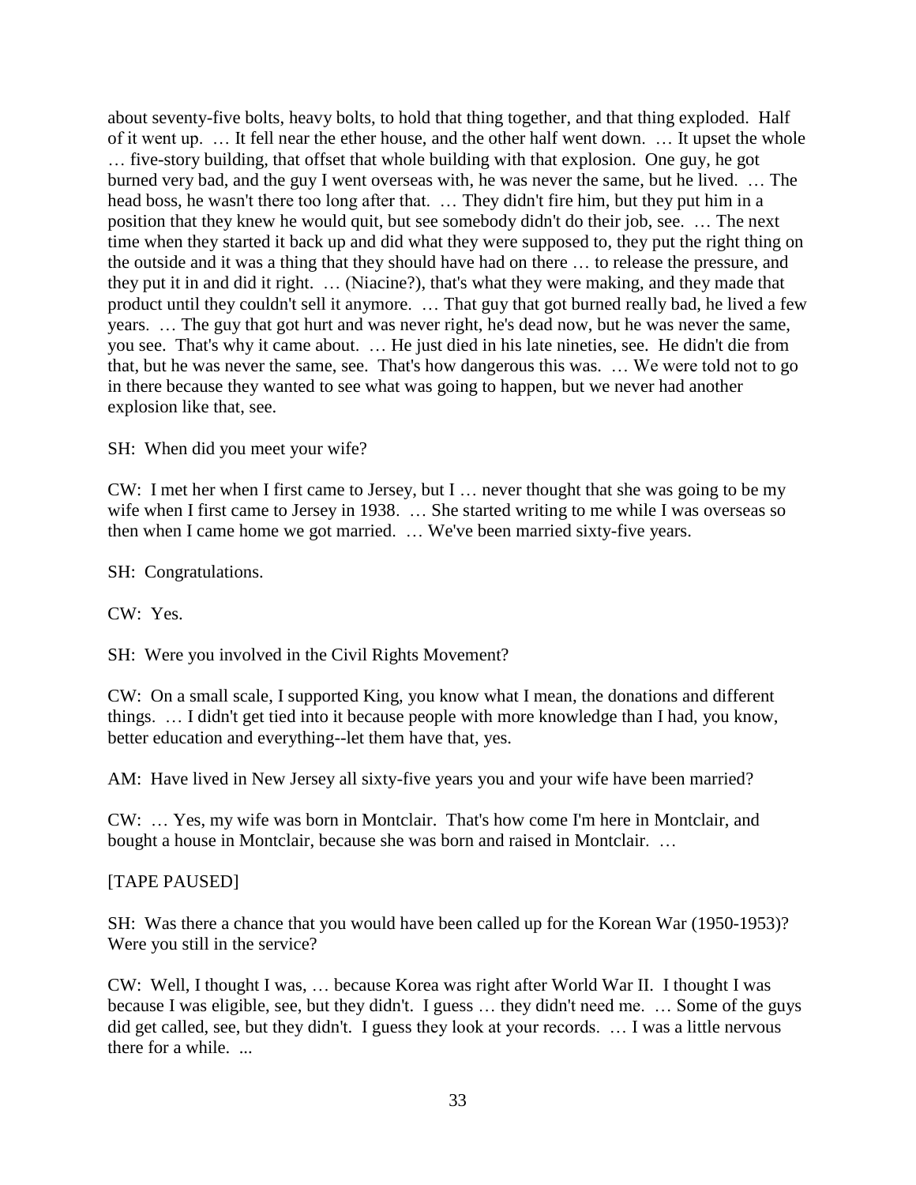about seventy-five bolts, heavy bolts, to hold that thing together, and that thing exploded. Half of it went up. … It fell near the ether house, and the other half went down. … It upset the whole … five-story building, that offset that whole building with that explosion. One guy, he got burned very bad, and the guy I went overseas with, he was never the same, but he lived. … The head boss, he wasn't there too long after that. … They didn't fire him, but they put him in a position that they knew he would quit, but see somebody didn't do their job, see. … The next time when they started it back up and did what they were supposed to, they put the right thing on the outside and it was a thing that they should have had on there … to release the pressure, and they put it in and did it right. … (Niacine?), that's what they were making, and they made that product until they couldn't sell it anymore. … That guy that got burned really bad, he lived a few years. … The guy that got hurt and was never right, he's dead now, but he was never the same, you see. That's why it came about. … He just died in his late nineties, see. He didn't die from that, but he was never the same, see. That's how dangerous this was. … We were told not to go in there because they wanted to see what was going to happen, but we never had another explosion like that, see.

SH: When did you meet your wife?

CW: I met her when I first came to Jersey, but I … never thought that she was going to be my wife when I first came to Jersey in 1938. … She started writing to me while I was overseas so then when I came home we got married. … We've been married sixty-five years.

SH: Congratulations.

CW: Yes.

SH: Were you involved in the Civil Rights Movement?

CW: On a small scale, I supported King, you know what I mean, the donations and different things. … I didn't get tied into it because people with more knowledge than I had, you know, better education and everything--let them have that, yes.

AM: Have lived in New Jersey all sixty-five years you and your wife have been married?

CW: … Yes, my wife was born in Montclair. That's how come I'm here in Montclair, and bought a house in Montclair, because she was born and raised in Montclair. …

[TAPE PAUSED]

SH: Was there a chance that you would have been called up for the Korean War (1950-1953)? Were you still in the service?

CW: Well, I thought I was, … because Korea was right after World War II. I thought I was because I was eligible, see, but they didn't. I guess … they didn't need me. … Some of the guys did get called, see, but they didn't. I guess they look at your records. … I was a little nervous there for a while. ...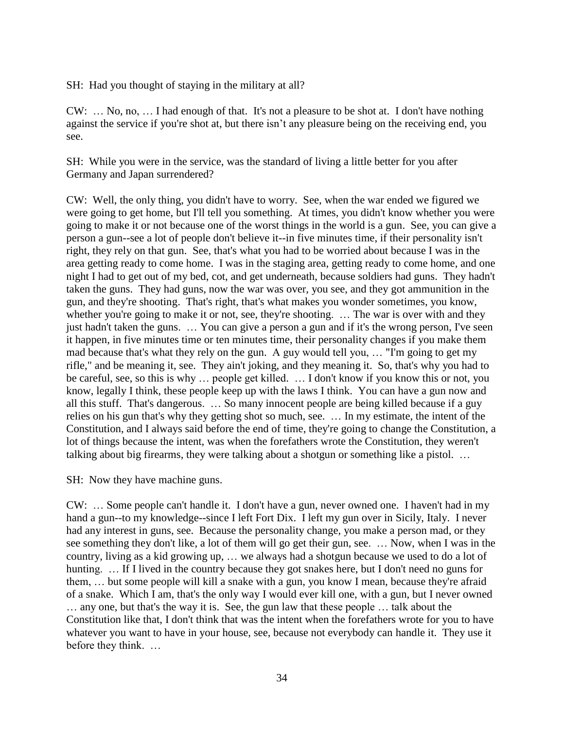SH: Had you thought of staying in the military at all?

CW: … No, no, … I had enough of that. It's not a pleasure to be shot at. I don't have nothing against the service if you're shot at, but there isn't any pleasure being on the receiving end, you see.

SH: While you were in the service, was the standard of living a little better for you after Germany and Japan surrendered?

CW: Well, the only thing, you didn't have to worry. See, when the war ended we figured we were going to get home, but I'll tell you something. At times, you didn't know whether you were going to make it or not because one of the worst things in the world is a gun. See, you can give a person a gun--see a lot of people don't believe it--in five minutes time, if their personality isn't right, they rely on that gun. See, that's what you had to be worried about because I was in the area getting ready to come home. I was in the staging area, getting ready to come home, and one night I had to get out of my bed, cot, and get underneath, because soldiers had guns. They hadn't taken the guns. They had guns, now the war was over, you see, and they got ammunition in the gun, and they're shooting. That's right, that's what makes you wonder sometimes, you know, whether you're going to make it or not, see, they're shooting. … The war is over with and they just hadn't taken the guns. … You can give a person a gun and if it's the wrong person, I've seen it happen, in five minutes time or ten minutes time, their personality changes if you make them mad because that's what they rely on the gun. A guy would tell you, … "I'm going to get my rifle," and be meaning it, see. They ain't joking, and they meaning it. So, that's why you had to be careful, see, so this is why … people get killed. … I don't know if you know this or not, you know, legally I think, these people keep up with the laws I think. You can have a gun now and all this stuff. That's dangerous. … So many innocent people are being killed because if a guy relies on his gun that's why they getting shot so much, see. … In my estimate, the intent of the Constitution, and I always said before the end of time, they're going to change the Constitution, a lot of things because the intent, was when the forefathers wrote the Constitution, they weren't talking about big firearms, they were talking about a shotgun or something like a pistol. …

SH: Now they have machine guns.

CW: … Some people can't handle it. I don't have a gun, never owned one. I haven't had in my hand a gun--to my knowledge--since I left Fort Dix. I left my gun over in Sicily, Italy. I never had any interest in guns, see. Because the personality change, you make a person mad, or they see something they don't like, a lot of them will go get their gun, see. … Now, when I was in the country, living as a kid growing up, … we always had a shotgun because we used to do a lot of hunting. … If I lived in the country because they got snakes here, but I don't need no guns for them, … but some people will kill a snake with a gun, you know I mean, because they're afraid of a snake. Which I am, that's the only way I would ever kill one, with a gun, but I never owned … any one, but that's the way it is. See, the gun law that these people … talk about the Constitution like that, I don't think that was the intent when the forefathers wrote for you to have whatever you want to have in your house, see, because not everybody can handle it. They use it before they think. …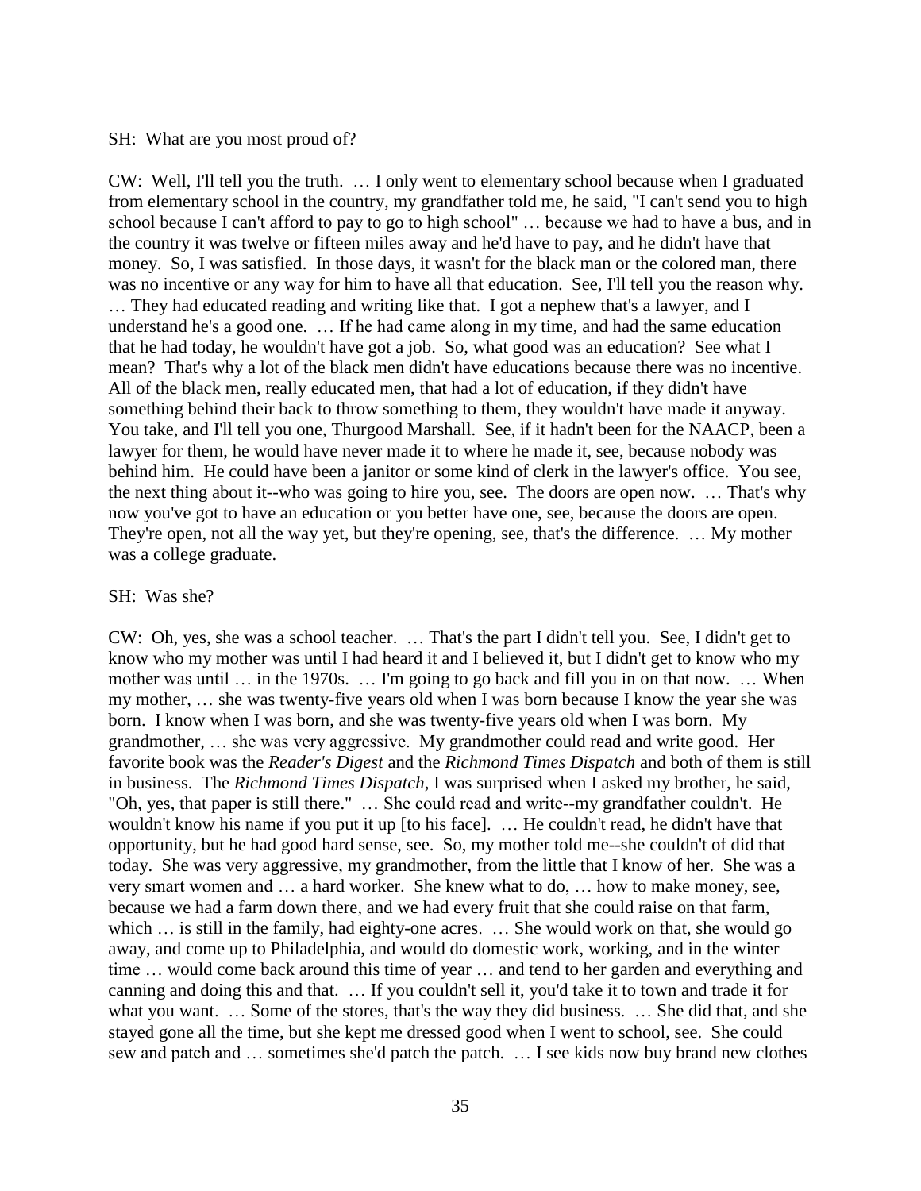SH: What are you most proud of?

CW: Well, I'll tell you the truth. … I only went to elementary school because when I graduated from elementary school in the country, my grandfather told me, he said, "I can't send you to high school because I can't afford to pay to go to high school" … because we had to have a bus, and in the country it was twelve or fifteen miles away and he'd have to pay, and he didn't have that money. So, I was satisfied. In those days, it wasn't for the black man or the colored man, there was no incentive or any way for him to have all that education. See, I'll tell you the reason why. … They had educated reading and writing like that. I got a nephew that's a lawyer, and I understand he's a good one. … If he had came along in my time, and had the same education that he had today, he wouldn't have got a job. So, what good was an education? See what I mean? That's why a lot of the black men didn't have educations because there was no incentive. All of the black men, really educated men, that had a lot of education, if they didn't have something behind their back to throw something to them, they wouldn't have made it anyway. You take, and I'll tell you one, Thurgood Marshall. See, if it hadn't been for the NAACP, been a lawyer for them, he would have never made it to where he made it, see, because nobody was behind him. He could have been a janitor or some kind of clerk in the lawyer's office. You see, the next thing about it--who was going to hire you, see. The doors are open now. … That's why now you've got to have an education or you better have one, see, because the doors are open. They're open, not all the way yet, but they're opening, see, that's the difference. … My mother was a college graduate.

SH: Was she?

CW: Oh, yes, she was a school teacher. … That's the part I didn't tell you. See, I didn't get to know who my mother was until I had heard it and I believed it, but I didn't get to know who my mother was until … in the 1970s. … I'm going to go back and fill you in on that now. … When my mother, … she was twenty-five years old when I was born because I know the year she was born. I know when I was born, and she was twenty-five years old when I was born. My grandmother, … she was very aggressive. My grandmother could read and write good. Her favorite book was the *Reader's Digest* and the *Richmond Times Dispatch* and both of them is still in business. The *Richmond Times Dispatch*, I was surprised when I asked my brother, he said, "Oh, yes, that paper is still there." … She could read and write--my grandfather couldn't. He wouldn't know his name if you put it up [to his face]. … He couldn't read, he didn't have that opportunity, but he had good hard sense, see. So, my mother told me--she couldn't of did that today. She was very aggressive, my grandmother, from the little that I know of her. She was a very smart women and … a hard worker. She knew what to do, … how to make money, see, because we had a farm down there, and we had every fruit that she could raise on that farm, which … is still in the family, had eighty-one acres. … She would work on that, she would go away, and come up to Philadelphia, and would do domestic work, working, and in the winter time … would come back around this time of year … and tend to her garden and everything and canning and doing this and that. … If you couldn't sell it, you'd take it to town and trade it for what you want. … Some of the stores, that's the way they did business. … She did that, and she stayed gone all the time, but she kept me dressed good when I went to school, see. She could sew and patch and … sometimes she'd patch the patch. … I see kids now buy brand new clothes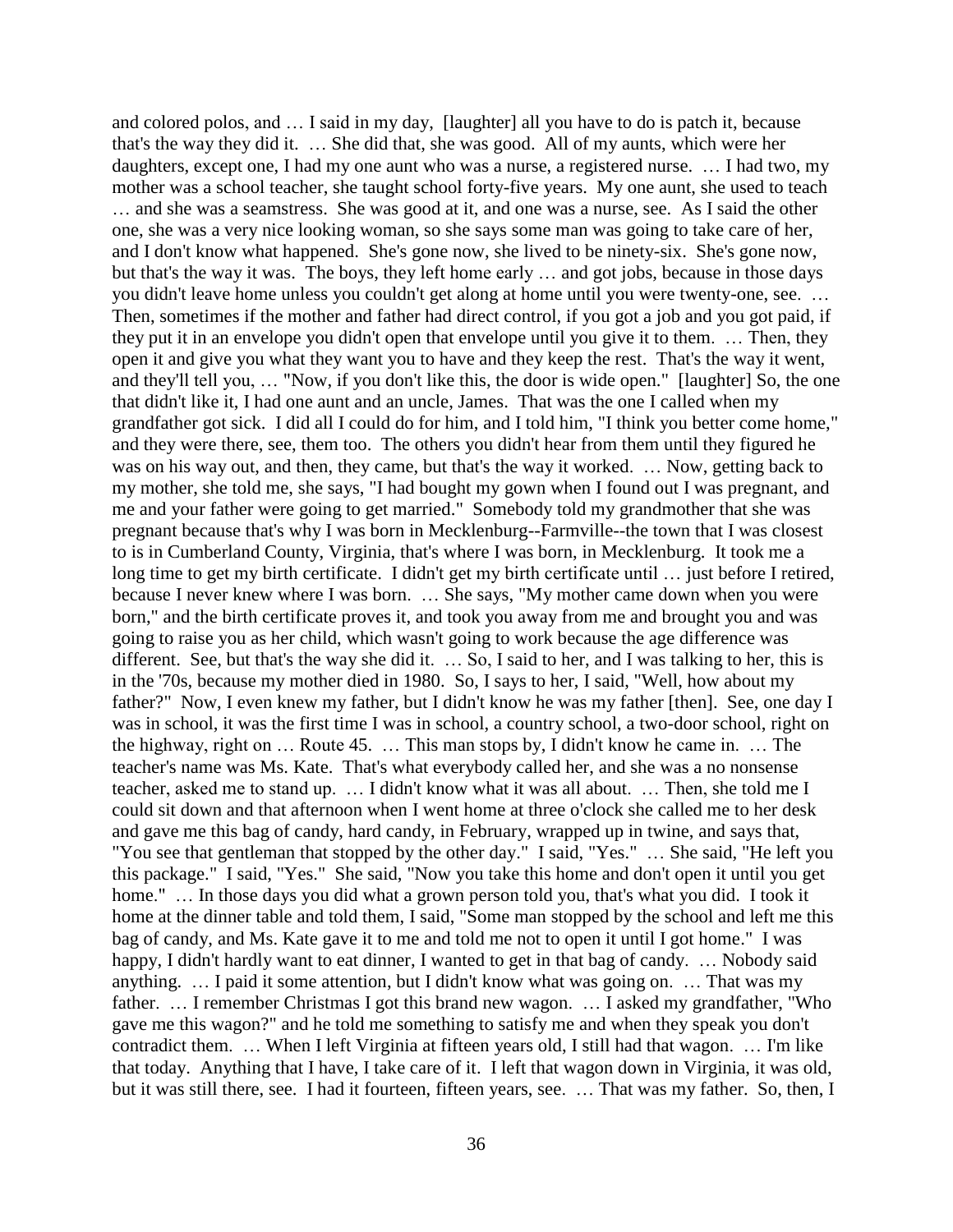and colored polos, and … I said in my day, [laughter] all you have to do is patch it, because that's the way they did it. … She did that, she was good. All of my aunts, which were her daughters, except one, I had my one aunt who was a nurse, a registered nurse. … I had two, my mother was a school teacher, she taught school forty-five years. My one aunt, she used to teach … and she was a seamstress. She was good at it, and one was a nurse, see. As I said the other one, she was a very nice looking woman, so she says some man was going to take care of her, and I don't know what happened. She's gone now, she lived to be ninety-six. She's gone now, but that's the way it was. The boys, they left home early … and got jobs, because in those days you didn't leave home unless you couldn't get along at home until you were twenty-one, see. … Then, sometimes if the mother and father had direct control, if you got a job and you got paid, if they put it in an envelope you didn't open that envelope until you give it to them. … Then, they open it and give you what they want you to have and they keep the rest. That's the way it went, and they'll tell you, … "Now, if you don't like this, the door is wide open." [laughter] So, the one that didn't like it, I had one aunt and an uncle, James. That was the one I called when my grandfather got sick. I did all I could do for him, and I told him, "I think you better come home," and they were there, see, them too. The others you didn't hear from them until they figured he was on his way out, and then, they came, but that's the way it worked. … Now, getting back to my mother, she told me, she says, "I had bought my gown when I found out I was pregnant, and me and your father were going to get married." Somebody told my grandmother that she was pregnant because that's why I was born in Mecklenburg--Farmville--the town that I was closest to is in Cumberland County, Virginia, that's where I was born, in Mecklenburg. It took me a long time to get my birth certificate. I didn't get my birth certificate until … just before I retired, because I never knew where I was born. … She says, "My mother came down when you were born," and the birth certificate proves it, and took you away from me and brought you and was going to raise you as her child, which wasn't going to work because the age difference was different. See, but that's the way she did it. … So, I said to her, and I was talking to her, this is in the '70s, because my mother died in 1980. So, I says to her, I said, "Well, how about my father?" Now, I even knew my father, but I didn't know he was my father [then]. See, one day I was in school, it was the first time I was in school, a country school, a two-door school, right on the highway, right on … Route 45. … This man stops by, I didn't know he came in. … The teacher's name was Ms. Kate. That's what everybody called her, and she was a no nonsense teacher, asked me to stand up. … I didn't know what it was all about. … Then, she told me I could sit down and that afternoon when I went home at three o'clock she called me to her desk and gave me this bag of candy, hard candy, in February, wrapped up in twine, and says that, "You see that gentleman that stopped by the other day." I said, "Yes." … She said, "He left you this package." I said, "Yes." She said, "Now you take this home and don't open it until you get home." … In those days you did what a grown person told you, that's what you did. I took it home at the dinner table and told them, I said, "Some man stopped by the school and left me this bag of candy, and Ms. Kate gave it to me and told me not to open it until I got home." I was happy, I didn't hardly want to eat dinner, I wanted to get in that bag of candy. … Nobody said anything. … I paid it some attention, but I didn't know what was going on. … That was my father. … I remember Christmas I got this brand new wagon. … I asked my grandfather, "Who gave me this wagon?" and he told me something to satisfy me and when they speak you don't contradict them. … When I left Virginia at fifteen years old, I still had that wagon. … I'm like that today. Anything that I have, I take care of it. I left that wagon down in Virginia, it was old, but it was still there, see. I had it fourteen, fifteen years, see. … That was my father. So, then, I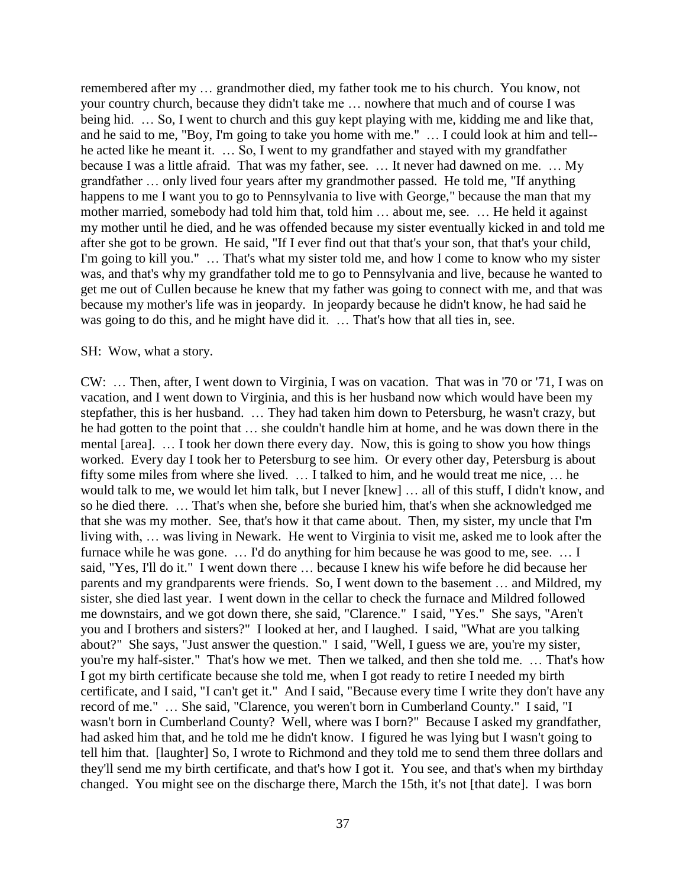remembered after my … grandmother died, my father took me to his church. You know, not your country church, because they didn't take me … nowhere that much and of course I was being hid. … So, I went to church and this guy kept playing with me, kidding me and like that, and he said to me, "Boy, I'm going to take you home with me." … I could look at him and tell--he acted like he meant it. … So, I went to my grandfather and stayed with my grandfather because I was a little afraid. That was my father, see. … It never had dawned on me. … My grandfather … only lived four years after my grandmother passed. He told me, "If anything happens to me I want you to go to Pennsylvania to live with George," because the man that my mother married, somebody had told him that, told him … about me, see. … He held it against my mother until he died, and he was offended because my sister eventually kicked in and told me after she got to be grown. He said, "If I ever find out that that's your son, that that's your child, I'm going to kill you." … That's what my sister told me, and how I come to know who my sister was, and that's why my grandfather told me to go to Pennsylvania and live, because he wanted to get me out of Cullen because he knew that my father was going to connect with me, and that was because my mother's life was in jeopardy. In jeopardy because he didn't know, he had said he was going to do this, and he might have did it. … That's how that all ties in, see.

SH: Wow, what a story.

CW: … Then, after, I went down to Virginia, I was on vacation. That was in '70 or '71, I was on vacation, and I went down to Virginia, and this is her husband now which would have been my stepfather, this is her husband. … They had taken him down to Petersburg, he wasn't crazy, but he had gotten to the point that … she couldn't handle him at home, and he was down there in the mental [area]. … I took her down there every day. Now, this is going to show you how things worked. Every day I took her to Petersburg to see him. Or every other day, Petersburg is about fifty some miles from where she lived. … I talked to him, and he would treat me nice, … he would talk to me, we would let him talk, but I never [knew] … all of this stuff, I didn't know, and so he died there. … That's when she, before she buried him, that's when she acknowledged me that she was my mother. See, that's how it that came about. Then, my sister, my uncle that I'm living with, … was living in Newark. He went to Virginia to visit me, asked me to look after the furnace while he was gone. … I'd do anything for him because he was good to me, see. … I said, "Yes, I'll do it." I went down there … because I knew his wife before he did because her parents and my grandparents were friends. So, I went down to the basement … and Mildred, my sister, she died last year. I went down in the cellar to check the furnace and Mildred followed me downstairs, and we got down there, she said, "Clarence." I said, "Yes." She says, "Aren't you and I brothers and sisters?" I looked at her, and I laughed. I said, "What are you talking about?" She says, "Just answer the question." I said, "Well, I guess we are, you're my sister, you're my half-sister." That's how we met. Then we talked, and then she told me. … That's how I got my birth certificate because she told me, when I got ready to retire I needed my birth certificate, and I said, "I can't get it." And I said, "Because every time I write they don't have any record of me." … She said, "Clarence, you weren't born in Cumberland County." I said, "I wasn't born in Cumberland County? Well, where was I born?" Because I asked my grandfather, had asked him that, and he told me he didn't know. I figured he was lying but I wasn't going to tell him that. [laughter] So, I wrote to Richmond and they told me to send them three dollars and they'll send me my birth certificate, and that's how I got it. You see, and that's when my birthday changed. You might see on the discharge there, March the 15th, it's not [that date]. I was born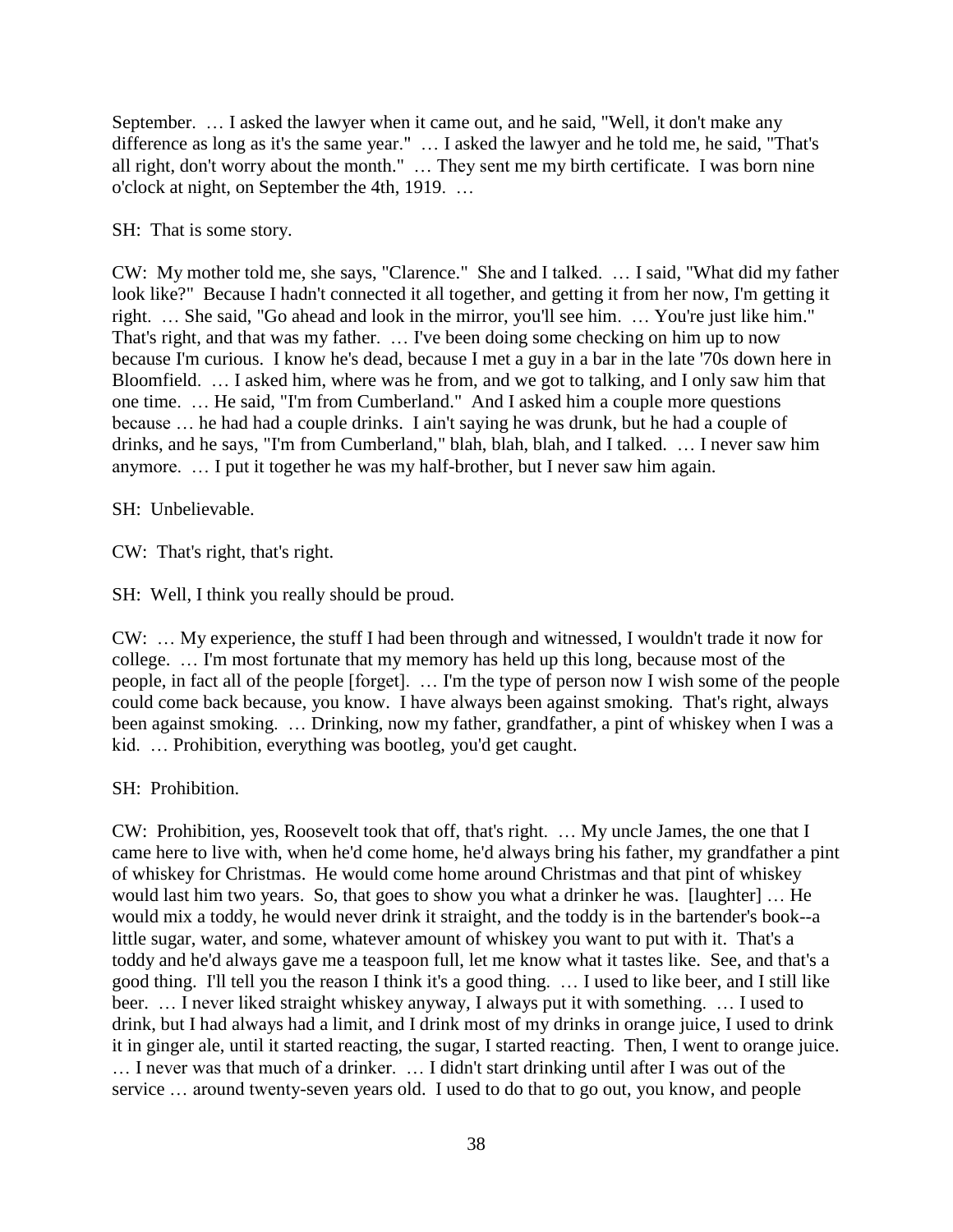September. … I asked the lawyer when it came out, and he said, "Well, it don't make any difference as long as it's the same year." … I asked the lawyer and he told me, he said, "That's all right, don't worry about the month." … They sent me my birth certificate. I was born nine o'clock at night, on September the 4th, 1919. …

SH: That is some story.

CW: My mother told me, she says, "Clarence." She and I talked. … I said, "What did my father look like?" Because I hadn't connected it all together, and getting it from her now, I'm getting it right. … She said, "Go ahead and look in the mirror, you'll see him. … You're just like him." That's right, and that was my father. … I've been doing some checking on him up to now because I'm curious. I know he's dead, because I met a guy in a bar in the late '70s down here in Bloomfield. … I asked him, where was he from, and we got to talking, and I only saw him that one time. … He said, "I'm from Cumberland." And I asked him a couple more questions because … he had had a couple drinks. I ain't saying he was drunk, but he had a couple of drinks, and he says, "I'm from Cumberland," blah, blah, blah, and I talked. … I never saw him anymore. … I put it together he was my half-brother, but I never saw him again.

SH: Unbelievable.

CW: That's right, that's right.

SH: Well, I think you really should be proud.

CW: … My experience, the stuff I had been through and witnessed, I wouldn't trade it now for college. … I'm most fortunate that my memory has held up this long, because most of the people, in fact all of the people [forget]. … I'm the type of person now I wish some of the people could come back because, you know. I have always been against smoking. That's right, always been against smoking. … Drinking, now my father, grandfather, a pint of whiskey when I was a kid. … Prohibition, everything was bootleg, you'd get caught.

SH: Prohibition.

CW: Prohibition, yes, Roosevelt took that off, that's right. … My uncle James, the one that I came here to live with, when he'd come home, he'd always bring his father, my grandfather a pint of whiskey for Christmas. He would come home around Christmas and that pint of whiskey would last him two years. So, that goes to show you what a drinker he was. [laughter] … He would mix a toddy, he would never drink it straight, and the toddy is in the bartender's book--a little sugar, water, and some, whatever amount of whiskey you want to put with it. That's a toddy and he'd always gave me a teaspoon full, let me know what it tastes like. See, and that's a good thing. I'll tell you the reason I think it's a good thing. … I used to like beer, and I still like beer. … I never liked straight whiskey anyway, I always put it with something. … I used to drink, but I had always had a limit, and I drink most of my drinks in orange juice, I used to drink it in ginger ale, until it started reacting, the sugar, I started reacting. Then, I went to orange juice. … I never was that much of a drinker. … I didn't start drinking until after I was out of the service … around twenty-seven years old. I used to do that to go out, you know, and people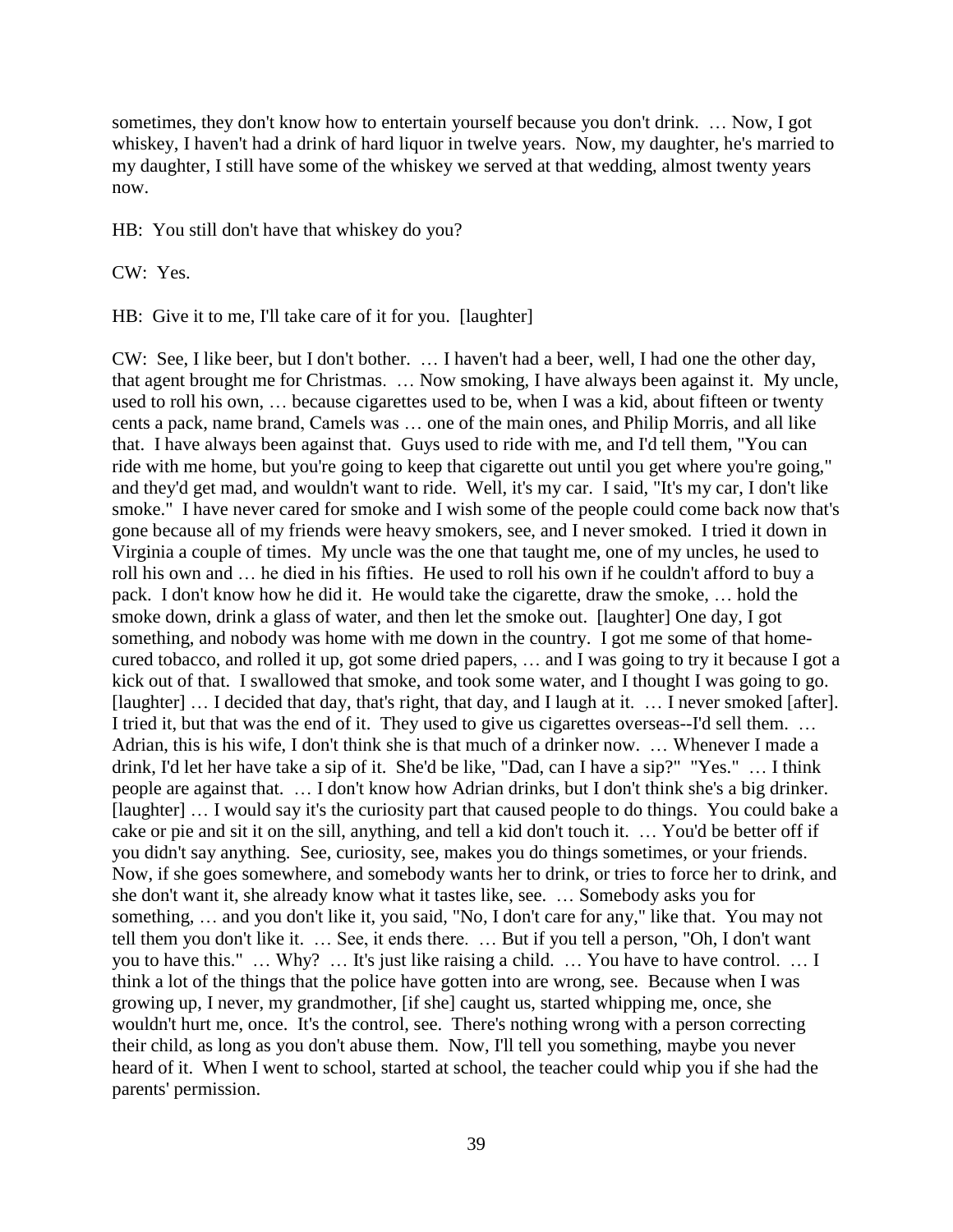sometimes, they don't know how to entertain yourself because you don't drink. … Now, I got whiskey, I haven't had a drink of hard liquor in twelve years. Now, my daughter, he's married to my daughter, I still have some of the whiskey we served at that wedding, almost twenty years now.

HB: You still don't have that whiskey do you?

CW: Yes.

HB: Give it to me, I'll take care of it for you. [laughter]

CW: See, I like beer, but I don't bother. … I haven't had a beer, well, I had one the other day, that agent brought me for Christmas. … Now smoking, I have always been against it. My uncle, used to roll his own, … because cigarettes used to be, when I was a kid, about fifteen or twenty cents a pack, name brand, Camels was … one of the main ones, and Philip Morris, and all like that. I have always been against that. Guys used to ride with me, and I'd tell them, "You can ride with me home, but you're going to keep that cigarette out until you get where you're going," and they'd get mad, and wouldn't want to ride. Well, it's my car. I said, "It's my car, I don't like smoke." I have never cared for smoke and I wish some of the people could come back now that's gone because all of my friends were heavy smokers, see, and I never smoked. I tried it down in Virginia a couple of times. My uncle was the one that taught me, one of my uncles, he used to roll his own and … he died in his fifties. He used to roll his own if he couldn't afford to buy a pack. I don't know how he did it. He would take the cigarette, draw the smoke, … hold the smoke down, drink a glass of water, and then let the smoke out. [laughter] One day, I got something, and nobody was home with me down in the country. I got me some of that home-cured tobacco, and rolled it up, got some dried papers, … and I was going to try it because I got a kick out of that. I swallowed that smoke, and took some water, and I thought I was going to go. [laughter] … I decided that day, that's right, that day, and I laugh at it. … I never smoked [after]. I tried it, but that was the end of it. They used to give us cigarettes overseas--I'd sell them. … Adrian, this is his wife, I don't think she is that much of a drinker now. … Whenever I made a drink, I'd let her have take a sip of it. She'd be like, "Dad, can I have a sip?" "Yes." … I think people are against that. … I don't know how Adrian drinks, but I don't think she's a big drinker. [laughter] … I would say it's the curiosity part that caused people to do things. You could bake a cake or pie and sit it on the sill, anything, and tell a kid don't touch it. … You'd be better off if you didn't say anything. See, curiosity, see, makes you do things sometimes, or your friends. Now, if she goes somewhere, and somebody wants her to drink, or tries to force her to drink, and she don't want it, she already know what it tastes like, see. … Somebody asks you for something, … and you don't like it, you said, "No, I don't care for any," like that. You may not tell them you don't like it. … See, it ends there. … But if you tell a person, "Oh, I don't want you to have this." … Why? … It's just like raising a child. … You have to have control. … I think a lot of the things that the police have gotten into are wrong, see. Because when I was growing up, I never, my grandmother, [if she] caught us, started whipping me, once, she wouldn't hurt me, once. It's the control, see. There's nothing wrong with a person correcting their child, as long as you don't abuse them. Now, I'll tell you something, maybe you never heard of it. When I went to school, started at school, the teacher could whip you if she had the parents' permission.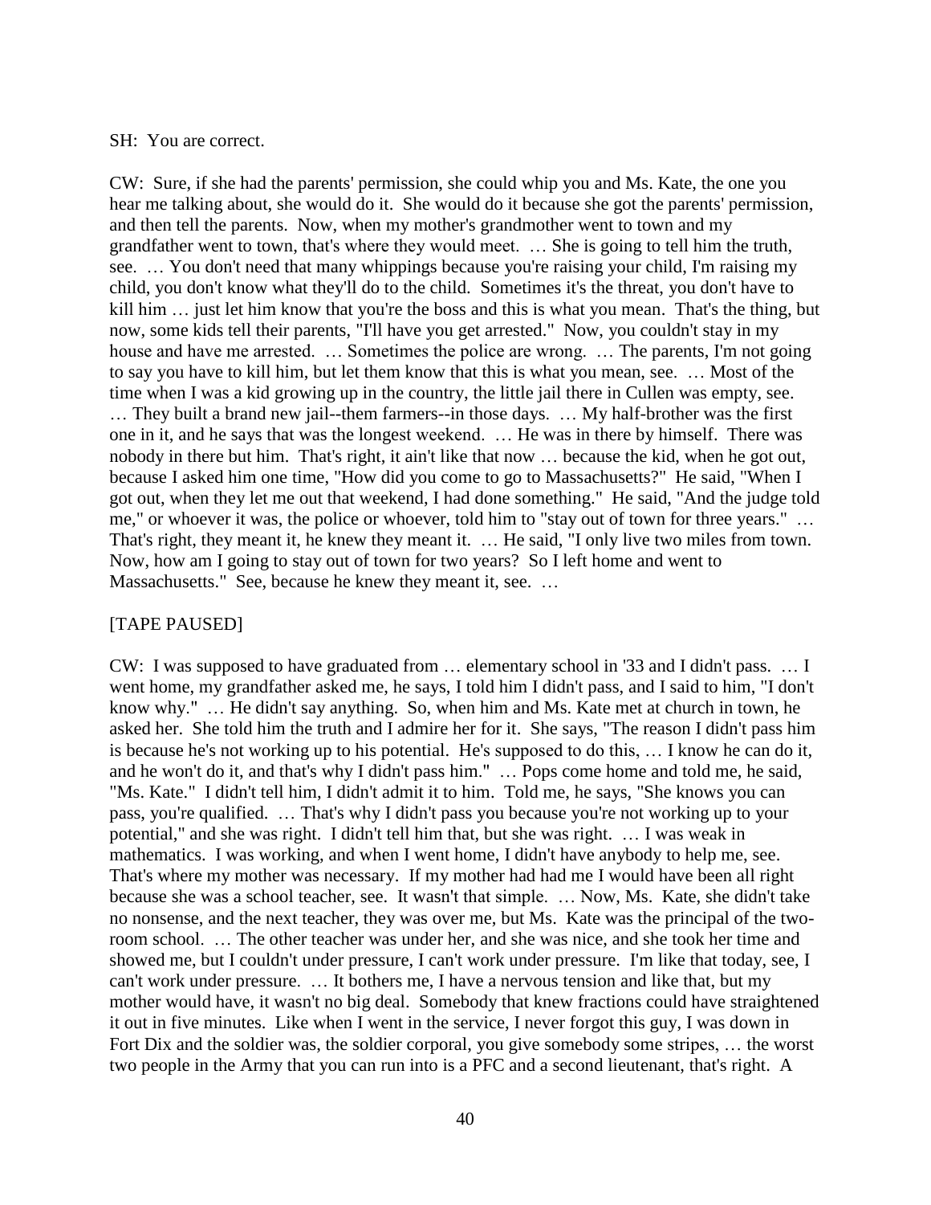SH: You are correct.

CW: Sure, if she had the parents' permission, she could whip you and Ms. Kate, the one you hear me talking about, she would do it. She would do it because she got the parents' permission, and then tell the parents. Now, when my mother's grandmother went to town and my grandfather went to town, that's where they would meet. … She is going to tell him the truth, see. … You don't need that many whippings because you're raising your child, I'm raising my child, you don't know what they'll do to the child. Sometimes it's the threat, you don't have to kill him … just let him know that you're the boss and this is what you mean. That's the thing, but now, some kids tell their parents, "I'll have you get arrested." Now, you couldn't stay in my house and have me arrested. … Sometimes the police are wrong. … The parents, I'm not going to say you have to kill him, but let them know that this is what you mean, see. … Most of the time when I was a kid growing up in the country, the little jail there in Cullen was empty, see. … They built a brand new jail--them farmers--in those days. … My half-brother was the first one in it, and he says that was the longest weekend. … He was in there by himself. There was nobody in there but him. That's right, it ain't like that now … because the kid, when he got out, because I asked him one time, "How did you come to go to Massachusetts?" He said, "When I got out, when they let me out that weekend, I had done something." He said, "And the judge told me," or whoever it was, the police or whoever, told him to "stay out of town for three years." … That's right, they meant it, he knew they meant it. … He said, "I only live two miles from town. Now, how am I going to stay out of town for two years? So I left home and went to Massachusetts." See, because he knew they meant it, see. …

[TAPE PAUSED]

CW: I was supposed to have graduated from … elementary school in '33 and I didn't pass. … I went home, my grandfather asked me, he says, I told him I didn't pass, and I said to him, "I don't know why." … He didn't say anything. So, when him and Ms. Kate met at church in town, he asked her. She told him the truth and I admire her for it. She says, "The reason I didn't pass him is because he's not working up to his potential. He's supposed to do this, … I know he can do it, and he won't do it, and that's why I didn't pass him." … Pops come home and told me, he said, "Ms. Kate." I didn't tell him, I didn't admit it to him. Told me, he says, "She knows you can pass, you're qualified. … That's why I didn't pass you because you're not working up to your potential," and she was right. I didn't tell him that, but she was right. … I was weak in mathematics. I was working, and when I went home, I didn't have anybody to help me, see. That's where my mother was necessary. If my mother had had me I would have been all right because she was a school teacher, see. It wasn't that simple. … Now, Ms. Kate, she didn't take no nonsense, and the next teacher, they was over me, but Ms. Kate was the principal of the two-room school. … The other teacher was under her, and she was nice, and she took her time and showed me, but I couldn't under pressure, I can't work under pressure. I'm like that today, see, I can't work under pressure. … It bothers me, I have a nervous tension and like that, but my mother would have, it wasn't no big deal. Somebody that knew fractions could have straightened it out in five minutes. Like when I went in the service, I never forgot this guy, I was down in Fort Dix and the soldier was, the soldier corporal, you give somebody some stripes, … the worst two people in the Army that you can run into is a PFC and a second lieutenant, that's right. A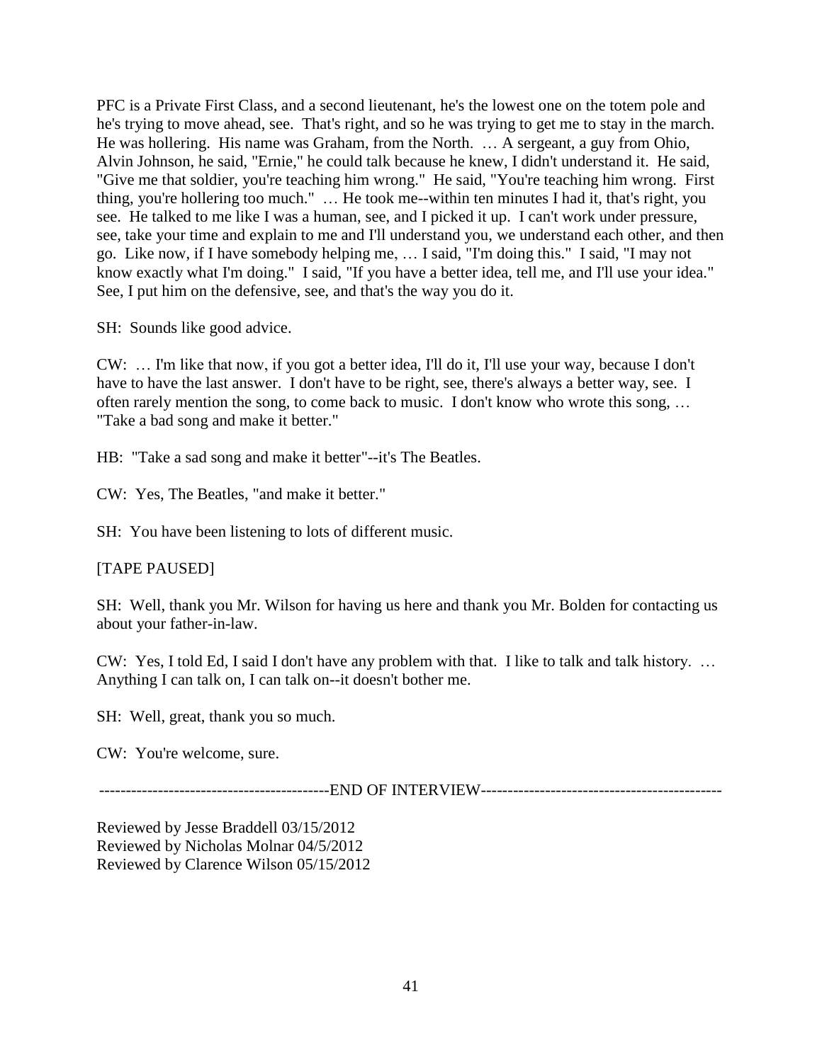PFC is a Private First Class, and a second lieutenant, he's the lowest one on the totem pole and he's trying to move ahead, see. That's right, and so he was trying to get me to stay in the march. He was hollering. His name was Graham, from the North. … A sergeant, a guy from Ohio, Alvin Johnson, he said, "Ernie," he could talk because he knew, I didn't understand it. He said, "Give me that soldier, you're teaching him wrong." He said, "You're teaching him wrong. First thing, you're hollering too much." … He took me--within ten minutes I had it, that's right, you see. He talked to me like I was a human, see, and I picked it up. I can't work under pressure, see, take your time and explain to me and I'll understand you, we understand each other, and then go. Like now, if I have somebody helping me, … I said, "I'm doing this." I said, "I may not know exactly what I'm doing." I said, "If you have a better idea, tell me, and I'll use your idea." See, I put him on the defensive, see, and that's the way you do it.

SH: Sounds like good advice.

CW: … I'm like that now, if you got a better idea, I'll do it, I'll use your way, because I don't have to have the last answer. I don't have to be right, see, there's always a better way, see. I often rarely mention the song, to come back to music. I don't know who wrote this song, … "Take a bad song and make it better."

HB: "Take a sad song and make it better"--it's The Beatles.

CW: Yes, The Beatles, "and make it better."

SH: You have been listening to lots of different music.

[TAPE PAUSED]

SH: Well, thank you Mr. Wilson for having us here and thank you Mr. Bolden for contacting us about your father-in-law.

CW: Yes, I told Ed, I said I don't have any problem with that. I like to talk and talk history. … Anything I can talk on, I can talk on--it doesn't bother me.

SH: Well, great, thank you so much.

CW: You're welcome, sure.

------------------------------------------END OF INTERVIEW--------------------------------------------

Reviewed by Jesse Braddell 03/15/2012
Reviewed by Nicholas Molnar 04/5/2012
Reviewed by Clarence Wilson 05/15/2012